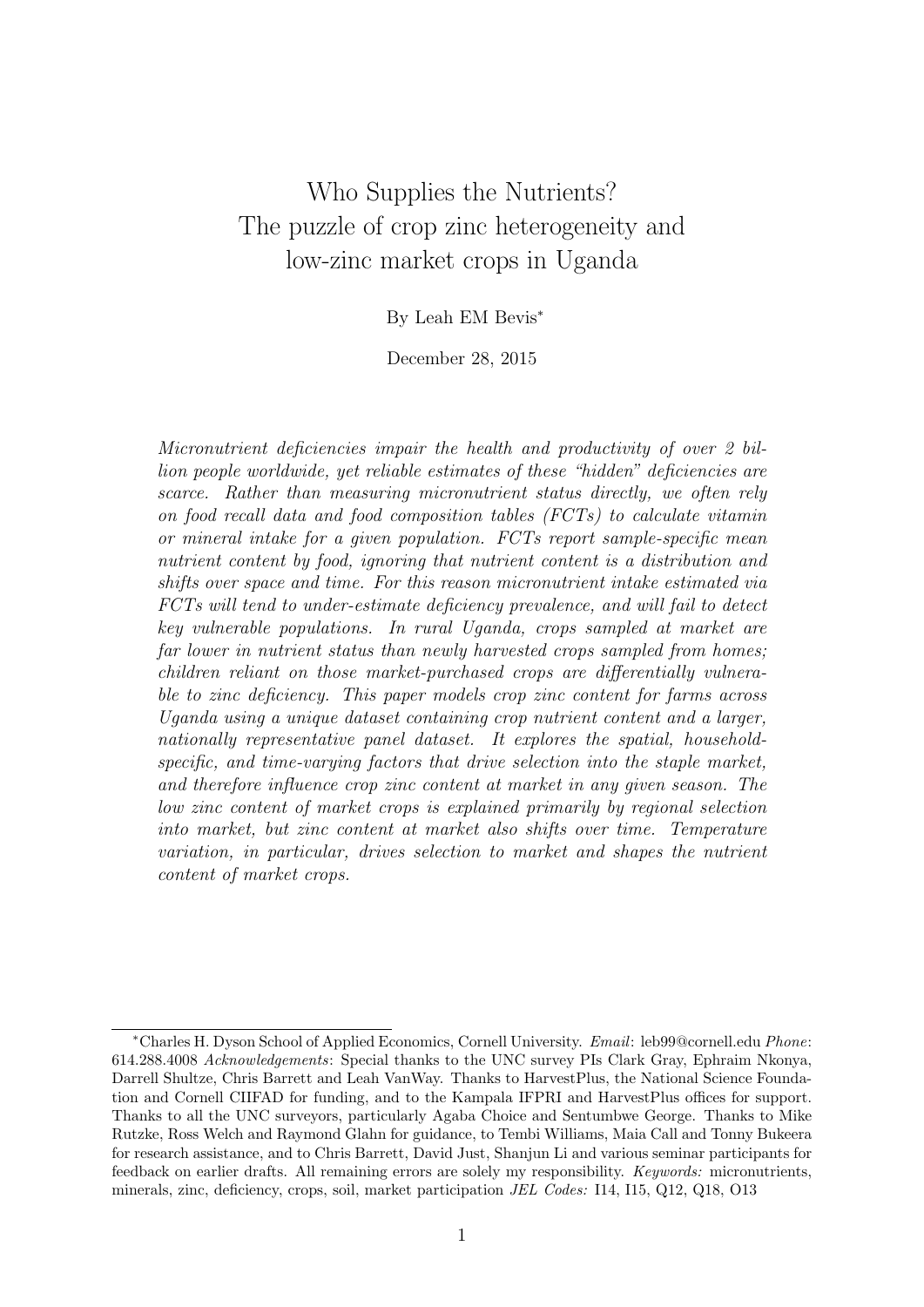# Who Supplies the Nutrients?
# The puzzle of crop zinc heterogeneity and low-zinc market crops in Uganda

By Leah EM Bevis*

December 28, 2015

*Micronutrient deficiencies impair the health and productivity of over 2 billion people worldwide, yet reliable estimates of these "hidden" deficiencies are scarce. Rather than measuring micronutrient status directly, we often rely on food recall data and food composition tables (FCTs) to calculate vitamin or mineral intake for a given population. FCTs report sample-specific mean nutrient content by food, ignoring that nutrient content is a distribution and shifts over space and time. For this reason micronutrient intake estimated via FCTs will tend to under-estimate deficiency prevalence, and will fail to detect key vulnerable populations. In rural Uganda, crops sampled at market are far lower in nutrient status than newly harvested crops sampled from homes; children reliant on those market-purchased crops are differentially vulnerable to zinc deficiency. This paper models crop zinc content for farms across Uganda using a unique dataset containing crop nutrient content and a larger, nationally representative panel dataset. It explores the spatial, household-specific, and time-varying factors that drive selection into the staple market, and therefore influence crop zinc content at market in any given season. The low zinc content of market crops is explained primarily by regional selection into market, but zinc content at market also shifts over time. Temperature variation, in particular, drives selection to market and shapes the nutrient content of market crops.*

---

*Charles H. Dyson School of Applied Economics, Cornell University. *Email*: leb99@cornell.edu *Phone*: 614.288.4008 *Acknowledgements*: Special thanks to the UNC survey PIs Clark Gray, Ephraim Nkonya, Darrell Shultze, Chris Barrett and Leah VanWay. Thanks to HarvestPlus, the National Science Foundation and Cornell CIIFAD for funding, and to the Kampala IFPRI and HarvestPlus offices for support. Thanks to all the UNC surveyors, particularly Agaba Choice and Sentumbwe George. Thanks to Mike Rutzke, Ross Welch and Raymond Glahn for guidance, to Tembi Williams, Maia Call and Tonny Bukeera for research assistance, and to Chris Barrett, David Just, Shanjun Li and various seminar participants for feedback on earlier drafts. All remaining errors are solely my responsibility. *Keywords:* micronutrients, minerals, zinc, deficiency, crops, soil, market participation *JEL Codes:* I14, I15, Q12, Q18, O13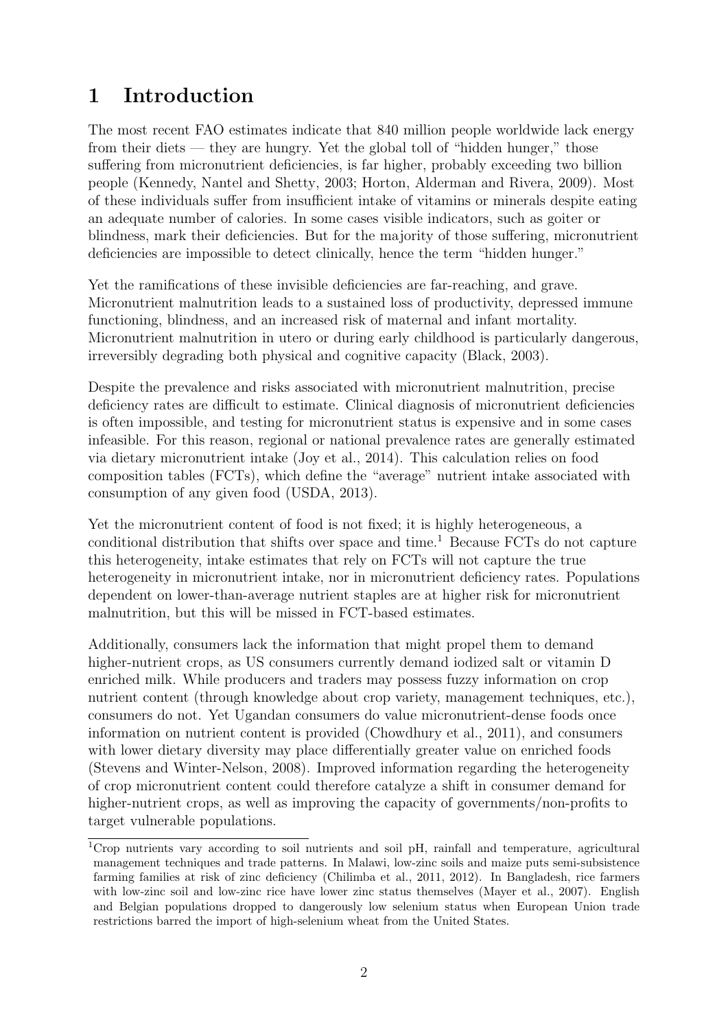# 1 Introduction

The most recent FAO estimates indicate that 840 million people worldwide lack energy from their diets — they are hungry. Yet the global toll of "hidden hunger," those suffering from micronutrient deficiencies, is far higher, probably exceeding two billion people (Kennedy, Nantel and Shetty, 2003; Horton, Alderman and Rivera, 2009). Most of these individuals suffer from insufficient intake of vitamins or minerals despite eating an adequate number of calories. In some cases visible indicators, such as goiter or blindness, mark their deficiencies. But for the majority of those suffering, micronutrient deficiencies are impossible to detect clinically, hence the term "hidden hunger."

Yet the ramifications of these invisible deficiencies are far-reaching, and grave. Micronutrient malnutrition leads to a sustained loss of productivity, depressed immune functioning, blindness, and an increased risk of maternal and infant mortality. Micronutrient malnutrition in utero or during early childhood is particularly dangerous, irreversibly degrading both physical and cognitive capacity (Black, 2003).

Despite the prevalence and risks associated with micronutrient malnutrition, precise deficiency rates are difficult to estimate. Clinical diagnosis of micronutrient deficiencies is often impossible, and testing for micronutrient status is expensive and in some cases infeasible. For this reason, regional or national prevalence rates are generally estimated via dietary micronutrient intake (Joy et al., 2014). This calculation relies on food composition tables (FCTs), which define the "average" nutrient intake associated with consumption of any given food (USDA, 2013).

Yet the micronutrient content of food is not fixed; it is highly heterogeneous, a conditional distribution that shifts over space and time.[1] Because FCTs do not capture this heterogeneity, intake estimates that rely on FCTs will not capture the true heterogeneity in micronutrient intake, nor in micronutrient deficiency rates. Populations dependent on lower-than-average nutrient staples are at higher risk for micronutrient malnutrition, but this will be missed in FCT-based estimates.

Additionally, consumers lack the information that might propel them to demand higher-nutrient crops, as US consumers currently demand iodized salt or vitamin D enriched milk. While producers and traders may possess fuzzy information on crop nutrient content (through knowledge about crop variety, management techniques, etc.), consumers do not. Yet Ugandan consumers do value micronutrient-dense foods once information on nutrient content is provided (Chowdhury et al., 2011), and consumers with lower dietary diversity may place differentially greater value on enriched foods (Stevens and Winter-Nelson, 2008). Improved information regarding the heterogeneity of crop micronutrient content could therefore catalyze a shift in consumer demand for higher-nutrient crops, as well as improving the capacity of governments/non-profits to target vulnerable populations.

[1] Crop nutrients vary according to soil nutrients and soil pH, rainfall and temperature, agricultural management techniques and trade patterns. In Malawi, low-zinc soils and maize puts semi-subsistence farming families at risk of zinc deficiency (Chilimba et al., 2011, 2012). In Bangladesh, rice farmers with low-zinc soil and low-zinc rice have lower zinc status themselves (Mayer et al., 2007). English and Belgian populations dropped to dangerously low selenium status when European Union trade restrictions barred the import of high-selenium wheat from the United States.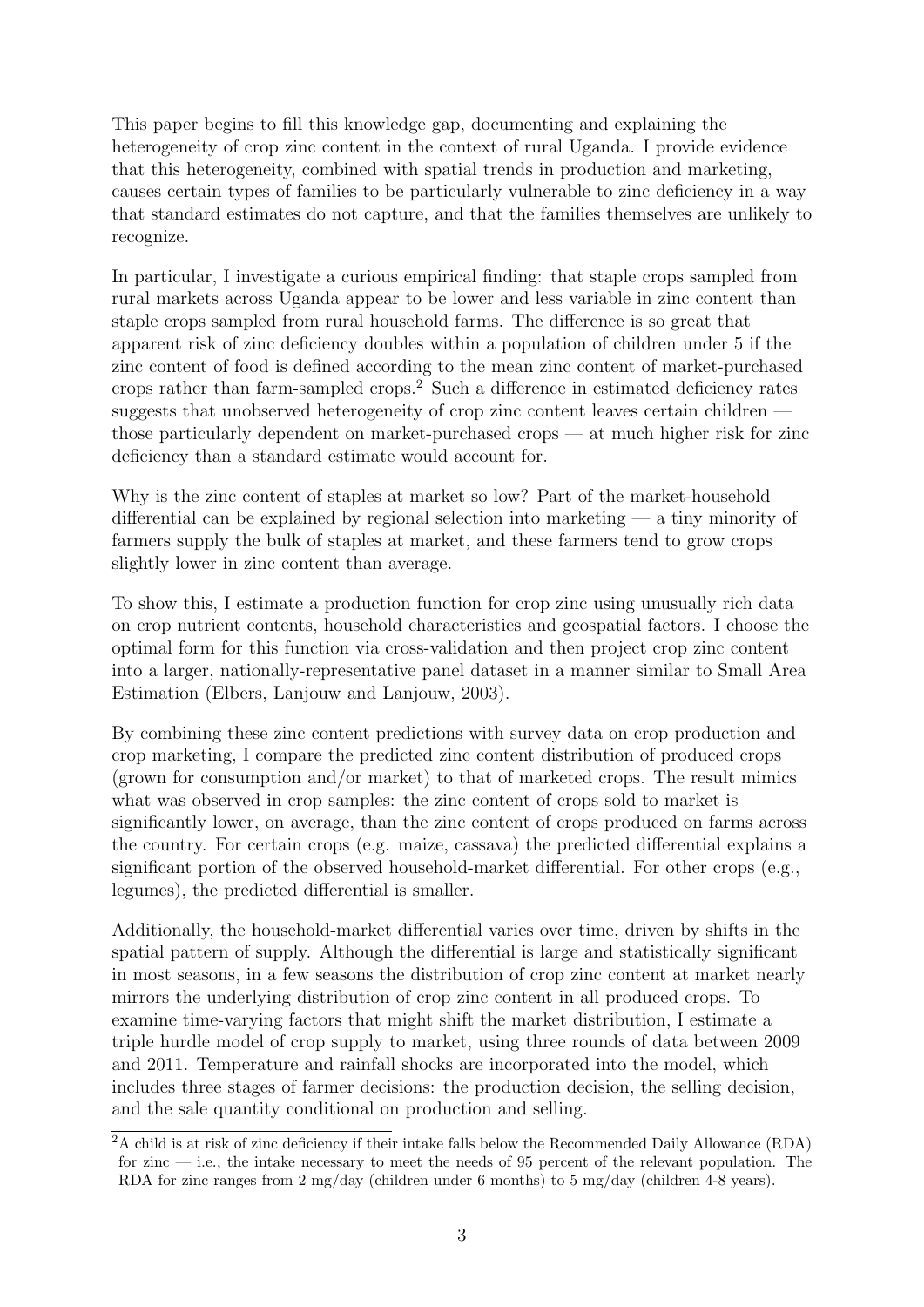This paper begins to fill this knowledge gap, documenting and explaining the heterogeneity of crop zinc content in the context of rural Uganda. I provide evidence that this heterogeneity, combined with spatial trends in production and marketing, causes certain types of families to be particularly vulnerable to zinc deficiency in a way that standard estimates do not capture, and that the families themselves are unlikely to recognize.

In particular, I investigate a curious empirical finding: that staple crops sampled from rural markets across Uganda appear to be lower and less variable in zinc content than staple crops sampled from rural household farms. The difference is so great that apparent risk of zinc deficiency doubles within a population of children under 5 if the zinc content of food is defined according to the mean zinc content of market-purchased crops rather than farm-sampled crops.[2] Such a difference in estimated deficiency rates suggests that unobserved heterogeneity of crop zinc content leaves certain children — those particularly dependent on market-purchased crops — at much higher risk for zinc deficiency than a standard estimate would account for.

Why is the zinc content of staples at market so low? Part of the market-household differential can be explained by regional selection into marketing — a tiny minority of farmers supply the bulk of staples at market, and these farmers tend to grow crops slightly lower in zinc content than average.

To show this, I estimate a production function for crop zinc using unusually rich data on crop nutrient contents, household characteristics and geospatial factors. I choose the optimal form for this function via cross-validation and then project crop zinc content into a larger, nationally-representative panel dataset in a manner similar to Small Area Estimation (Elbers, Lanjouw and Lanjouw, 2003).

By combining these zinc content predictions with survey data on crop production and crop marketing, I compare the predicted zinc content distribution of produced crops (grown for consumption and/or market) to that of marketed crops. The result mimics what was observed in crop samples: the zinc content of crops sold to market is significantly lower, on average, than the zinc content of crops produced on farms across the country. For certain crops (e.g. maize, cassava) the predicted differential explains a significant portion of the observed household-market differential. For other crops (e.g., legumes), the predicted differential is smaller.

Additionally, the household-market differential varies over time, driven by shifts in the spatial pattern of supply. Although the differential is large and statistically significant in most seasons, in a few seasons the distribution of crop zinc content at market nearly mirrors the underlying distribution of crop zinc content in all produced crops. To examine time-varying factors that might shift the market distribution, I estimate a triple hurdle model of crop supply to market, using three rounds of data between 2009 and 2011. Temperature and rainfall shocks are incorporated into the model, which includes three stages of farmer decisions: the production decision, the selling decision, and the sale quantity conditional on production and selling.

[2] A child is at risk of zinc deficiency if their intake falls below the Recommended Daily Allowance (RDA) for zinc — i.e., the intake necessary to meet the needs of 95 percent of the relevant population. The RDA for zinc ranges from 2 mg/day (children under 6 months) to 5 mg/day (children 4-8 years).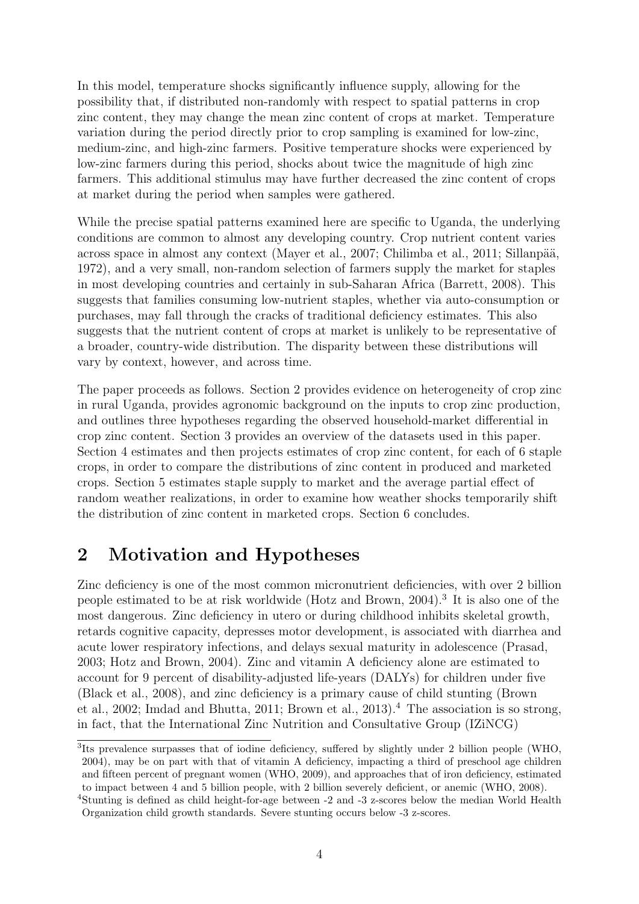In this model, temperature shocks significantly influence supply, allowing for the possibility that, if distributed non-randomly with respect to spatial patterns in crop zinc content, they may change the mean zinc content of crops at market. Temperature variation during the period directly prior to crop sampling is examined for low-zinc, medium-zinc, and high-zinc farmers. Positive temperature shocks were experienced by low-zinc farmers during this period, shocks about twice the magnitude of high zinc farmers. This additional stimulus may have further decreased the zinc content of crops at market during the period when samples were gathered.

While the precise spatial patterns examined here are specific to Uganda, the underlying conditions are common to almost any developing country. Crop nutrient content varies across space in almost any context (Mayer et al., 2007; Chilimba et al., 2011; Sillanpää, 1972), and a very small, non-random selection of farmers supply the market for staples in most developing countries and certainly in sub-Saharan Africa (Barrett, 2008). This suggests that families consuming low-nutrient staples, whether via auto-consumption or purchases, may fall through the cracks of traditional deficiency estimates. This also suggests that the nutrient content of crops at market is unlikely to be representative of a broader, country-wide distribution. The disparity between these distributions will vary by context, however, and across time.

The paper proceeds as follows. Section 2 provides evidence on heterogeneity of crop zinc in rural Uganda, provides agronomic background on the inputs to crop zinc production, and outlines three hypotheses regarding the observed household-market differential in crop zinc content. Section 3 provides an overview of the datasets used in this paper. Section 4 estimates and then projects estimates of crop zinc content, for each of 6 staple crops, in order to compare the distributions of zinc content in produced and marketed crops. Section 5 estimates staple supply to market and the average partial effect of random weather realizations, in order to examine how weather shocks temporarily shift the distribution of zinc content in marketed crops. Section 6 concludes.

## 2 Motivation and Hypotheses

Zinc deficiency is one of the most common micronutrient deficiencies, with over 2 billion people estimated to be at risk worldwide (Hotz and Brown, 2004).[3] It is also one of the most dangerous. Zinc deficiency in utero or during childhood inhibits skeletal growth, retards cognitive capacity, depresses motor development, is associated with diarrhea and acute lower respiratory infections, and delays sexual maturity in adolescence (Prasad, 2003; Hotz and Brown, 2004). Zinc and vitamin A deficiency alone are estimated to account for 9 percent of disability-adjusted life-years (DALYs) for children under five (Black et al., 2008), and zinc deficiency is a primary cause of child stunting (Brown et al., 2002; Imdad and Bhutta, 2011; Brown et al., 2013).[4] The association is so strong, in fact, that the International Zinc Nutrition and Consultative Group (IZiNCG)

[3] Its prevalence surpasses that of iodine deficiency, suffered by slightly under 2 billion people (WHO, 2004), may be on part with that of vitamin A deficiency, impacting a third of preschool age children and fifteen percent of pregnant women (WHO, 2009), and approaches that of iron deficiency, estimated to impact between 4 and 5 billion people, with 2 billion severely deficient, or anemic (WHO, 2008).

[4] Stunting is defined as child height-for-age between -2 and -3 z-scores below the median World Health Organization child growth standards. Severe stunting occurs below -3 z-scores.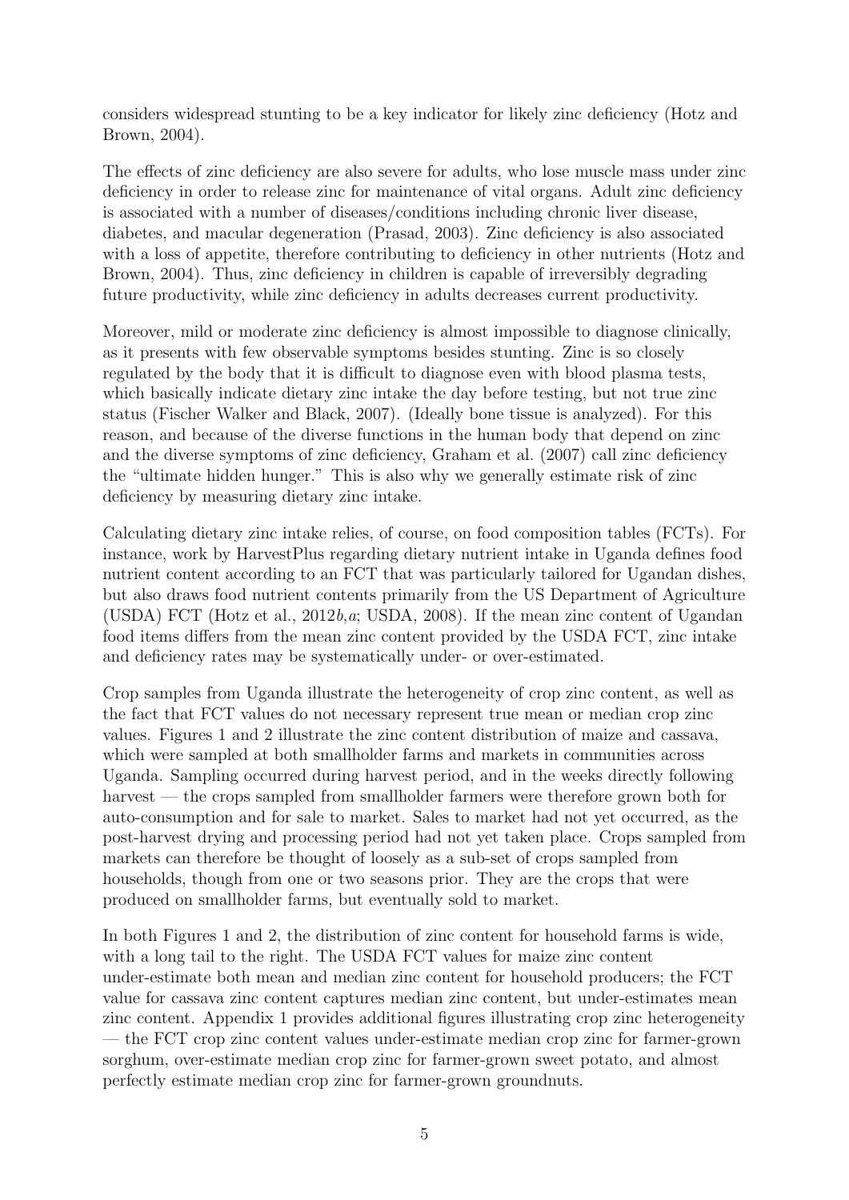considers widespread stunting to be a key indicator for likely zinc deficiency (Hotz and Brown, 2004).

The effects of zinc deficiency are also severe for adults, who lose muscle mass under zinc deficiency in order to release zinc for maintenance of vital organs. Adult zinc deficiency is associated with a number of diseases/conditions including chronic liver disease, diabetes, and macular degeneration (Prasad, 2003). Zinc deficiency is also associated with a loss of appetite, therefore contributing to deficiency in other nutrients (Hotz and Brown, 2004). Thus, zinc deficiency in children is capable of irreversibly degrading future productivity, while zinc deficiency in adults decreases current productivity.

Moreover, mild or moderate zinc deficiency is almost impossible to diagnose clinically, as it presents with few observable symptoms besides stunting. Zinc is so closely regulated by the body that it is difficult to diagnose even with blood plasma tests, which basically indicate dietary zinc intake the day before testing, but not true zinc status (Fischer Walker and Black, 2007). (Ideally bone tissue is analyzed). For this reason, and because of the diverse functions in the human body that depend on zinc and the diverse symptoms of zinc deficiency, Graham et al. (2007) call zinc deficiency the "ultimate hidden hunger." This is also why we generally estimate risk of zinc deficiency by measuring dietary zinc intake.

Calculating dietary zinc intake relies, of course, on food composition tables (FCTs). For instance, work by HarvestPlus regarding dietary nutrient intake in Uganda defines food nutrient content according to an FCT that was particularly tailored for Ugandan dishes, but also draws food nutrient contents primarily from the US Department of Agriculture (USDA) FCT (Hotz et al., 2012*b*,*a*; USDA, 2008). If the mean zinc content of Ugandan food items differs from the mean zinc content provided by the USDA FCT, zinc intake and deficiency rates may be systematically under- or over-estimated.

Crop samples from Uganda illustrate the heterogeneity of crop zinc content, as well as the fact that FCT values do not necessary represent true mean or median crop zinc values. Figures 1 and 2 illustrate the zinc content distribution of maize and cassava, which were sampled at both smallholder farms and markets in communities across Uganda. Sampling occurred during harvest period, and in the weeks directly following harvest — the crops sampled from smallholder farmers were therefore grown both for auto-consumption and for sale to market. Sales to market had not yet occurred, as the post-harvest drying and processing period had not yet taken place. Crops sampled from markets can therefore be thought of loosely as a sub-set of crops sampled from households, though from one or two seasons prior. They are the crops that were produced on smallholder farms, but eventually sold to market.

In both Figures 1 and 2, the distribution of zinc content for household farms is wide, with a long tail to the right. The USDA FCT values for maize zinc content under-estimate both mean and median zinc content for household producers; the FCT value for cassava zinc content captures median zinc content, but under-estimates mean zinc content. Appendix 1 provides additional figures illustrating crop zinc heterogeneity — the FCT crop zinc content values under-estimate median crop zinc for farmer-grown sorghum, over-estimate median crop zinc for farmer-grown sweet potato, and almost perfectly estimate median crop zinc for farmer-grown groundnuts.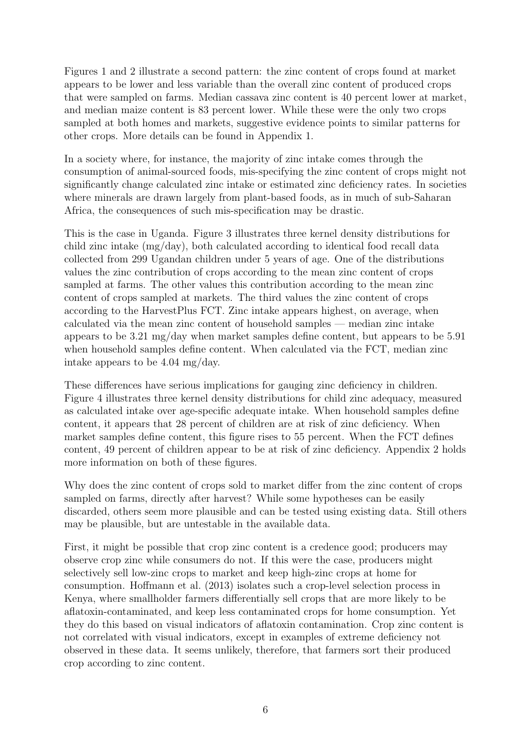Figures 1 and 2 illustrate a second pattern: the zinc content of crops found at market appears to be lower and less variable than the overall zinc content of produced crops that were sampled on farms. Median cassava zinc content is 40 percent lower at market, and median maize content is 83 percent lower. While these were the only two crops sampled at both homes and markets, suggestive evidence points to similar patterns for other crops. More details can be found in Appendix 1.

In a society where, for instance, the majority of zinc intake comes through the consumption of animal-sourced foods, mis-specifying the zinc content of crops might not significantly change calculated zinc intake or estimated zinc deficiency rates. In societies where minerals are drawn largely from plant-based foods, as in much of sub-Saharan Africa, the consequences of such mis-specification may be drastic.

This is the case in Uganda. Figure 3 illustrates three kernel density distributions for child zinc intake (mg/day), both calculated according to identical food recall data collected from 299 Ugandan children under 5 years of age. One of the distributions values the zinc contribution of crops according to the mean zinc content of crops sampled at farms. The other values this contribution according to the mean zinc content of crops sampled at markets. The third values the zinc content of crops according to the HarvestPlus FCT. Zinc intake appears highest, on average, when calculated via the mean zinc content of household samples — median zinc intake appears to be 3.21 mg/day when market samples define content, but appears to be 5.91 when household samples define content. When calculated via the FCT, median zinc intake appears to be 4.04 mg/day.

These differences have serious implications for gauging zinc deficiency in children. Figure 4 illustrates three kernel density distributions for child zinc adequacy, measured as calculated intake over age-specific adequate intake. When household samples define content, it appears that 28 percent of children are at risk of zinc deficiency. When market samples define content, this figure rises to 55 percent. When the FCT defines content, 49 percent of children appear to be at risk of zinc deficiency. Appendix 2 holds more information on both of these figures.

Why does the zinc content of crops sold to market differ from the zinc content of crops sampled on farms, directly after harvest? While some hypotheses can be easily discarded, others seem more plausible and can be tested using existing data. Still others may be plausible, but are untestable in the available data.

First, it might be possible that crop zinc content is a credence good; producers may observe crop zinc while consumers do not. If this were the case, producers might selectively sell low-zinc crops to market and keep high-zinc crops at home for consumption. Hoffmann et al. (2013) isolates such a crop-level selection process in Kenya, where smallholder farmers differentially sell crops that are more likely to be aflatoxin-contaminated, and keep less contaminated crops for home consumption. Yet they do this based on visual indicators of aflatoxin contamination. Crop zinc content is not correlated with visual indicators, except in examples of extreme deficiency not observed in these data. It seems unlikely, therefore, that farmers sort their produced crop according to zinc content.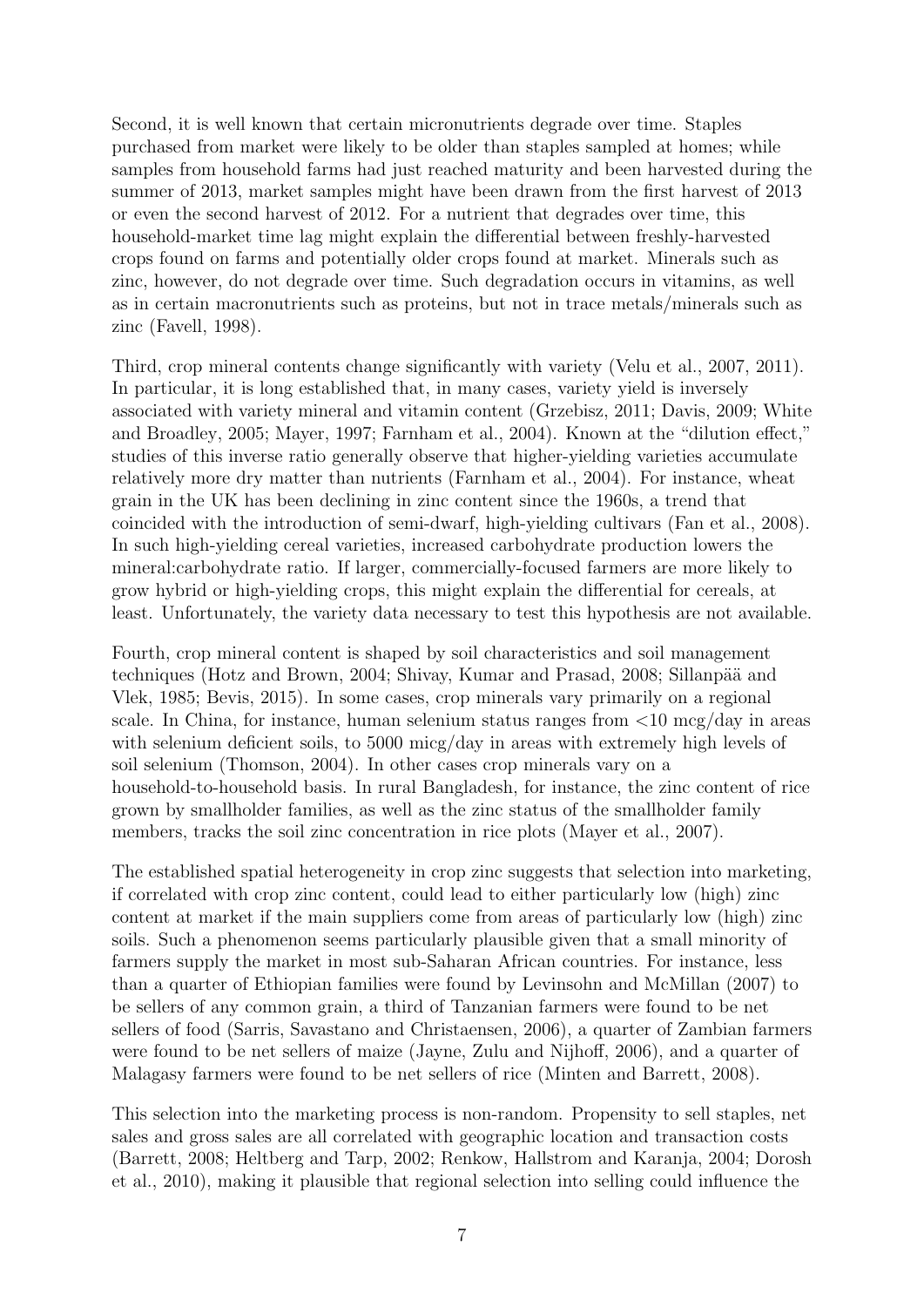Second, it is well known that certain micronutrients degrade over time. Staples purchased from market were likely to be older than staples sampled at homes; while samples from household farms had just reached maturity and been harvested during the summer of 2013, market samples might have been drawn from the first harvest of 2013 or even the second harvest of 2012. For a nutrient that degrades over time, this household-market time lag might explain the differential between freshly-harvested crops found on farms and potentially older crops found at market. Minerals such as zinc, however, do not degrade over time. Such degradation occurs in vitamins, as well as in certain macronutrients such as proteins, but not in trace metals/minerals such as zinc (Favell, 1998).

Third, crop mineral contents change significantly with variety (Velu et al., 2007, 2011). In particular, it is long established that, in many cases, variety yield is inversely associated with variety mineral and vitamin content (Grzebisz, 2011; Davis, 2009; White and Broadley, 2005; Mayer, 1997; Farnham et al., 2004). Known at the "dilution effect," studies of this inverse ratio generally observe that higher-yielding varieties accumulate relatively more dry matter than nutrients (Farnham et al., 2004). For instance, wheat grain in the UK has been declining in zinc content since the 1960s, a trend that coincided with the introduction of semi-dwarf, high-yielding cultivars (Fan et al., 2008). In such high-yielding cereal varieties, increased carbohydrate production lowers the mineral:carbohydrate ratio. If larger, commercially-focused farmers are more likely to grow hybrid or high-yielding crops, this might explain the differential for cereals, at least. Unfortunately, the variety data necessary to test this hypothesis are not available.

Fourth, crop mineral content is shaped by soil characteristics and soil management techniques (Hotz and Brown, 2004; Shivay, Kumar and Prasad, 2008; Sillanpää and Vlek, 1985; Bevis, 2015). In some cases, crop minerals vary primarily on a regional scale. In China, for instance, human selenium status ranges from <10 mcg/day in areas with selenium deficient soils, to 5000 micg/day in areas with extremely high levels of soil selenium (Thomson, 2004). In other cases crop minerals vary on a household-to-household basis. In rural Bangladesh, for instance, the zinc content of rice grown by smallholder families, as well as the zinc status of the smallholder family members, tracks the soil zinc concentration in rice plots (Mayer et al., 2007).

The established spatial heterogeneity in crop zinc suggests that selection into marketing, if correlated with crop zinc content, could lead to either particularly low (high) zinc content at market if the main suppliers come from areas of particularly low (high) zinc soils. Such a phenomenon seems particularly plausible given that a small minority of farmers supply the market in most sub-Saharan African countries. For instance, less than a quarter of Ethiopian families were found by Levinsohn and McMillan (2007) to be sellers of any common grain, a third of Tanzanian farmers were found to be net sellers of food (Sarris, Savastano and Christaensen, 2006), a quarter of Zambian farmers were found to be net sellers of maize (Jayne, Zulu and Nijhoff, 2006), and a quarter of Malagasy farmers were found to be net sellers of rice (Minten and Barrett, 2008).

This selection into the marketing process is non-random. Propensity to sell staples, net sales and gross sales are all correlated with geographic location and transaction costs (Barrett, 2008; Heltberg and Tarp, 2002; Renkow, Hallstrom and Karanja, 2004; Dorosh et al., 2010), making it plausible that regional selection into selling could influence the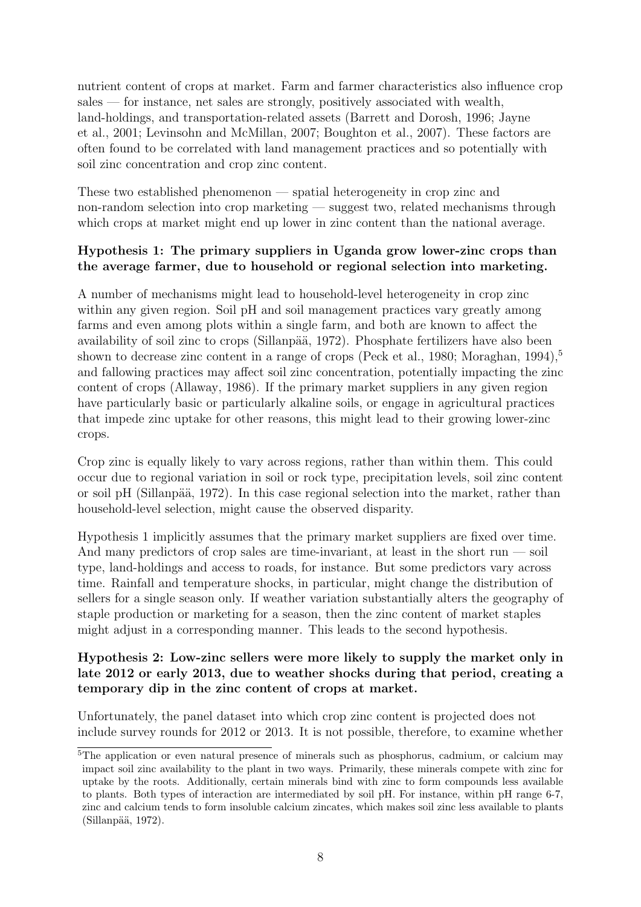nutrient content of crops at market. Farm and farmer characteristics also influence crop sales — for instance, net sales are strongly, positively associated with wealth, land-holdings, and transportation-related assets (Barrett and Dorosh, 1996; Jayne et al., 2001; Levinsohn and McMillan, 2007; Boughton et al., 2007). These factors are often found to be correlated with land management practices and so potentially with soil zinc concentration and crop zinc content.

These two established phenomenon — spatial heterogeneity in crop zinc and non-random selection into crop marketing — suggest two, related mechanisms through which crops at market might end up lower in zinc content than the national average.

**Hypothesis 1: The primary suppliers in Uganda grow lower-zinc crops than the average farmer, due to household or regional selection into marketing.**

A number of mechanisms might lead to household-level heterogeneity in crop zinc within any given region. Soil pH and soil management practices vary greatly among farms and even among plots within a single farm, and both are known to affect the availability of soil zinc to crops (Sillanpää, 1972). Phosphate fertilizers have also been shown to decrease zinc content in a range of crops (Peck et al., 1980; Moraghan, 1994),[5] and fallowing practices may affect soil zinc concentration, potentially impacting the zinc content of crops (Allaway, 1986). If the primary market suppliers in any given region have particularly basic or particularly alkaline soils, or engage in agricultural practices that impede zinc uptake for other reasons, this might lead to their growing lower-zinc crops.

Crop zinc is equally likely to vary across regions, rather than within them. This could occur due to regional variation in soil or rock type, precipitation levels, soil zinc content or soil pH (Sillanpää, 1972). In this case regional selection into the market, rather than household-level selection, might cause the observed disparity.

Hypothesis 1 implicitly assumes that the primary market suppliers are fixed over time. And many predictors of crop sales are time-invariant, at least in the short run — soil type, land-holdings and access to roads, for instance. But some predictors vary across time. Rainfall and temperature shocks, in particular, might change the distribution of sellers for a single season only. If weather variation substantially alters the geography of staple production or marketing for a season, then the zinc content of market staples might adjust in a corresponding manner. This leads to the second hypothesis.

**Hypothesis 2: Low-zinc sellers were more likely to supply the market only in late 2012 or early 2013, due to weather shocks during that period, creating a temporary dip in the zinc content of crops at market.**

Unfortunately, the panel dataset into which crop zinc content is projected does not include survey rounds for 2012 or 2013. It is not possible, therefore, to examine whether

[5] The application or even natural presence of minerals such as phosphorus, cadmium, or calcium may impact soil zinc availability to the plant in two ways. Primarily, these minerals compete with zinc for uptake by the roots. Additionally, certain minerals bind with zinc to form compounds less available to plants. Both types of interaction are intermediated by soil pH. For instance, within pH range 6-7, zinc and calcium tends to form insoluble calcium zincates, which makes soil zinc less available to plants (Sillanpää, 1972).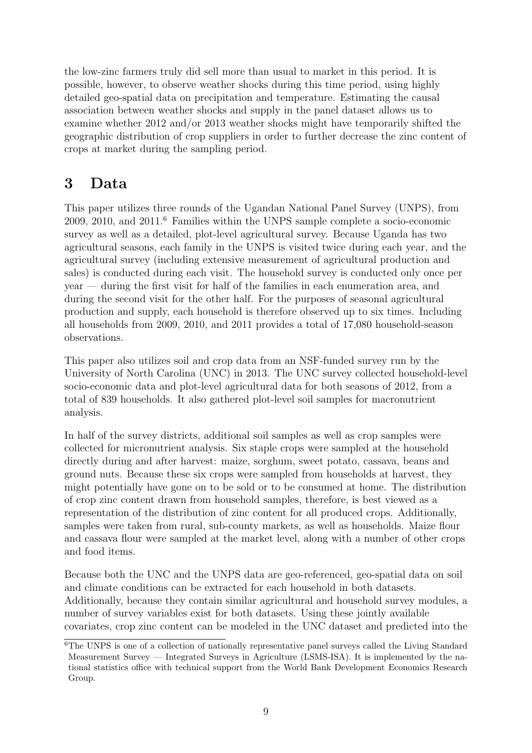the low-zinc farmers truly did sell more than usual to market in this period. It is possible, however, to observe weather shocks during this time period, using highly detailed geo-spatial data on precipitation and temperature. Estimating the causal association between weather shocks and supply in the panel dataset allows us to examine whether 2012 and/or 2013 weather shocks might have temporarily shifted the geographic distribution of crop suppliers in order to further decrease the zinc content of crops at market during the sampling period.

# 3 Data

This paper utilizes three rounds of the Ugandan National Panel Survey (UNPS), from 2009, 2010, and 2011.[6] Families within the UNPS sample complete a socio-economic survey as well as a detailed, plot-level agricultural survey. Because Uganda has two agricultural seasons, each family in the UNPS is visited twice during each year, and the agricultural survey (including extensive measurement of agricultural production and sales) is conducted during each visit. The household survey is conducted only once per year — during the first visit for half of the families in each enumeration area, and during the second visit for the other half. For the purposes of seasonal agricultural production and supply, each household is therefore observed up to six times. Including all households from 2009, 2010, and 2011 provides a total of 17,080 household-season observations.

This paper also utilizes soil and crop data from an NSF-funded survey run by the University of North Carolina (UNC) in 2013. The UNC survey collected household-level socio-economic data and plot-level agricultural data for both seasons of 2012, from a total of 839 households. It also gathered plot-level soil samples for macronutrient analysis.

In half of the survey districts, additional soil samples as well as crop samples were collected for micronutrient analysis. Six staple crops were sampled at the household directly during and after harvest: maize, sorghum, sweet potato, cassava, beans and ground nuts. Because these six crops were sampled from households at harvest, they might potentially have gone on to be sold or to be consumed at home. The distribution of crop zinc content drawn from household samples, therefore, is best viewed as a representation of the distribution of zinc content for all produced crops. Additionally, samples were taken from rural, sub-county markets, as well as households. Maize flour and cassava flour were sampled at the market level, along with a number of other crops and food items.

Because both the UNC and the UNPS data are geo-referenced, geo-spatial data on soil and climate conditions can be extracted for each household in both datasets. Additionally, because they contain similar agricultural and household survey modules, a number of survey variables exist for both datasets. Using these jointly available covariates, crop zinc content can be modeled in the UNC dataset and predicted into the

[6] The UNPS is one of a collection of nationally representative panel surveys called the Living Standard Measurement Survey — Integrated Surveys in Agriculture (LSMS-ISA). It is implemented by the national statistics office with technical support from the World Bank Development Economics Research Group.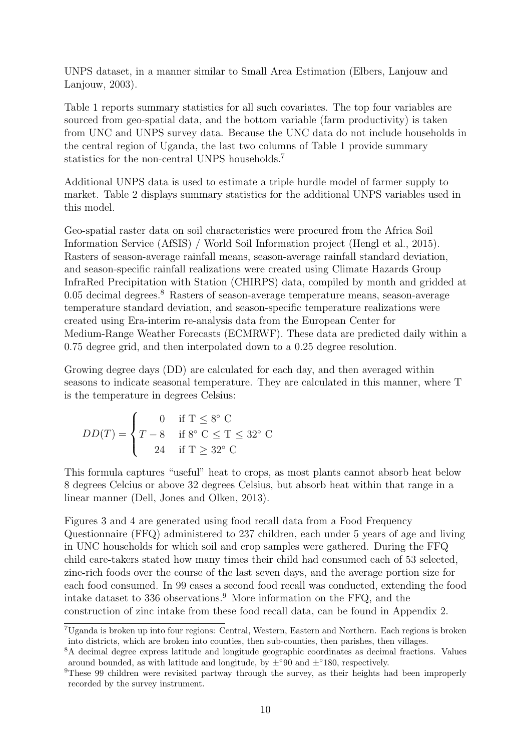UNPS dataset, in a manner similar to Small Area Estimation (Elbers, Lanjouw and Lanjouw, 2003).

Table 1 reports summary statistics for all such covariates. The top four variables are sourced from geo-spatial data, and the bottom variable (farm productivity) is taken from UNC and UNPS survey data. Because the UNC data do not include households in the central region of Uganda, the last two columns of Table 1 provide summary statistics for the non-central UNPS households.[7]

Additional UNPS data is used to estimate a triple hurdle model of farmer supply to market. Table 2 displays summary statistics for the additional UNPS variables used in this model.

Geo-spatial raster data on soil characteristics were procured from the Africa Soil Information Service (AfSIS) / World Soil Information project (Hengl et al., 2015). Rasters of season-average rainfall means, season-average rainfall standard deviation, and season-specific rainfall realizations were created using Climate Hazards Group InfraRed Precipitation with Station (CHIRPS) data, compiled by month and gridded at 0.05 decimal degrees.[8] Rasters of season-average temperature means, season-average temperature standard deviation, and season-specific temperature realizations were created using Era-interim re-analysis data from the European Center for Medium-Range Weather Forecasts (ECMRWF). These data are predicted daily within a 0.75 degree grid, and then interpolated down to a 0.25 degree resolution.

Growing degree days (DD) are calculated for each day, and then averaged within seasons to indicate seasonal temperature. They are calculated in this manner, where T is the temperature in degrees Celsius:

$$DD(T) = \begin{cases} 0 & \text{if T} \leq 8^\circ \text{ C} \\ T - 8 & \text{if } 8^\circ \text{ C} \leq \text{T} \leq 32^\circ \text{ C} \\ 24 & \text{if T} \geq 32^\circ \text{ C} \end{cases}$$

This formula captures "useful" heat to crops, as most plants cannot absorb heat below 8 degrees Celcius or above 32 degrees Celsius, but absorb heat within that range in a linear manner (Dell, Jones and Olken, 2013).

Figures 3 and 4 are generated using food recall data from a Food Frequency Questionnaire (FFQ) administered to 237 children, each under 5 years of age and living in UNC households for which soil and crop samples were gathered. During the FFQ child care-takers stated how many times their child had consumed each of 53 selected, zinc-rich foods over the course of the last seven days, and the average portion size for each food consumed. In 99 cases a second food recall was conducted, extending the food intake dataset to 336 observations.[9] More information on the FFQ, and the construction of zinc intake from these food recall data, can be found in Appendix 2.

[7] Uganda is broken up into four regions: Central, Western, Eastern and Northern. Each regions is broken into districts, which are broken into counties, then sub-counties, then parishes, then villages.

[8] A decimal degree express latitude and longitude geographic coordinates as decimal fractions. Values around bounded, as with latitude and longitude, by $\pm^\circ 90$ and $\pm^\circ 180$, respectively.

[9] These 99 children were revisited partway through the survey, as their heights had been improperly recorded by the survey instrument.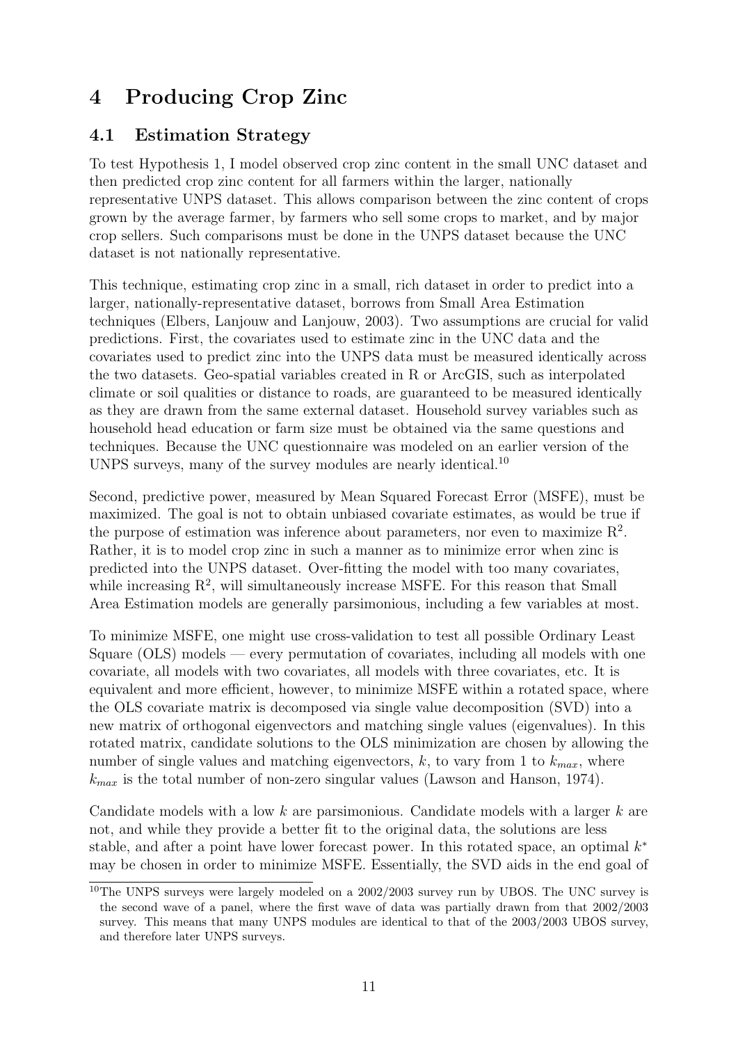# 4 Producing Crop Zinc

## 4.1 Estimation Strategy

To test Hypothesis 1, I model observed crop zinc content in the small UNC dataset and then predicted crop zinc content for all farmers within the larger, nationally representative UNPS dataset. This allows comparison between the zinc content of crops grown by the average farmer, by farmers who sell some crops to market, and by major crop sellers. Such comparisons must be done in the UNPS dataset because the UNC dataset is not nationally representative.

This technique, estimating crop zinc in a small, rich dataset in order to predict into a larger, nationally-representative dataset, borrows from Small Area Estimation techniques (Elbers, Lanjouw and Lanjouw, 2003). Two assumptions are crucial for valid predictions. First, the covariates used to estimate zinc in the UNC data and the covariates used to predict zinc into the UNPS data must be measured identically across the two datasets. Geo-spatial variables created in R or ArcGIS, such as interpolated climate or soil qualities or distance to roads, are guaranteed to be measured identically as they are drawn from the same external dataset. Household survey variables such as household head education or farm size must be obtained via the same questions and techniques. Because the UNC questionnaire was modeled on an earlier version of the UNPS surveys, many of the survey modules are nearly identical.[10]

Second, predictive power, measured by Mean Squared Forecast Error (MSFE), must be maximized. The goal is not to obtain unbiased covariate estimates, as would be true if the purpose of estimation was inference about parameters, nor even to maximize $R^2$. Rather, it is to model crop zinc in such a manner as to minimize error when zinc is predicted into the UNPS dataset. Over-fitting the model with too many covariates, while increasing $R^2$, will simultaneously increase MSFE. For this reason that Small Area Estimation models are generally parsimonious, including a few variables at most.

To minimize MSFE, one might use cross-validation to test all possible Ordinary Least Square (OLS) models — every permutation of covariates, including all models with one covariate, all models with two covariates, all models with three covariates, etc. It is equivalent and more efficient, however, to minimize MSFE within a rotated space, where the OLS covariate matrix is decomposed via single value decomposition (SVD) into a new matrix of orthogonal eigenvectors and matching single values (eigenvalues). In this rotated matrix, candidate solutions to the OLS minimization are chosen by allowing the number of single values and matching eigenvectors, $k$, to vary from 1 to $k_{max}$, where $k_{max}$ is the total number of non-zero singular values (Lawson and Hanson, 1974).

Candidate models with a low $k$ are parsimonious. Candidate models with a larger $k$ are not, and while they provide a better fit to the original data, the solutions are less stable, and after a point have lower forecast power. In this rotated space, an optimal $k^*$ may be chosen in order to minimize MSFE. Essentially, the SVD aids in the end goal of

[10] The UNPS surveys were largely modeled on a 2002/2003 survey run by UBOS. The UNC survey is the second wave of a panel, where the first wave of data was partially drawn from that 2002/2003 survey. This means that many UNPS modules are identical to that of the 2003/2003 UBOS survey, and therefore later UNPS surveys.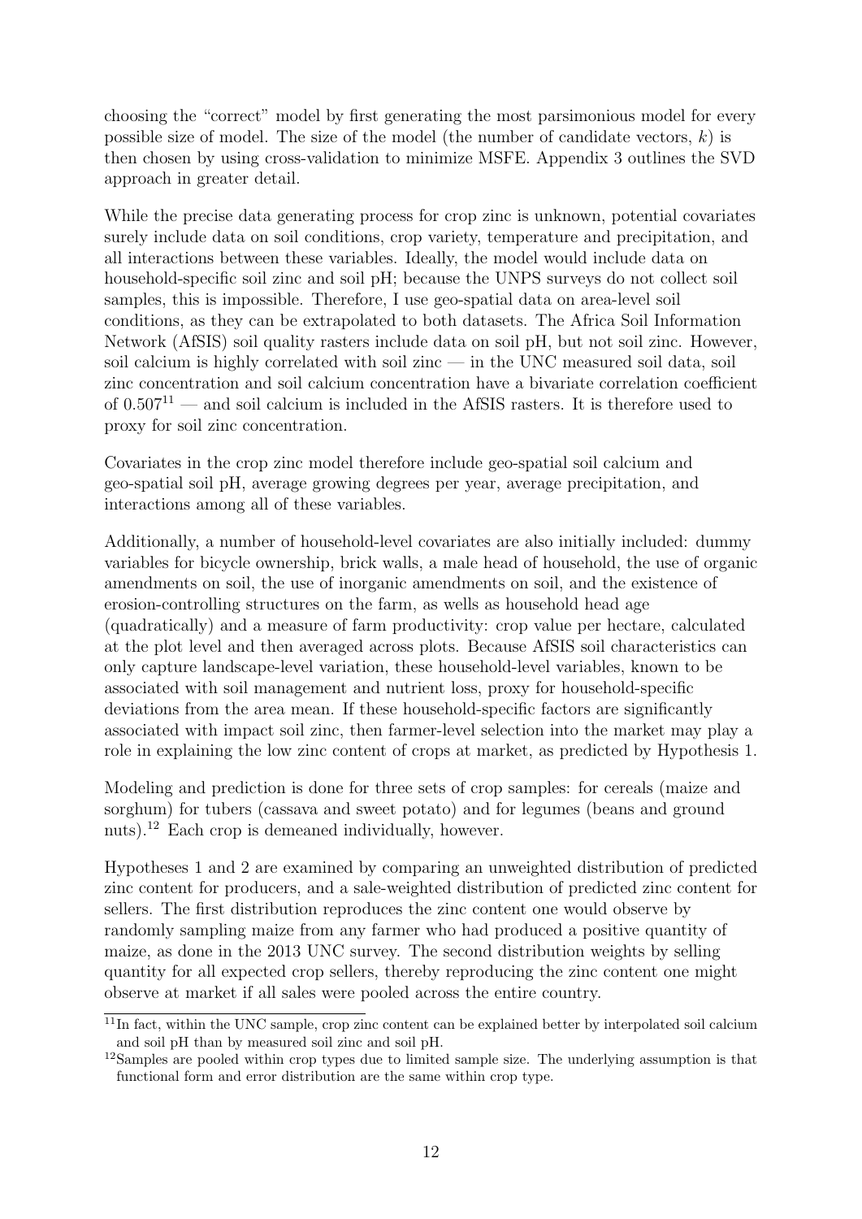choosing the "correct" model by first generating the most parsimonious model for every possible size of model. The size of the model (the number of candidate vectors, $k$) is then chosen by using cross-validation to minimize MSFE. Appendix 3 outlines the SVD approach in greater detail.

While the precise data generating process for crop zinc is unknown, potential covariates surely include data on soil conditions, crop variety, temperature and precipitation, and all interactions between these variables. Ideally, the model would include data on household-specific soil zinc and soil pH; because the UNPS surveys do not collect soil samples, this is impossible. Therefore, I use geo-spatial data on area-level soil conditions, as they can be extrapolated to both datasets. The Africa Soil Information Network (AfSIS) soil quality rasters include data on soil pH, but not soil zinc. However, soil calcium is highly correlated with soil zinc — in the UNC measured soil data, soil zinc concentration and soil calcium concentration have a bivariate correlation coefficient of 0.507[11] — and soil calcium is included in the AfSIS rasters. It is therefore used to proxy for soil zinc concentration.

Covariates in the crop zinc model therefore include geo-spatial soil calcium and geo-spatial soil pH, average growing degrees per year, average precipitation, and interactions among all of these variables.

Additionally, a number of household-level covariates are also initially included: dummy variables for bicycle ownership, brick walls, a male head of household, the use of organic amendments on soil, the use of inorganic amendments on soil, and the existence of erosion-controlling structures on the farm, as wells as household head age (quadratically) and a measure of farm productivity: crop value per hectare, calculated at the plot level and then averaged across plots. Because AfSIS soil characteristics can only capture landscape-level variation, these household-level variables, known to be associated with soil management and nutrient loss, proxy for household-specific deviations from the area mean. If these household-specific factors are significantly associated with impact soil zinc, then farmer-level selection into the market may play a role in explaining the low zinc content of crops at market, as predicted by Hypothesis 1.

Modeling and prediction is done for three sets of crop samples: for cereals (maize and sorghum) for tubers (cassava and sweet potato) and for legumes (beans and ground nuts).[12] Each crop is demeaned individually, however.

Hypotheses 1 and 2 are examined by comparing an unweighted distribution of predicted zinc content for producers, and a sale-weighted distribution of predicted zinc content for sellers. The first distribution reproduces the zinc content one would observe by randomly sampling maize from any farmer who had produced a positive quantity of maize, as done in the 2013 UNC survey. The second distribution weights by selling quantity for all expected crop sellers, thereby reproducing the zinc content one might observe at market if all sales were pooled across the entire country.

[11] In fact, within the UNC sample, crop zinc content can be explained better by interpolated soil calcium and soil pH than by measured soil zinc and soil pH.

[12] Samples are pooled within crop types due to limited sample size. The underlying assumption is that functional form and error distribution are the same within crop type.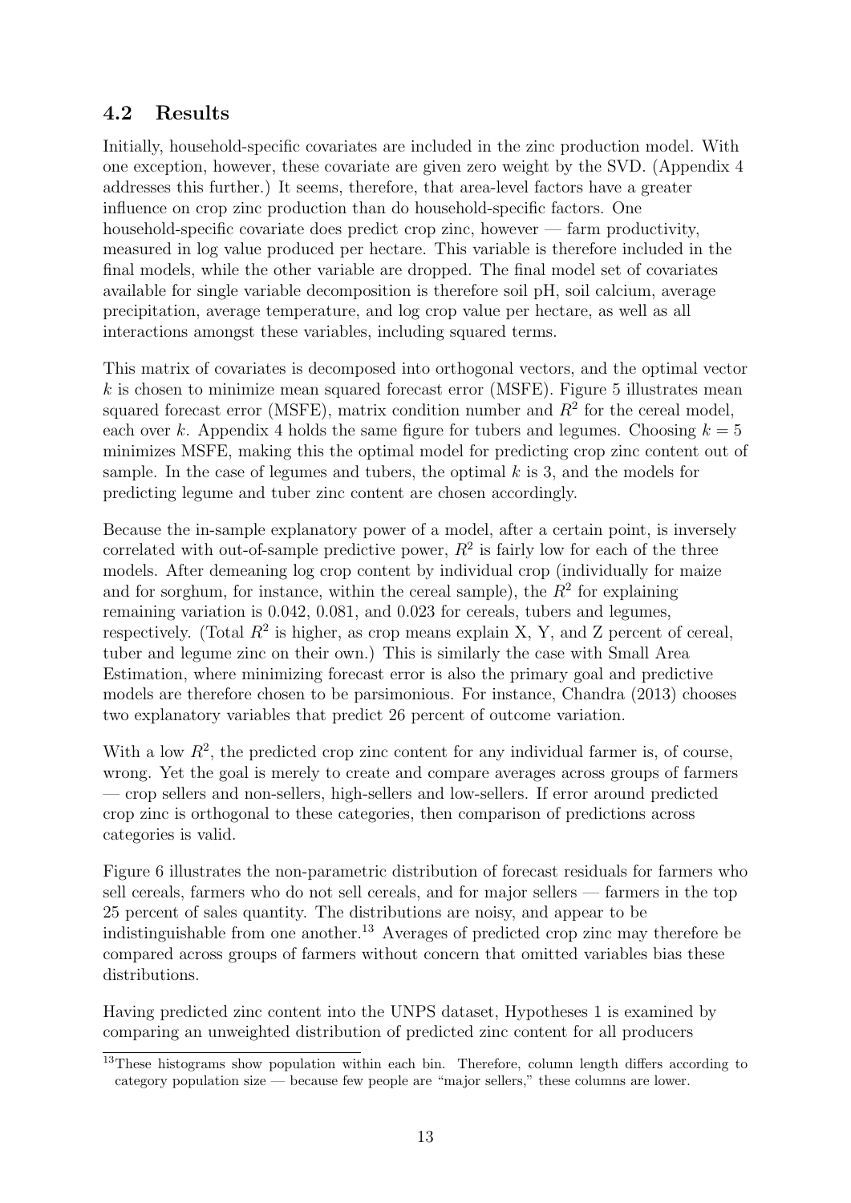## 4.2 Results

Initially, household-specific covariates are included in the zinc production model. With one exception, however, these covariate are given zero weight by the SVD. (Appendix 4 addresses this further.) It seems, therefore, that area-level factors have a greater influence on crop zinc production than do household-specific factors. One household-specific covariate does predict crop zinc, however — farm productivity, measured in log value produced per hectare. This variable is therefore included in the final models, while the other variable are dropped. The final model set of covariates available for single variable decomposition is therefore soil pH, soil calcium, average precipitation, average temperature, and log crop value per hectare, as well as all interactions amongst these variables, including squared terms.

This matrix of covariates is decomposed into orthogonal vectors, and the optimal vector $k$ is chosen to minimize mean squared forecast error (MSFE). Figure 5 illustrates mean squared forecast error (MSFE), matrix condition number and $R^2$ for the cereal model, each over $k$. Appendix 4 holds the same figure for tubers and legumes. Choosing $k = 5$ minimizes MSFE, making this the optimal model for predicting crop zinc content out of sample. In the case of legumes and tubers, the optimal $k$ is 3, and the models for predicting legume and tuber zinc content are chosen accordingly.

Because the in-sample explanatory power of a model, after a certain point, is inversely correlated with out-of-sample predictive power, $R^2$ is fairly low for each of the three models. After demeaning log crop content by individual crop (individually for maize and for sorghum, for instance, within the cereal sample), the $R^2$ for explaining remaining variation is 0.042, 0.081, and 0.023 for cereals, tubers and legumes, respectively. (Total $R^2$ is higher, as crop means explain X, Y, and Z percent of cereal, tuber and legume zinc on their own.) This is similarly the case with Small Area Estimation, where minimizing forecast error is also the primary goal and predictive models are therefore chosen to be parsimonious. For instance, Chandra (2013) chooses two explanatory variables that predict 26 percent of outcome variation.

With a low $R^2$, the predicted crop zinc content for any individual farmer is, of course, wrong. Yet the goal is merely to create and compare averages across groups of farmers — crop sellers and non-sellers, high-sellers and low-sellers. If error around predicted crop zinc is orthogonal to these categories, then comparison of predictions across categories is valid.

Figure 6 illustrates the non-parametric distribution of forecast residuals for farmers who sell cereals, farmers who do not sell cereals, and for major sellers — farmers in the top 25 percent of sales quantity. The distributions are noisy, and appear to be indistinguishable from one another.[13] Averages of predicted crop zinc may therefore be compared across groups of farmers without concern that omitted variables bias these distributions.

Having predicted zinc content into the UNPS dataset, Hypotheses 1 is examined by comparing an unweighted distribution of predicted zinc content for all producers

[13] These histograms show population within each bin. Therefore, column length differs according to category population size — because few people are "major sellers," these columns are lower.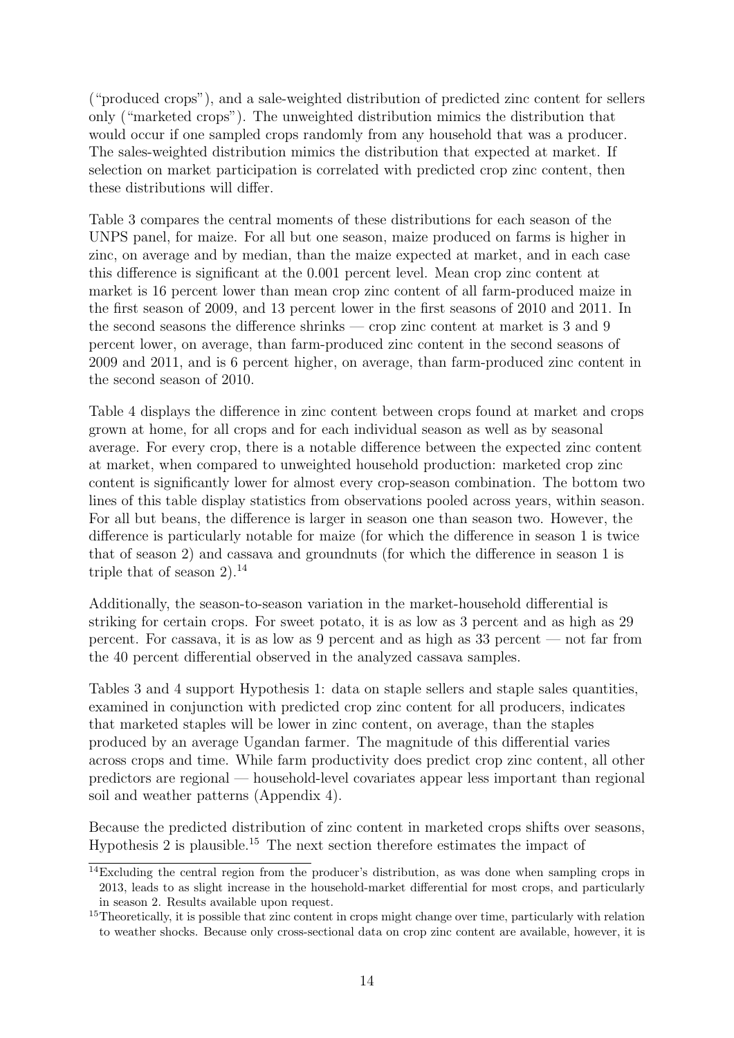("produced crops"), and a sale-weighted distribution of predicted zinc content for sellers only ("marketed crops"). The unweighted distribution mimics the distribution that would occur if one sampled crops randomly from any household that was a producer. The sales-weighted distribution mimics the distribution that expected at market. If selection on market participation is correlated with predicted crop zinc content, then these distributions will differ.

Table 3 compares the central moments of these distributions for each season of the UNPS panel, for maize. For all but one season, maize produced on farms is higher in zinc, on average and by median, than the maize expected at market, and in each case this difference is significant at the 0.001 percent level. Mean crop zinc content at market is 16 percent lower than mean crop zinc content of all farm-produced maize in the first season of 2009, and 13 percent lower in the first seasons of 2010 and 2011. In the second seasons the difference shrinks — crop zinc content at market is 3 and 9 percent lower, on average, than farm-produced zinc content in the second seasons of 2009 and 2011, and is 6 percent higher, on average, than farm-produced zinc content in the second season of 2010.

Table 4 displays the difference in zinc content between crops found at market and crops grown at home, for all crops and for each individual season as well as by seasonal average. For every crop, there is a notable difference between the expected zinc content at market, when compared to unweighted household production: marketed crop zinc content is significantly lower for almost every crop-season combination. The bottom two lines of this table display statistics from observations pooled across years, within season. For all but beans, the difference is larger in season one than season two. However, the difference is particularly notable for maize (for which the difference in season 1 is twice that of season 2) and cassava and groundnuts (for which the difference in season 1 is triple that of season 2).[14]

Additionally, the season-to-season variation in the market-household differential is striking for certain crops. For sweet potato, it is as low as 3 percent and as high as 29 percent. For cassava, it is as low as 9 percent and as high as 33 percent — not far from the 40 percent differential observed in the analyzed cassava samples.

Tables 3 and 4 support Hypothesis 1: data on staple sellers and staple sales quantities, examined in conjunction with predicted crop zinc content for all producers, indicates that marketed staples will be lower in zinc content, on average, than the staples produced by an average Ugandan farmer. The magnitude of this differential varies across crops and time. While farm productivity does predict crop zinc content, all other predictors are regional — household-level covariates appear less important than regional soil and weather patterns (Appendix 4).

Because the predicted distribution of zinc content in marketed crops shifts over seasons, Hypothesis 2 is plausible.[15] The next section therefore estimates the impact of

[14] Excluding the central region from the producer's distribution, as was done when sampling crops in 2013, leads to as slight increase in the household-market differential for most crops, and particularly in season 2. Results available upon request.

[15] Theoretically, it is possible that zinc content in crops might change over time, particularly with relation to weather shocks. Because only cross-sectional data on crop zinc content are available, however, it is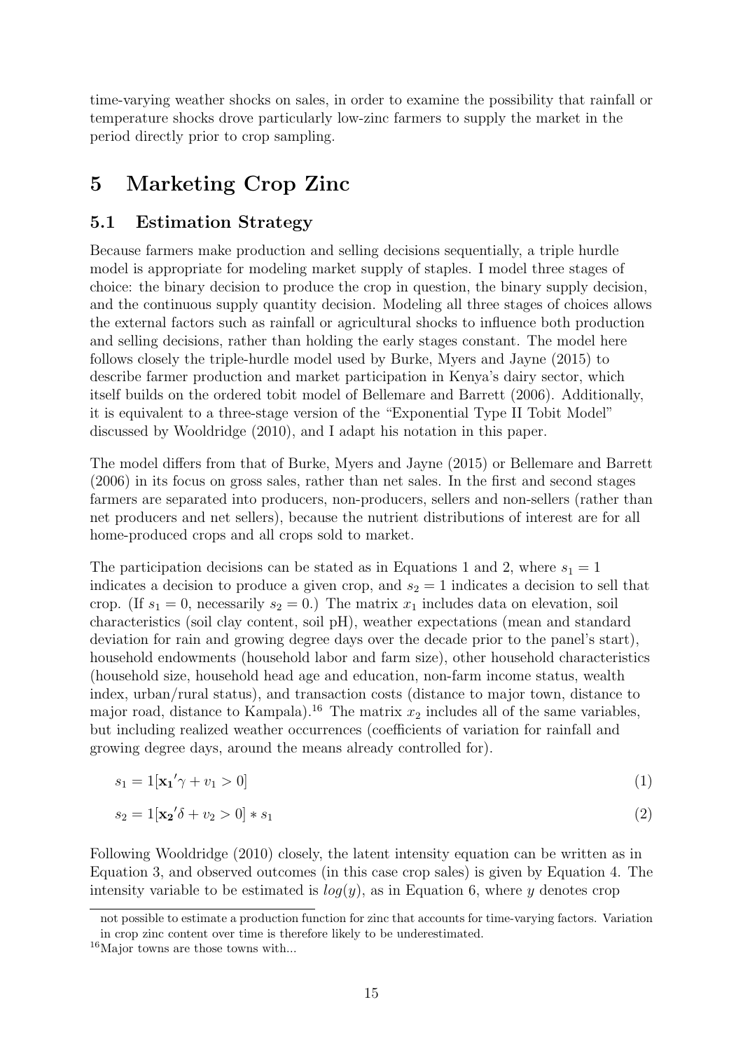time-varying weather shocks on sales, in order to examine the possibility that rainfall or temperature shocks drove particularly low-zinc farmers to supply the market in the period directly prior to crop sampling.

# 5 Marketing Crop Zinc

## 5.1 Estimation Strategy

Because farmers make production and selling decisions sequentially, a triple hurdle model is appropriate for modeling market supply of staples. I model three stages of choice: the binary decision to produce the crop in question, the binary supply decision, and the continuous supply quantity decision. Modeling all three stages of choices allows the external factors such as rainfall or agricultural shocks to influence both production and selling decisions, rather than holding the early stages constant. The model here follows closely the triple-hurdle model used by Burke, Myers and Jayne (2015) to describe farmer production and market participation in Kenya's dairy sector, which itself builds on the ordered tobit model of Bellemare and Barrett (2006). Additionally, it is equivalent to a three-stage version of the "Exponential Type II Tobit Model" discussed by Wooldridge (2010), and I adapt his notation in this paper.

The model differs from that of Burke, Myers and Jayne (2015) or Bellemare and Barrett (2006) in its focus on gross sales, rather than net sales. In the first and second stages farmers are separated into producers, non-producers, sellers and non-sellers (rather than net producers and net sellers), because the nutrient distributions of interest are for all home-produced crops and all crops sold to market.

The participation decisions can be stated as in Equations 1 and 2, where $s_1 = 1$ indicates a decision to produce a given crop, and $s_2 = 1$ indicates a decision to sell that crop. (If $s_1 = 0$, necessarily $s_2 = 0$.) The matrix $x_1$ includes data on elevation, soil characteristics (soil clay content, soil pH), weather expectations (mean and standard deviation for rain and growing degree days over the decade prior to the panel's start), household endowments (household labor and farm size), other household characteristics (household size, household head age and education, non-farm income status, wealth index, urban/rural status), and transaction costs (distance to major town, distance to major road, distance to Kampala).[16] The matrix $x_2$ includes all of the same variables, but including realized weather occurrences (coefficients of variation for rainfall and growing degree days, around the means already controlled for).

$$s_1 = 1[\mathbf{x_1}'\gamma + v_1 > 0] \tag{1}$$

$$s_2 = 1[\mathbf{x_2}'\delta + v_2 > 0] * s_1 \tag{2}$$

Following Wooldridge (2010) closely, the latent intensity equation can be written as in Equation 3, and observed outcomes (in this case crop sales) is given by Equation 4. The intensity variable to be estimated is $log(y)$, as in Equation 6, where $y$ denotes crop

not possible to estimate a production function for zinc that accounts for time-varying factors. Variation in crop zinc content over time is therefore likely to be underestimated.

[16] Major towns are those towns with...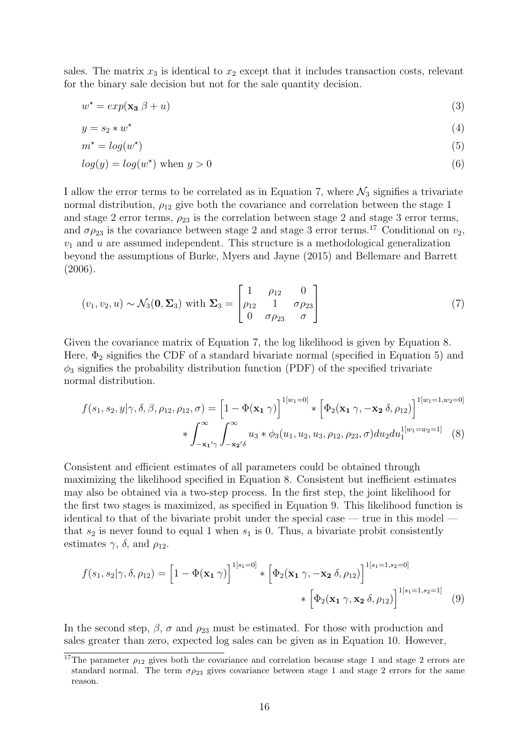sales. The matrix $x_3$ is identical to $x_2$ except that it includes transaction costs, relevant for the binary sale decision but not for the sale quantity decision.

$$w^\star = exp(\mathbf{x_3}\,\beta + u) \tag{3}$$

$$y = s_2 * w^\star \tag{4}$$

$$m^\star = log(w^\star) \tag{5}$$

$$log(y) = log(w^\star) \text{ when } y > 0 \tag{6}$$

I allow the error terms to be correlated as in Equation 7, where $\mathcal{N}_3$ signifies a trivariate normal distribution, $\rho_{12}$ give both the covariance and correlation between the stage 1 and stage 2 error terms, $\rho_{23}$ is the correlation between stage 2 and stage 3 error terms, and $\sigma\rho_{23}$ is the covariance between stage 2 and stage 3 error terms.[17] Conditional on $v_2$, $v_1$ and $u$ are assumed independent. This structure is a methodological generalization beyond the assumptions of Burke, Myers and Jayne (2015) and Bellemare and Barrett (2006).

$$(v_1, v_2, u) \sim \mathcal{N}_3(\mathbf{0}, \mathbf{\Sigma}_3) \text{ with } \mathbf{\Sigma}_3 = \begin{bmatrix} 1 & \rho_{12} & 0 \\ \rho_{12} & 1 & \sigma\rho_{23} \\ 0 & \sigma\rho_{23} & \sigma \end{bmatrix} \tag{7}$$

Given the covariance matrix of Equation 7, the log likelihood is given by Equation 8. Here, $\Phi_2$ signifies the CDF of a standard bivariate normal (specified in Equation 5) and $\phi_3$ signifies the probability distribution function (PDF) of the specified trivariate normal distribution.

$$f(s_1, s_2, y|\gamma, \delta, \beta, \rho_{12}, \rho_{12}, \sigma) = \Big[1 - \Phi(\mathbf{x_1}\,\gamma)\Big]^{1[w_1=0]} * \Big[\Phi_2(\mathbf{x_1}\,\gamma, -\mathbf{x_2}\,\delta, \rho_{12})\Big]^{1[w_1=1,w_2=0]} * \int_{-\mathbf{x_1}'\gamma}^{\infty}\int_{-\mathbf{x_2}'\delta}^{\infty} u_3 * \phi_3(u_1, u_2, u_3, \rho_{12}, \rho_{23}, \sigma)du_2du_1^{1[w_1=w_2=1]} \tag{8}$$

Consistent and efficient estimates of all parameters could be obtained through maximizing the likelihood specified in Equation 8. Consistent but inefficient estimates may also be obtained via a two-step process. In the first step, the joint likelihood for the first two stages is maximized, as specified in Equation 9. This likelihood function is identical to that of the bivariate probit under the special case — true in this model — that $s_2$ is never found to equal 1 when $s_1$ is 0. Thus, a bivariate probit consistently estimates $\gamma$, $\delta$, and $\rho_{12}$.

$$f(s_1, s_2|\gamma, \delta, \rho_{12}) = \Big[1 - \Phi(\mathbf{x_1}\,\gamma)\Big]^{1[s_1=0]} * \Big[\Phi_2(\mathbf{x_1}\,\gamma, -\mathbf{x_2}\,\delta, \rho_{12})\Big]^{1[s_1=1,s_2=0]} * \Big[\Phi_2(\mathbf{x_1}\,\gamma, \mathbf{x_2}\,\delta, \rho_{12})\Big]^{1[s_1=1,s_2=1]} \tag{9}$$

In the second step, $\beta$, $\sigma$ and $\rho_{23}$ must be estimated. For those with production and sales greater than zero, expected log sales can be given as in Equation 10. However,

[17] The parameter $\rho_{12}$ gives both the covariance and correlation because stage 1 and stage 2 errors are standard normal. The term $\sigma\rho_{23}$ gives covariance between stage 1 and stage 2 errors for the same reason.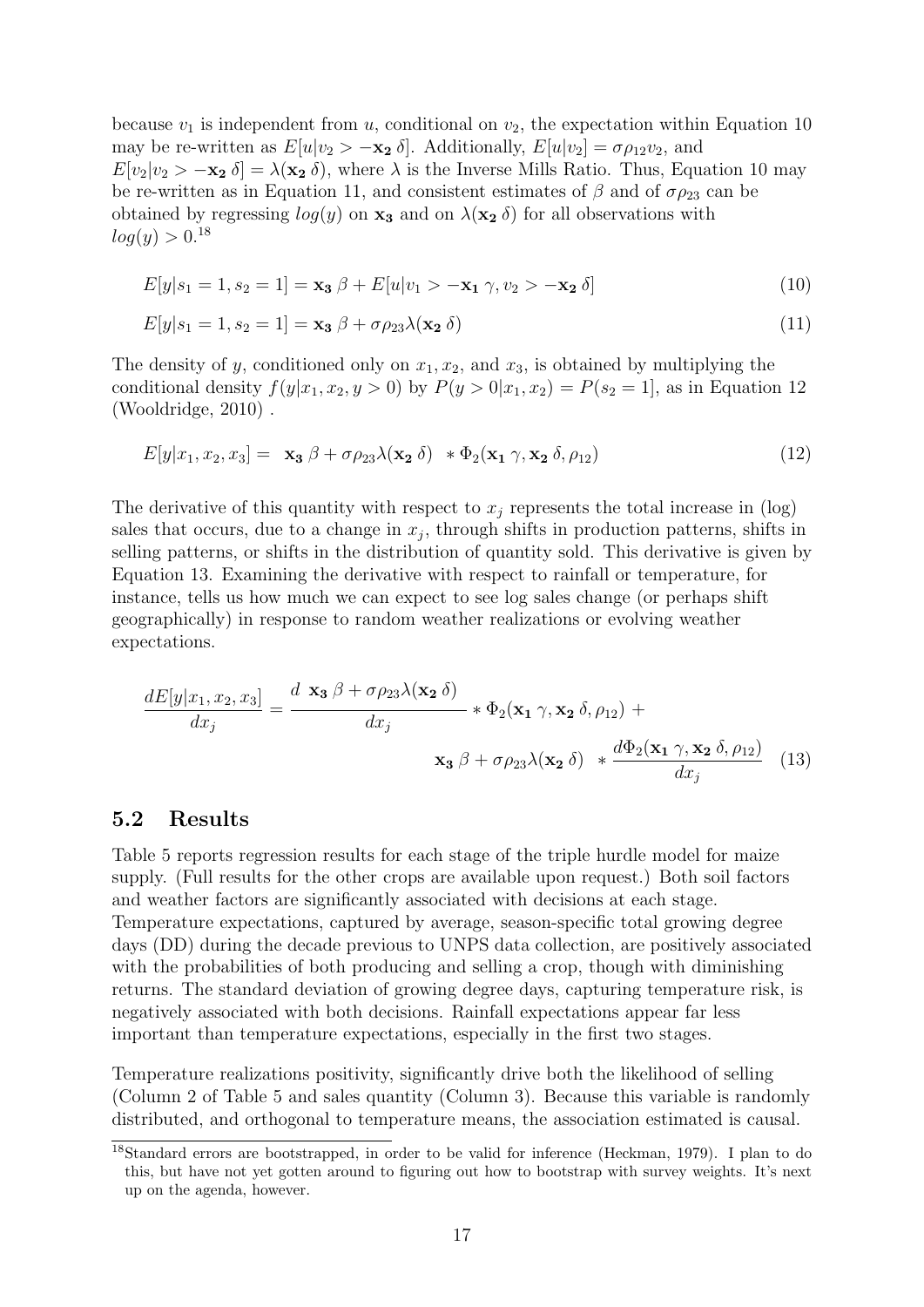because $v_1$ is independent from $u$, conditional on $v_2$, the expectation within Equation 10 may be re-written as $E[u|v_2 > -\mathbf{x_2}\,\delta]$. Additionally, $E[u|v_2] = \sigma\rho_{12}v_2$, and $E[v_2|v_2 > -\mathbf{x_2}\,\delta] = \lambda(\mathbf{x_2}\,\delta)$, where $\lambda$ is the Inverse Mills Ratio. Thus, Equation 10 may be re-written as in Equation 11, and consistent estimates of $\beta$ and of $\sigma\rho_{23}$ can be obtained by regressing $log(y)$ on $\mathbf{x_3}$ and on $\lambda(\mathbf{x_2}\,\delta)$ for all observations with $log(y) > 0$.[18]

$$E[y|s_1 = 1, s_2 = 1] = \mathbf{x_3}\,\beta + E[u|v_1 > -\mathbf{x_1}\,\gamma, v_2 > -\mathbf{x_2}\,\delta] \tag{10}$$

$$E[y|s_1 = 1, s_2 = 1] = \mathbf{x_3}\,\beta + \sigma\rho_{23}\lambda(\mathbf{x_2}\,\delta) \tag{11}$$

The density of $y$, conditioned only on $x_1, x_2$, and $x_3$, is obtained by multiplying the conditional density $f(y|x_1, x_2, y > 0)$ by $P(y > 0|x_1, x_2) = P(s_2 = 1]$, as in Equation 12 (Wooldridge, 2010) .

$$E[y|x_1, x_2, x_3] = \left(\mathbf{x_3}\,\beta + \sigma\rho_{23}\lambda(\mathbf{x_2}\,\delta)\right) * \Phi_2(\mathbf{x_1}\,\gamma, \mathbf{x_2}\,\delta, \rho_{12}) \tag{12}$$

The derivative of this quantity with respect to $x_j$ represents the total increase in (log) sales that occurs, due to a change in $x_j$, through shifts in production patterns, shifts in selling patterns, or shifts in the distribution of quantity sold. This derivative is given by Equation 13. Examining the derivative with respect to rainfall or temperature, for instance, tells us how much we can expect to see log sales change (or perhaps shift geographically) in response to random weather realizations or evolving weather expectations.

$$\frac{dE[y|x_1, x_2, x_3]}{dx_j} = \frac{d\left(\mathbf{x_3}\,\beta + \sigma\rho_{23}\lambda(\mathbf{x_2}\,\delta)\right)}{dx_j} * \Phi_2(\mathbf{x_1}\,\gamma, \mathbf{x_2}\,\delta, \rho_{12}) + \left(\mathbf{x_3}\,\beta + \sigma\rho_{23}\lambda(\mathbf{x_2}\,\delta)\right) * \frac{d\Phi_2(\mathbf{x_1}\,\gamma, \mathbf{x_2}\,\delta, \rho_{12})}{dx_j} \tag{13}$$

## 5.2 Results

Table 5 reports regression results for each stage of the triple hurdle model for maize supply. (Full results for the other crops are available upon request.) Both soil factors and weather factors are significantly associated with decisions at each stage. Temperature expectations, captured by average, season-specific total growing degree days (DD) during the decade previous to UNPS data collection, are positively associated with the probabilities of both producing and selling a crop, though with diminishing returns. The standard deviation of growing degree days, capturing temperature risk, is negatively associated with both decisions. Rainfall expectations appear far less important than temperature expectations, especially in the first two stages.

Temperature realizations positivity, significantly drive both the likelihood of selling (Column 2 of Table 5 and sales quantity (Column 3). Because this variable is randomly distributed, and orthogonal to temperature means, the association estimated is causal.

[18] Standard errors are bootstrapped, in order to be valid for inference (Heckman, 1979). I plan to do this, but have not yet gotten around to figuring out how to bootstrap with survey weights. It's next up on the agenda, however.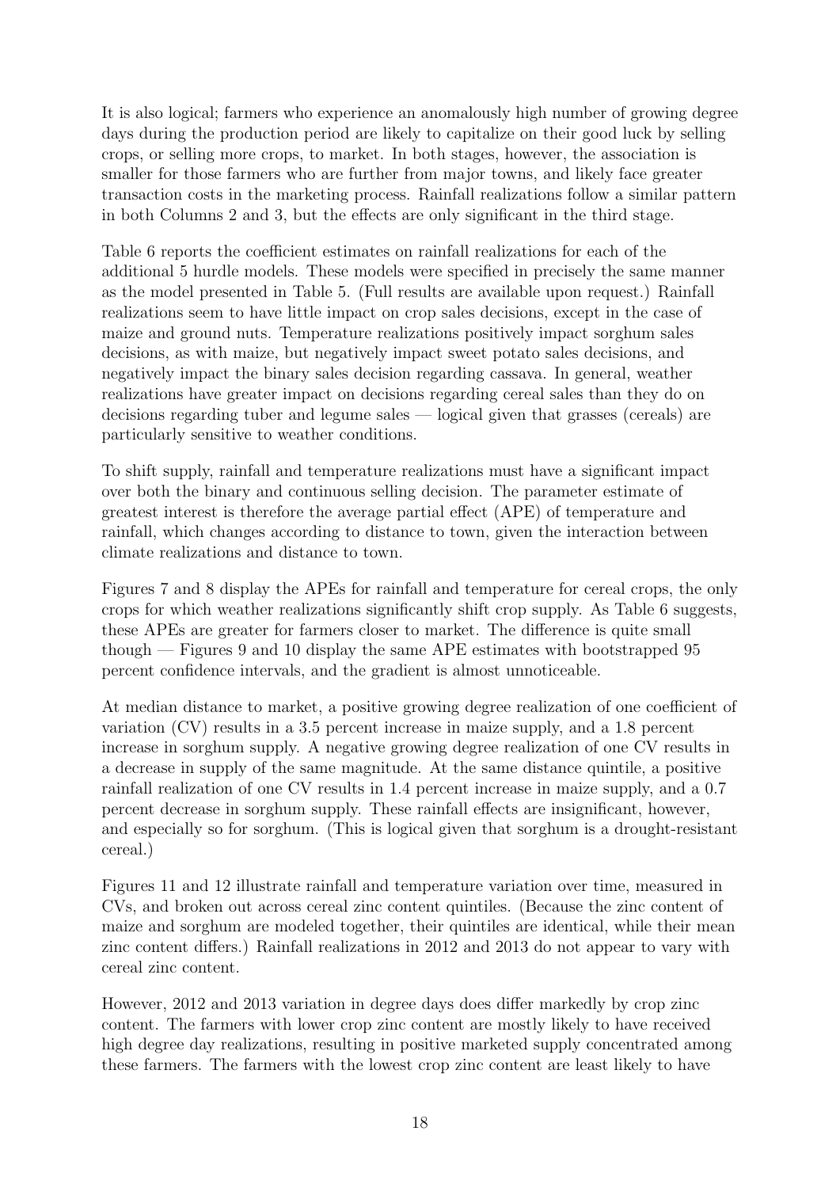It is also logical; farmers who experience an anomalously high number of growing degree days during the production period are likely to capitalize on their good luck by selling crops, or selling more crops, to market. In both stages, however, the association is smaller for those farmers who are further from major towns, and likely face greater transaction costs in the marketing process. Rainfall realizations follow a similar pattern in both Columns 2 and 3, but the effects are only significant in the third stage.

Table 6 reports the coefficient estimates on rainfall realizations for each of the additional 5 hurdle models. These models were specified in precisely the same manner as the model presented in Table 5. (Full results are available upon request.) Rainfall realizations seem to have little impact on crop sales decisions, except in the case of maize and ground nuts. Temperature realizations positively impact sorghum sales decisions, as with maize, but negatively impact sweet potato sales decisions, and negatively impact the binary sales decision regarding cassava. In general, weather realizations have greater impact on decisions regarding cereal sales than they do on decisions regarding tuber and legume sales — logical given that grasses (cereals) are particularly sensitive to weather conditions.

To shift supply, rainfall and temperature realizations must have a significant impact over both the binary and continuous selling decision. The parameter estimate of greatest interest is therefore the average partial effect (APE) of temperature and rainfall, which changes according to distance to town, given the interaction between climate realizations and distance to town.

Figures 7 and 8 display the APEs for rainfall and temperature for cereal crops, the only crops for which weather realizations significantly shift crop supply. As Table 6 suggests, these APEs are greater for farmers closer to market. The difference is quite small though — Figures 9 and 10 display the same APE estimates with bootstrapped 95 percent confidence intervals, and the gradient is almost unnoticeable.

At median distance to market, a positive growing degree realization of one coefficient of variation (CV) results in a 3.5 percent increase in maize supply, and a 1.8 percent increase in sorghum supply. A negative growing degree realization of one CV results in a decrease in supply of the same magnitude. At the same distance quintile, a positive rainfall realization of one CV results in 1.4 percent increase in maize supply, and a 0.7 percent decrease in sorghum supply. These rainfall effects are insignificant, however, and especially so for sorghum. (This is logical given that sorghum is a drought-resistant cereal.)

Figures 11 and 12 illustrate rainfall and temperature variation over time, measured in CVs, and broken out across cereal zinc content quintiles. (Because the zinc content of maize and sorghum are modeled together, their quintiles are identical, while their mean zinc content differs.) Rainfall realizations in 2012 and 2013 do not appear to vary with cereal zinc content.

However, 2012 and 2013 variation in degree days does differ markedly by crop zinc content. The farmers with lower crop zinc content are mostly likely to have received high degree day realizations, resulting in positive marketed supply concentrated among these farmers. The farmers with the lowest crop zinc content are least likely to have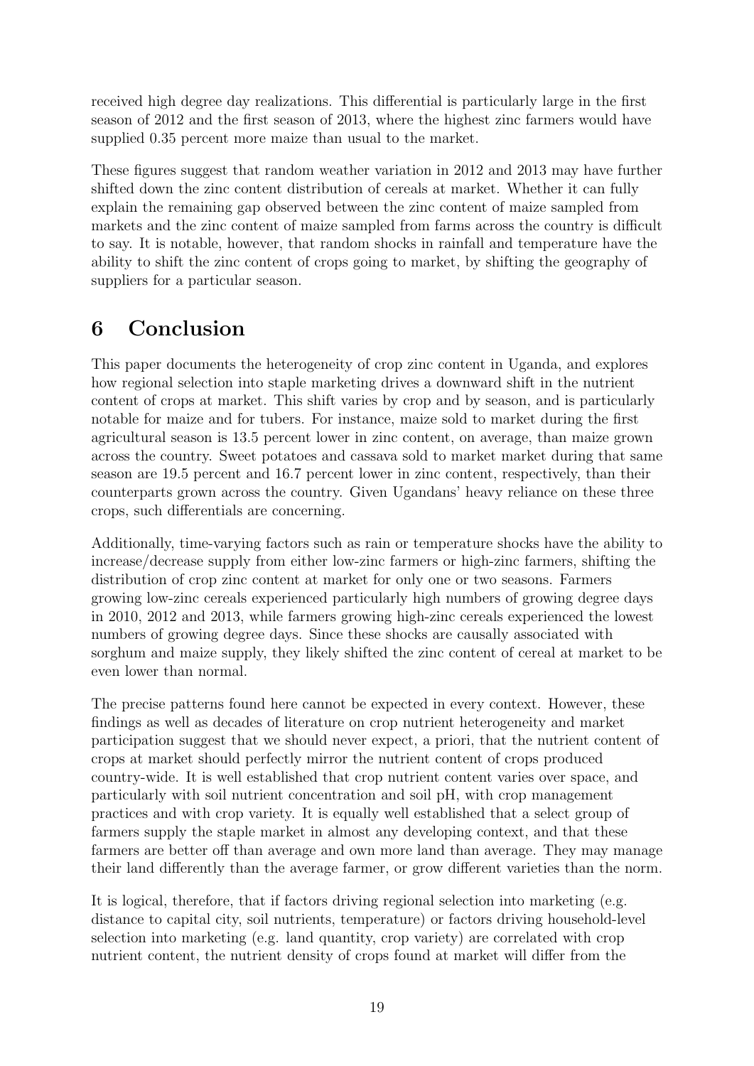received high degree day realizations. This differential is particularly large in the first season of 2012 and the first season of 2013, where the highest zinc farmers would have supplied 0.35 percent more maize than usual to the market.

These figures suggest that random weather variation in 2012 and 2013 may have further shifted down the zinc content distribution of cereals at market. Whether it can fully explain the remaining gap observed between the zinc content of maize sampled from markets and the zinc content of maize sampled from farms across the country is difficult to say. It is notable, however, that random shocks in rainfall and temperature have the ability to shift the zinc content of crops going to market, by shifting the geography of suppliers for a particular season.

# 6 Conclusion

This paper documents the heterogeneity of crop zinc content in Uganda, and explores how regional selection into staple marketing drives a downward shift in the nutrient content of crops at market. This shift varies by crop and by season, and is particularly notable for maize and for tubers. For instance, maize sold to market during the first agricultural season is 13.5 percent lower in zinc content, on average, than maize grown across the country. Sweet potatoes and cassava sold to market market during that same season are 19.5 percent and 16.7 percent lower in zinc content, respectively, than their counterparts grown across the country. Given Ugandans' heavy reliance on these three crops, such differentials are concerning.

Additionally, time-varying factors such as rain or temperature shocks have the ability to increase/decrease supply from either low-zinc farmers or high-zinc farmers, shifting the distribution of crop zinc content at market for only one or two seasons. Farmers growing low-zinc cereals experienced particularly high numbers of growing degree days in 2010, 2012 and 2013, while farmers growing high-zinc cereals experienced the lowest numbers of growing degree days. Since these shocks are causally associated with sorghum and maize supply, they likely shifted the zinc content of cereal at market to be even lower than normal.

The precise patterns found here cannot be expected in every context. However, these findings as well as decades of literature on crop nutrient heterogeneity and market participation suggest that we should never expect, a priori, that the nutrient content of crops at market should perfectly mirror the nutrient content of crops produced country-wide. It is well established that crop nutrient content varies over space, and particularly with soil nutrient concentration and soil pH, with crop management practices and with crop variety. It is equally well established that a select group of farmers supply the staple market in almost any developing context, and that these farmers are better off than average and own more land than average. They may manage their land differently than the average farmer, or grow different varieties than the norm.

It is logical, therefore, that if factors driving regional selection into marketing (e.g. distance to capital city, soil nutrients, temperature) or factors driving household-level selection into marketing (e.g. land quantity, crop variety) are correlated with crop nutrient content, the nutrient density of crops found at market will differ from the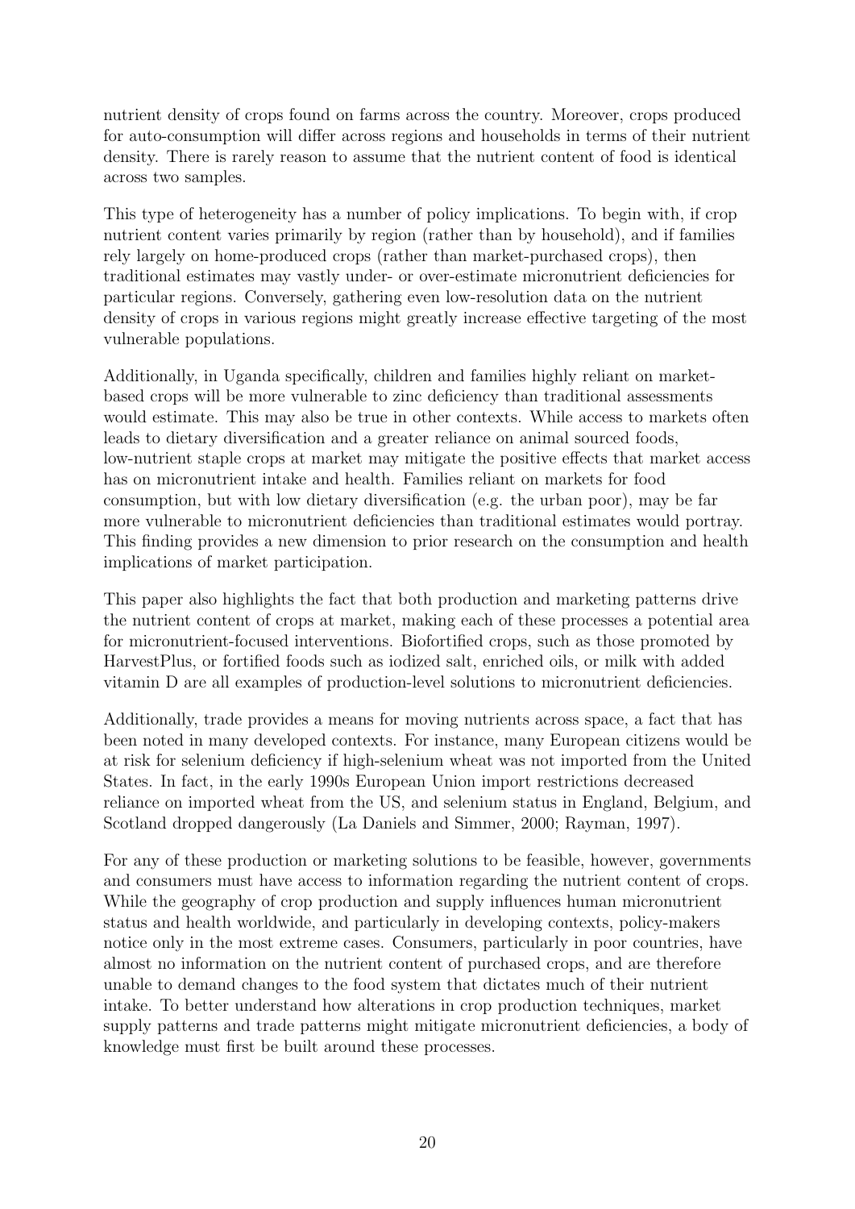nutrient density of crops found on farms across the country. Moreover, crops produced for auto-consumption will differ across regions and households in terms of their nutrient density. There is rarely reason to assume that the nutrient content of food is identical across two samples.

This type of heterogeneity has a number of policy implications. To begin with, if crop nutrient content varies primarily by region (rather than by household), and if families rely largely on home-produced crops (rather than market-purchased crops), then traditional estimates may vastly under- or over-estimate micronutrient deficiencies for particular regions. Conversely, gathering even low-resolution data on the nutrient density of crops in various regions might greatly increase effective targeting of the most vulnerable populations.

Additionally, in Uganda specifically, children and families highly reliant on market-based crops will be more vulnerable to zinc deficiency than traditional assessments would estimate. This may also be true in other contexts. While access to markets often leads to dietary diversification and a greater reliance on animal sourced foods, low-nutrient staple crops at market may mitigate the positive effects that market access has on micronutrient intake and health. Families reliant on markets for food consumption, but with low dietary diversification (e.g. the urban poor), may be far more vulnerable to micronutrient deficiencies than traditional estimates would portray. This finding provides a new dimension to prior research on the consumption and health implications of market participation.

This paper also highlights the fact that both production and marketing patterns drive the nutrient content of crops at market, making each of these processes a potential area for micronutrient-focused interventions. Biofortified crops, such as those promoted by HarvestPlus, or fortified foods such as iodized salt, enriched oils, or milk with added vitamin D are all examples of production-level solutions to micronutrient deficiencies.

Additionally, trade provides a means for moving nutrients across space, a fact that has been noted in many developed contexts. For instance, many European citizens would be at risk for selenium deficiency if high-selenium wheat was not imported from the United States. In fact, in the early 1990s European Union import restrictions decreased reliance on imported wheat from the US, and selenium status in England, Belgium, and Scotland dropped dangerously (La Daniels and Simmer, 2000; Rayman, 1997).

For any of these production or marketing solutions to be feasible, however, governments and consumers must have access to information regarding the nutrient content of crops. While the geography of crop production and supply influences human micronutrient status and health worldwide, and particularly in developing contexts, policy-makers notice only in the most extreme cases. Consumers, particularly in poor countries, have almost no information on the nutrient content of purchased crops, and are therefore unable to demand changes to the food system that dictates much of their nutrient intake. To better understand how alterations in crop production techniques, market supply patterns and trade patterns might mitigate micronutrient deficiencies, a body of knowledge must first be built around these processes.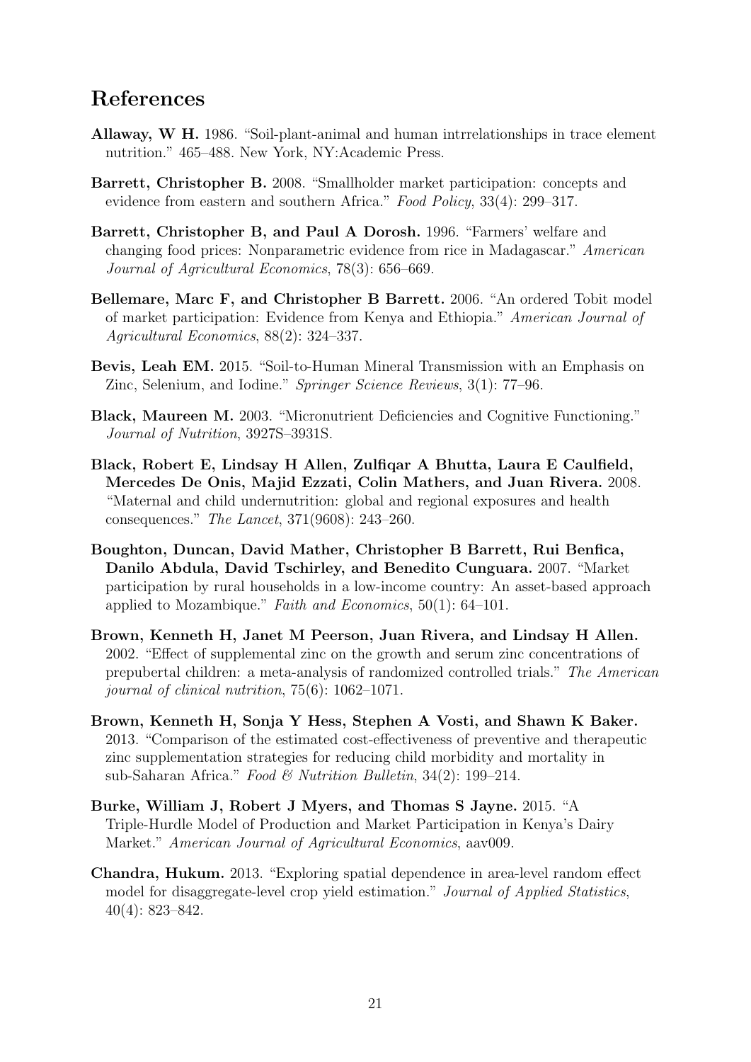# References

**Allaway, W H.** 1986. "Soil-plant-animal and human intrrelationships in trace element nutrition." 465–488. New York, NY:Academic Press.

**Barrett, Christopher B.** 2008. "Smallholder market participation: concepts and evidence from eastern and southern Africa." *Food Policy*, 33(4): 299–317.

**Barrett, Christopher B, and Paul A Dorosh.** 1996. "Farmers' welfare and changing food prices: Nonparametric evidence from rice in Madagascar." *American Journal of Agricultural Economics*, 78(3): 656–669.

**Bellemare, Marc F, and Christopher B Barrett.** 2006. "An ordered Tobit model of market participation: Evidence from Kenya and Ethiopia." *American Journal of Agricultural Economics*, 88(2): 324–337.

**Bevis, Leah EM.** 2015. "Soil-to-Human Mineral Transmission with an Emphasis on Zinc, Selenium, and Iodine." *Springer Science Reviews*, 3(1): 77–96.

**Black, Maureen M.** 2003. "Micronutrient Deficiencies and Cognitive Functioning." *Journal of Nutrition*, 3927S–3931S.

**Black, Robert E, Lindsay H Allen, Zulfiqar A Bhutta, Laura E Caulfield, Mercedes De Onis, Majid Ezzati, Colin Mathers, and Juan Rivera.** 2008. "Maternal and child undernutrition: global and regional exposures and health consequences." *The Lancet*, 371(9608): 243–260.

**Boughton, Duncan, David Mather, Christopher B Barrett, Rui Benfica, Danilo Abdula, David Tschirley, and Benedito Cunguara.** 2007. "Market participation by rural households in a low-income country: An asset-based approach applied to Mozambique." *Faith and Economics*, 50(1): 64–101.

**Brown, Kenneth H, Janet M Peerson, Juan Rivera, and Lindsay H Allen.** 2002. "Effect of supplemental zinc on the growth and serum zinc concentrations of prepubertal children: a meta-analysis of randomized controlled trials." *The American journal of clinical nutrition*, 75(6): 1062–1071.

**Brown, Kenneth H, Sonja Y Hess, Stephen A Vosti, and Shawn K Baker.** 2013. "Comparison of the estimated cost-effectiveness of preventive and therapeutic zinc supplementation strategies for reducing child morbidity and mortality in sub-Saharan Africa." *Food & Nutrition Bulletin*, 34(2): 199–214.

**Burke, William J, Robert J Myers, and Thomas S Jayne.** 2015. "A Triple-Hurdle Model of Production and Market Participation in Kenya's Dairy Market." *American Journal of Agricultural Economics*, aav009.

**Chandra, Hukum.** 2013. "Exploring spatial dependence in area-level random effect model for disaggregate-level crop yield estimation." *Journal of Applied Statistics*, 40(4): 823–842.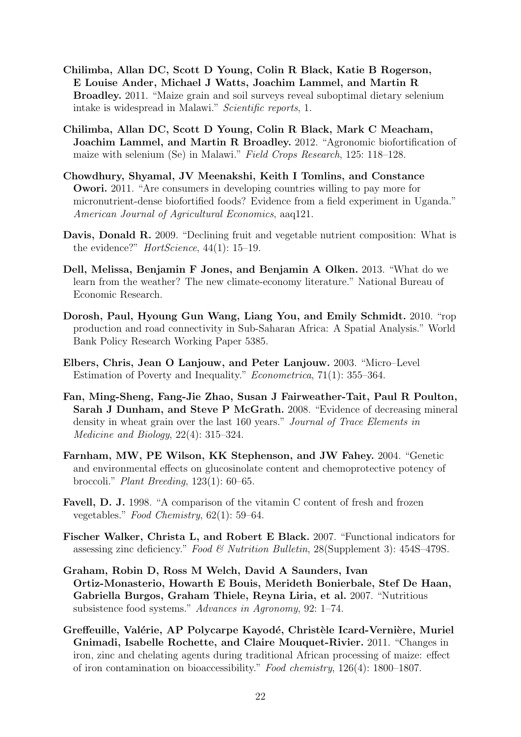**Chilimba, Allan DC, Scott D Young, Colin R Black, Katie B Rogerson, E Louise Ander, Michael J Watts, Joachim Lammel, and Martin R Broadley.** 2011. "Maize grain and soil surveys reveal suboptimal dietary selenium intake is widespread in Malawi." *Scientific reports*, 1.

**Chilimba, Allan DC, Scott D Young, Colin R Black, Mark C Meacham, Joachim Lammel, and Martin R Broadley.** 2012. "Agronomic biofortification of maize with selenium (Se) in Malawi." *Field Crops Research*, 125: 118–128.

**Chowdhury, Shyamal, JV Meenakshi, Keith I Tomlins, and Constance Owori.** 2011. "Are consumers in developing countries willing to pay more for micronutrient-dense biofortified foods? Evidence from a field experiment in Uganda." *American Journal of Agricultural Economics*, aaq121.

**Davis, Donald R.** 2009. "Declining fruit and vegetable nutrient composition: What is the evidence?" *HortScience*, 44(1): 15–19.

**Dell, Melissa, Benjamin F Jones, and Benjamin A Olken.** 2013. "What do we learn from the weather? The new climate-economy literature." National Bureau of Economic Research.

**Dorosh, Paul, Hyoung Gun Wang, Liang You, and Emily Schmidt.** 2010. "rop production and road connectivity in Sub-Saharan Africa: A Spatial Analysis." World Bank Policy Research Working Paper 5385.

**Elbers, Chris, Jean O Lanjouw, and Peter Lanjouw.** 2003. "Micro–Level Estimation of Poverty and Inequality." *Econometrica*, 71(1): 355–364.

**Fan, Ming-Sheng, Fang-Jie Zhao, Susan J Fairweather-Tait, Paul R Poulton, Sarah J Dunham, and Steve P McGrath.** 2008. "Evidence of decreasing mineral density in wheat grain over the last 160 years." *Journal of Trace Elements in Medicine and Biology*, 22(4): 315–324.

**Farnham, MW, PE Wilson, KK Stephenson, and JW Fahey.** 2004. "Genetic and environmental effects on glucosinolate content and chemoprotective potency of broccoli." *Plant Breeding*, 123(1): 60–65.

**Favell, D. J.** 1998. "A comparison of the vitamin C content of fresh and frozen vegetables." *Food Chemistry*, 62(1): 59–64.

**Fischer Walker, Christa L, and Robert E Black.** 2007. "Functional indicators for assessing zinc deficiency." *Food & Nutrition Bulletin*, 28(Supplement 3): 454S–479S.

**Graham, Robin D, Ross M Welch, David A Saunders, Ivan Ortiz-Monasterio, Howarth E Bouis, Merideth Bonierbale, Stef De Haan, Gabriella Burgos, Graham Thiele, Reyna Liria, et al.** 2007. "Nutritious subsistence food systems." *Advances in Agronomy*, 92: 1–74.

**Greffeuille, Valérie, AP Polycarpe Kayodé, Christèle Icard-Vernière, Muriel Gnimadi, Isabelle Rochette, and Claire Mouquet-Rivier.** 2011. "Changes in iron, zinc and chelating agents during traditional African processing of maize: effect of iron contamination on bioaccessibility." *Food chemistry*, 126(4): 1800–1807.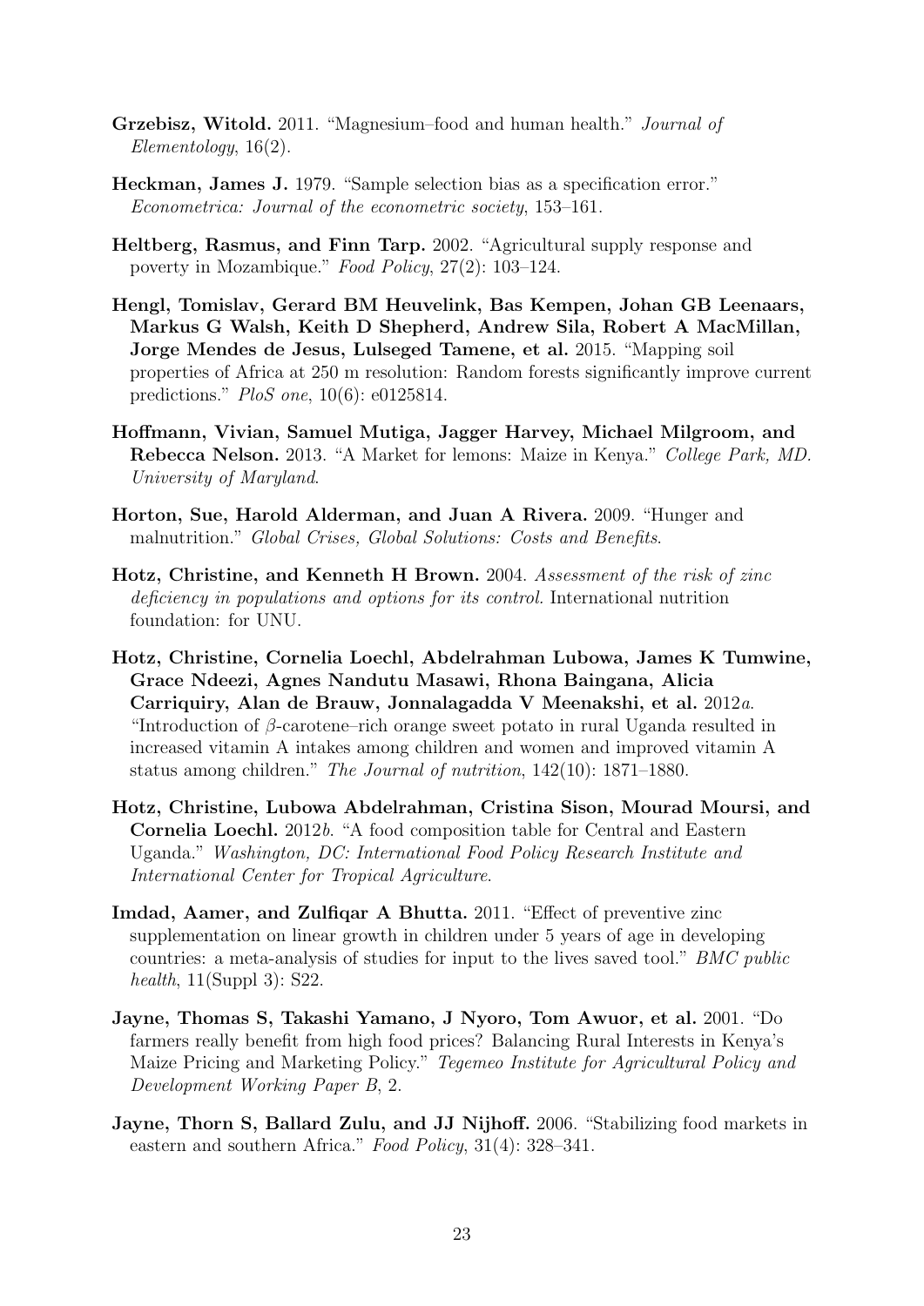**Grzebisz, Witold.** 2011. "Magnesium–food and human health." *Journal of Elementology*, 16(2).

**Heckman, James J.** 1979. "Sample selection bias as a specification error." *Econometrica: Journal of the econometric society*, 153–161.

**Heltberg, Rasmus, and Finn Tarp.** 2002. "Agricultural supply response and poverty in Mozambique." *Food Policy*, 27(2): 103–124.

**Hengl, Tomislav, Gerard BM Heuvelink, Bas Kempen, Johan GB Leenaars, Markus G Walsh, Keith D Shepherd, Andrew Sila, Robert A MacMillan, Jorge Mendes de Jesus, Lulseged Tamene, et al.** 2015. "Mapping soil properties of Africa at 250 m resolution: Random forests significantly improve current predictions." *PloS one*, 10(6): e0125814.

**Hoffmann, Vivian, Samuel Mutiga, Jagger Harvey, Michael Milgroom, and Rebecca Nelson.** 2013. "A Market for lemons: Maize in Kenya." *College Park, MD. University of Maryland*.

**Horton, Sue, Harold Alderman, and Juan A Rivera.** 2009. "Hunger and malnutrition." *Global Crises, Global Solutions: Costs and Benefits*.

**Hotz, Christine, and Kenneth H Brown.** 2004. *Assessment of the risk of zinc deficiency in populations and options for its control.* International nutrition foundation: for UNU.

**Hotz, Christine, Cornelia Loechl, Abdelrahman Lubowa, James K Tumwine, Grace Ndeezi, Agnes Nandutu Masawi, Rhona Baingana, Alicia Carriquiry, Alan de Brauw, Jonnalagadda V Meenakshi, et al.** 2012*a*. "Introduction of $\beta$-carotene–rich orange sweet potato in rural Uganda resulted in increased vitamin A intakes among children and women and improved vitamin A status among children." *The Journal of nutrition*, 142(10): 1871–1880.

**Hotz, Christine, Lubowa Abdelrahman, Cristina Sison, Mourad Moursi, and Cornelia Loechl.** 2012*b*. "A food composition table for Central and Eastern Uganda." *Washington, DC: International Food Policy Research Institute and International Center for Tropical Agriculture*.

**Imdad, Aamer, and Zulfiqar A Bhutta.** 2011. "Effect of preventive zinc supplementation on linear growth in children under 5 years of age in developing countries: a meta-analysis of studies for input to the lives saved tool." *BMC public health*, 11(Suppl 3): S22.

**Jayne, Thomas S, Takashi Yamano, J Nyoro, Tom Awuor, et al.** 2001. "Do farmers really benefit from high food prices? Balancing Rural Interests in Kenya's Maize Pricing and Marketing Policy." *Tegemeo Institute for Agricultural Policy and Development Working Paper B*, 2.

**Jayne, Thorn S, Ballard Zulu, and JJ Nijhoff.** 2006. "Stabilizing food markets in eastern and southern Africa." *Food Policy*, 31(4): 328–341.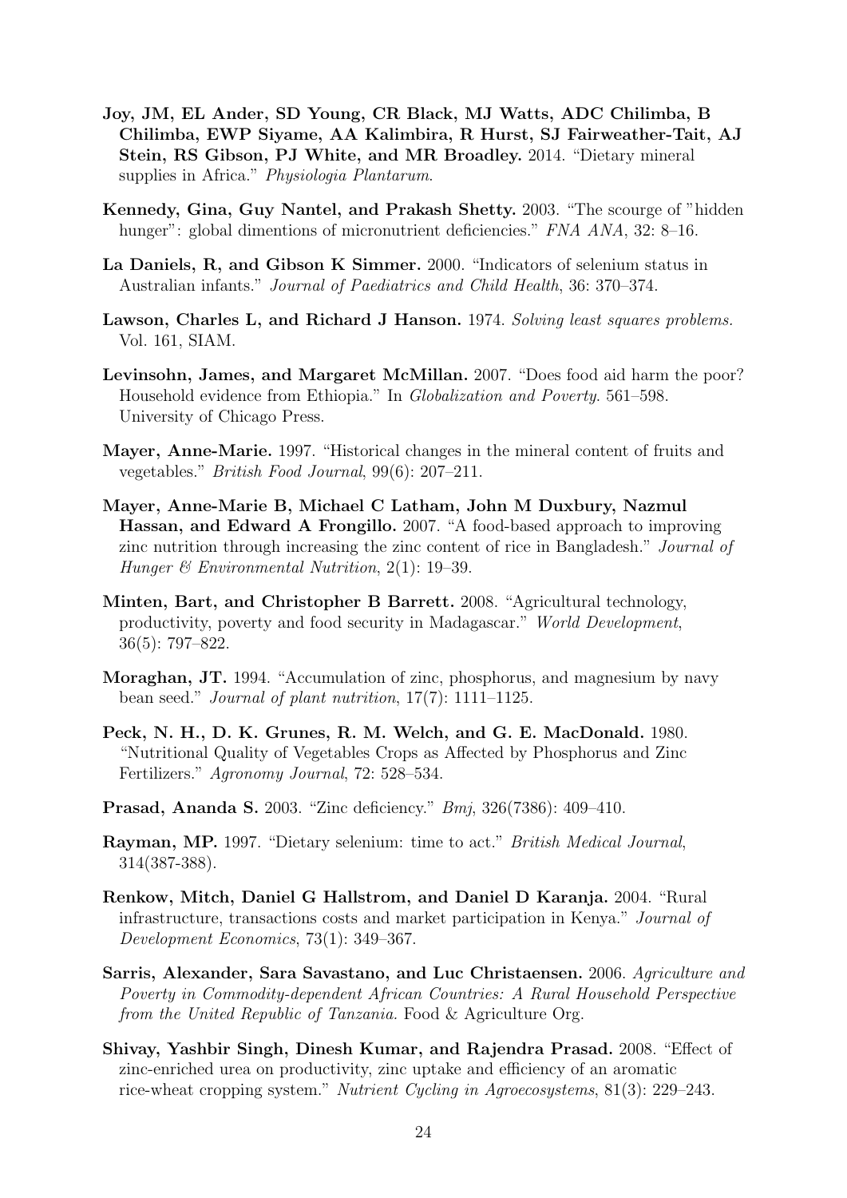**Joy, JM, EL Ander, SD Young, CR Black, MJ Watts, ADC Chilimba, B Chilimba, EWP Siyame, AA Kalimbira, R Hurst, SJ Fairweather-Tait, AJ Stein, RS Gibson, PJ White, and MR Broadley.** 2014. "Dietary mineral supplies in Africa." *Physiologia Plantarum*.

**Kennedy, Gina, Guy Nantel, and Prakash Shetty.** 2003. "The scourge of "hidden hunger": global dimentions of micronutrient deficiencies." *FNA ANA*, 32: 8–16.

**La Daniels, R, and Gibson K Simmer.** 2000. "Indicators of selenium status in Australian infants." *Journal of Paediatrics and Child Health*, 36: 370–374.

**Lawson, Charles L, and Richard J Hanson.** 1974. *Solving least squares problems.* Vol. 161, SIAM.

**Levinsohn, James, and Margaret McMillan.** 2007. "Does food aid harm the poor? Household evidence from Ethiopia." In *Globalization and Poverty.* 561–598. University of Chicago Press.

**Mayer, Anne-Marie.** 1997. "Historical changes in the mineral content of fruits and vegetables." *British Food Journal*, 99(6): 207–211.

**Mayer, Anne-Marie B, Michael C Latham, John M Duxbury, Nazmul Hassan, and Edward A Frongillo.** 2007. "A food-based approach to improving zinc nutrition through increasing the zinc content of rice in Bangladesh." *Journal of Hunger & Environmental Nutrition*, 2(1): 19–39.

**Minten, Bart, and Christopher B Barrett.** 2008. "Agricultural technology, productivity, poverty and food security in Madagascar." *World Development*, 36(5): 797–822.

**Moraghan, JT.** 1994. "Accumulation of zinc, phosphorus, and magnesium by navy bean seed." *Journal of plant nutrition*, 17(7): 1111–1125.

**Peck, N. H., D. K. Grunes, R. M. Welch, and G. E. MacDonald.** 1980. "Nutritional Quality of Vegetables Crops as Affected by Phosphorus and Zinc Fertilizers." *Agronomy Journal*, 72: 528–534.

**Prasad, Ananda S.** 2003. "Zinc deficiency." *Bmj*, 326(7386): 409–410.

**Rayman, MP.** 1997. "Dietary selenium: time to act." *British Medical Journal*, 314(387-388).

**Renkow, Mitch, Daniel G Hallstrom, and Daniel D Karanja.** 2004. "Rural infrastructure, transactions costs and market participation in Kenya." *Journal of Development Economics*, 73(1): 349–367.

**Sarris, Alexander, Sara Savastano, and Luc Christaensen.** 2006. *Agriculture and Poverty in Commodity-dependent African Countries: A Rural Household Perspective from the United Republic of Tanzania.* Food & Agriculture Org.

**Shivay, Yashbir Singh, Dinesh Kumar, and Rajendra Prasad.** 2008. "Effect of zinc-enriched urea on productivity, zinc uptake and efficiency of an aromatic rice-wheat cropping system." *Nutrient Cycling in Agroecosystems*, 81(3): 229–243.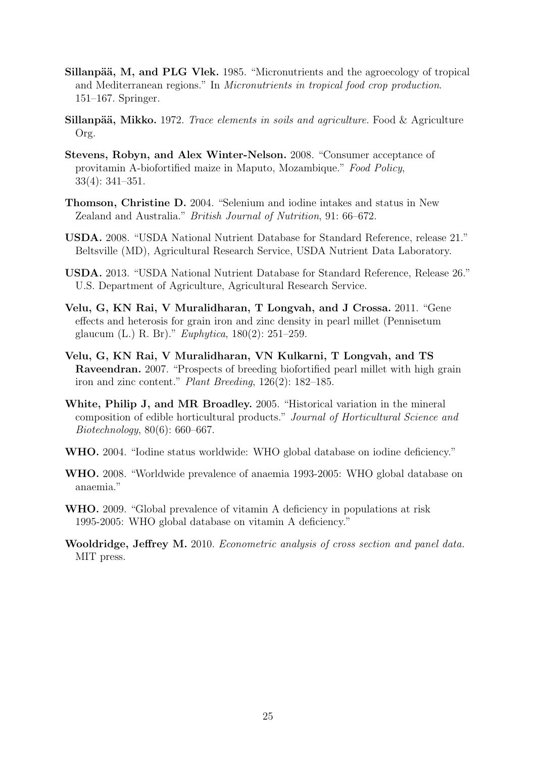**Sillanpää, M, and PLG Vlek.** 1985. "Micronutrients and the agroecology of tropical and Mediterranean regions." In *Micronutrients in tropical food crop production*. 151–167. Springer.

**Sillanpää, Mikko.** 1972. *Trace elements in soils and agriculture.* Food & Agriculture Org.

**Stevens, Robyn, and Alex Winter-Nelson.** 2008. "Consumer acceptance of provitamin A-biofortified maize in Maputo, Mozambique." *Food Policy*, 33(4): 341–351.

**Thomson, Christine D.** 2004. "Selenium and iodine intakes and status in New Zealand and Australia." *British Journal of Nutrition*, 91: 66–672.

**USDA.** 2008. "USDA National Nutrient Database for Standard Reference, release 21." Beltsville (MD), Agricultural Research Service, USDA Nutrient Data Laboratory.

**USDA.** 2013. "USDA National Nutrient Database for Standard Reference, Release 26." U.S. Department of Agriculture, Agricultural Research Service.

**Velu, G, KN Rai, V Muralidharan, T Longvah, and J Crossa.** 2011. "Gene effects and heterosis for grain iron and zinc density in pearl millet (Pennisetum glaucum (L.) R. Br)." *Euphytica*, 180(2): 251–259.

**Velu, G, KN Rai, V Muralidharan, VN Kulkarni, T Longvah, and TS Raveendran.** 2007. "Prospects of breeding biofortified pearl millet with high grain iron and zinc content." *Plant Breeding*, 126(2): 182–185.

**White, Philip J, and MR Broadley.** 2005. "Historical variation in the mineral composition of edible horticultural products." *Journal of Horticultural Science and Biotechnology*, 80(6): 660–667.

**WHO.** 2004. "Iodine status worldwide: WHO global database on iodine deficiency."

**WHO.** 2008. "Worldwide prevalence of anaemia 1993-2005: WHO global database on anaemia."

**WHO.** 2009. "Global prevalence of vitamin A deficiency in populations at risk 1995-2005: WHO global database on vitamin A deficiency."

**Wooldridge, Jeffrey M.** 2010. *Econometric analysis of cross section and panel data.* MIT press.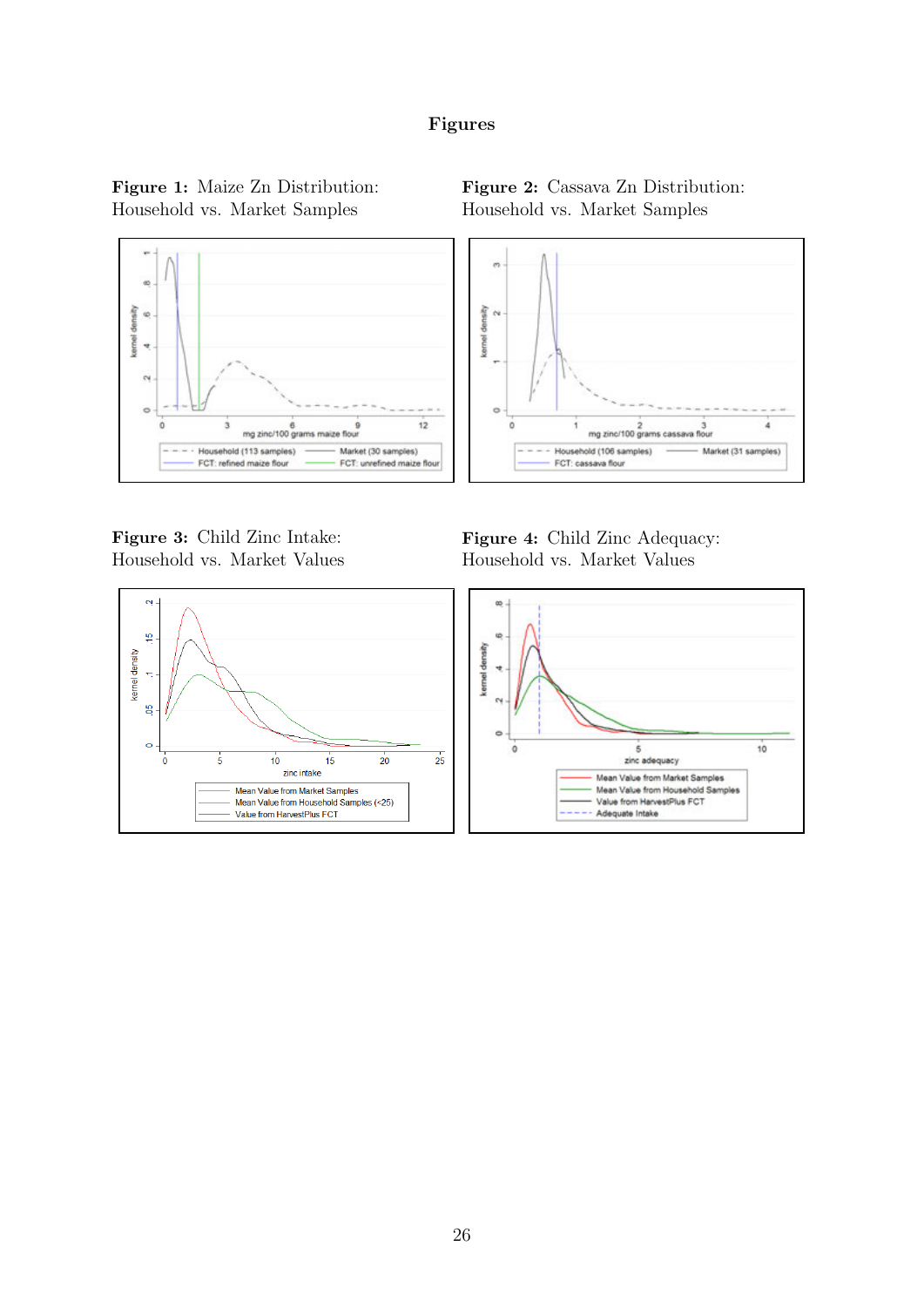# Figures

**Figure 1:** Maize Zn Distribution: Household vs. Market Samples

**Figure 2:** Cassava Zn Distribution: Household vs. Market Samples

**Figure 3:** Child Zinc Intake: Household vs. Market Values

**Figure 4:** Child Zinc Adequacy: Household vs. Market Values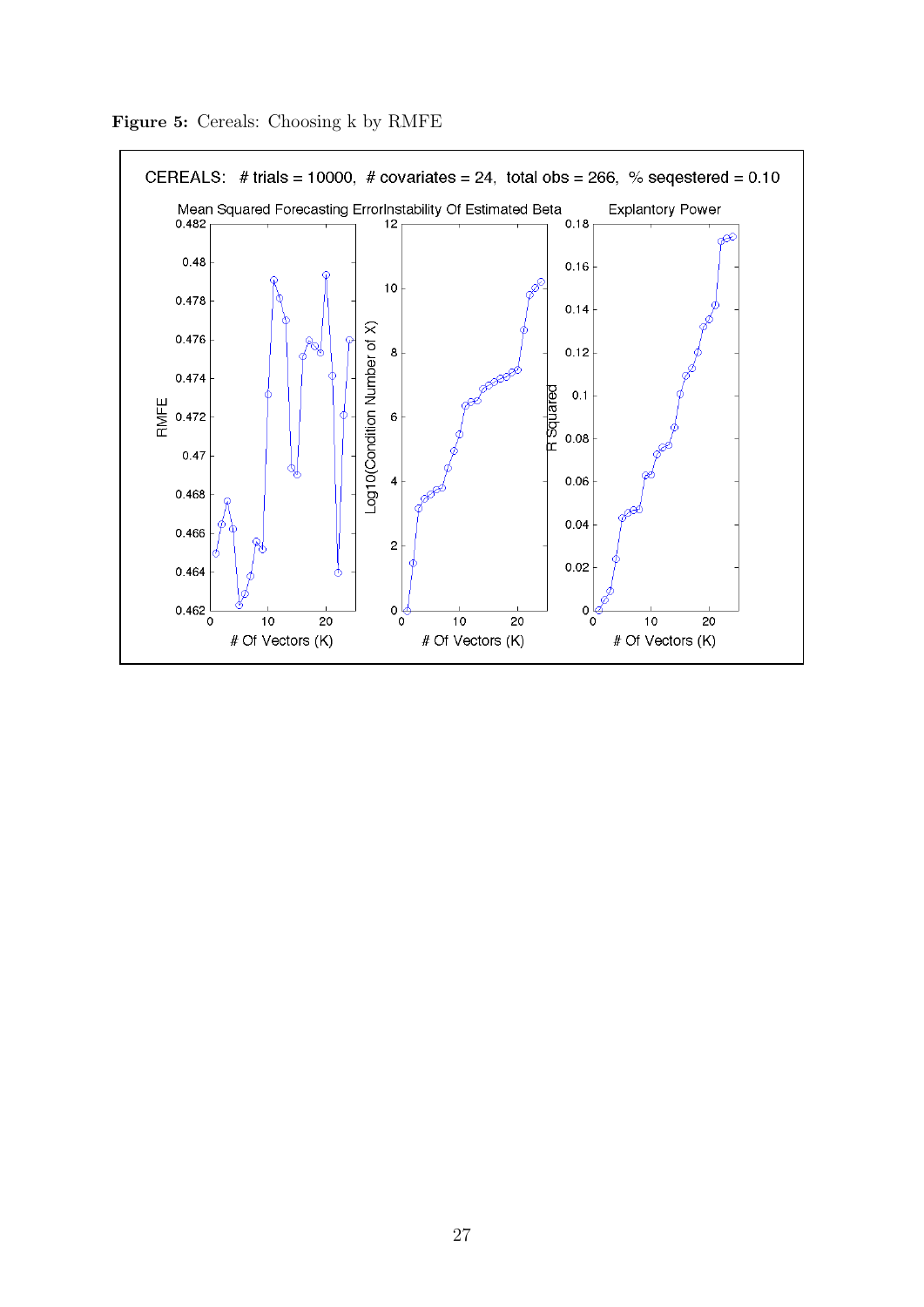**Figure 5:** Cereals: Choosing k by RMFE

CEREALS: # trials = 10000, # covariates = 24, total obs = 266, % seqestered = 0.10

Mean Squared Forecasting Error | Instability Of Estimated Beta | Explantory Power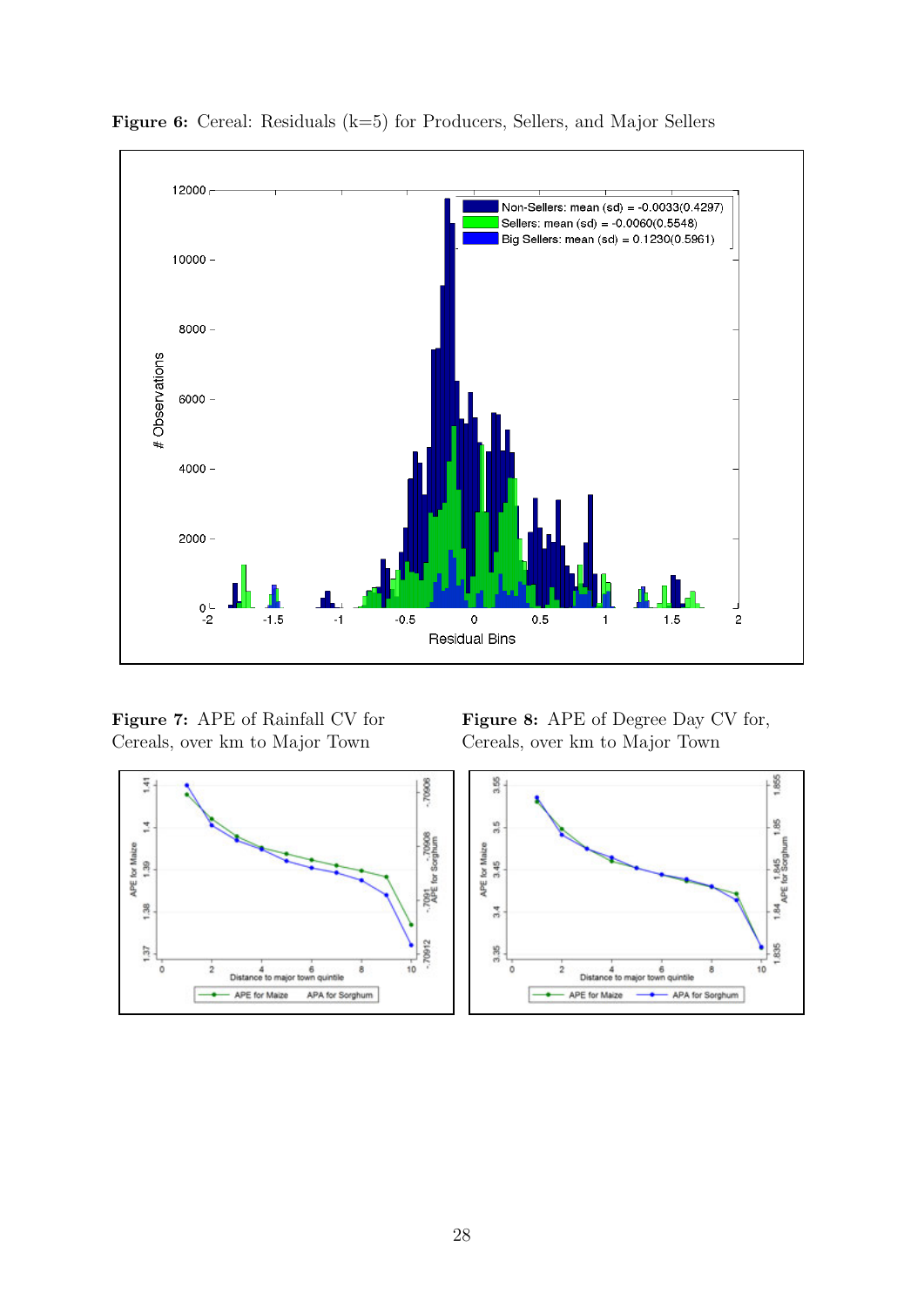**Figure 6:** Cereal: Residuals (k=5) for Producers, Sellers, and Major Sellers

**Figure 7:** APE of Rainfall CV for Cereals, over km to Major Town

**Figure 8:** APE of Degree Day CV for, Cereals, over km to Major Town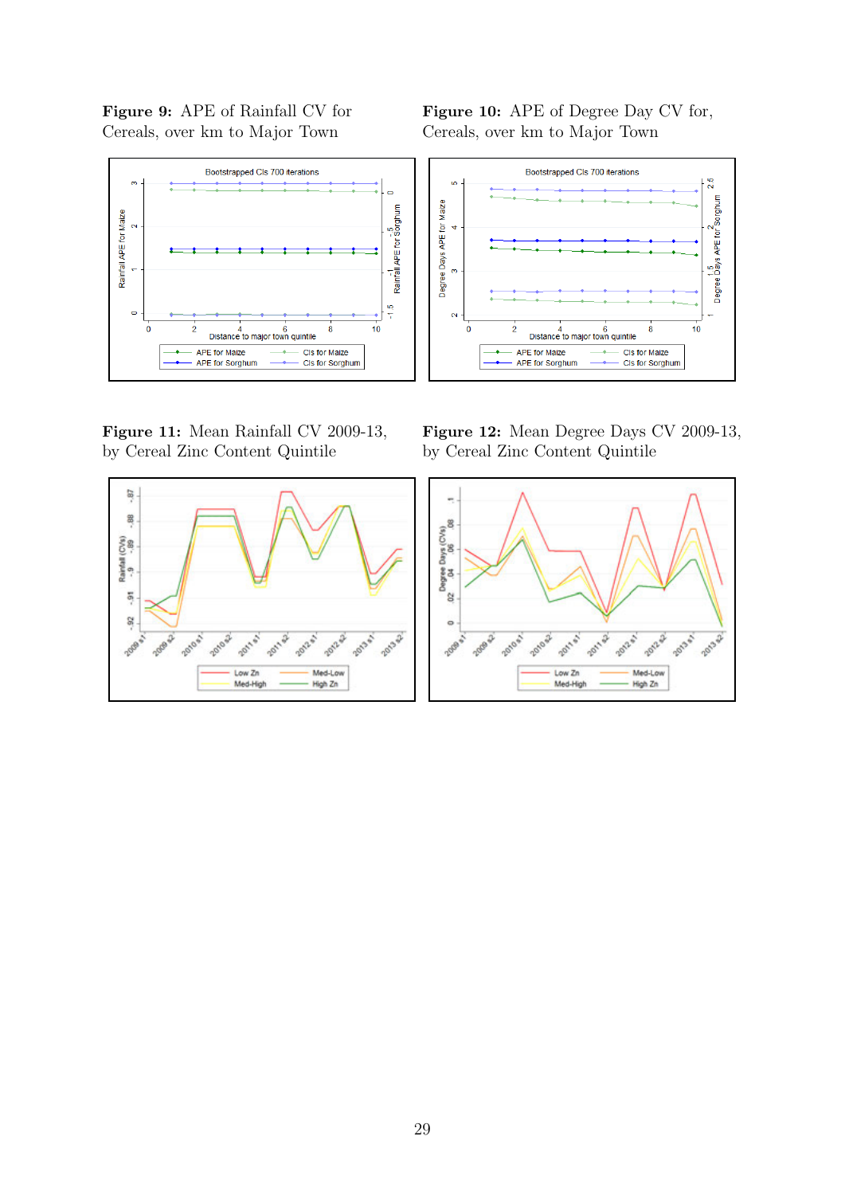**Figure 9:** APE of Rainfall CV for Cereals, over km to Major Town

**Figure 10:** APE of Degree Day CV for, Cereals, over km to Major Town

**Figure 11:** Mean Rainfall CV 2009-13, by Cereal Zinc Content Quintile

**Figure 12:** Mean Degree Days CV 2009-13, by Cereal Zinc Content Quintile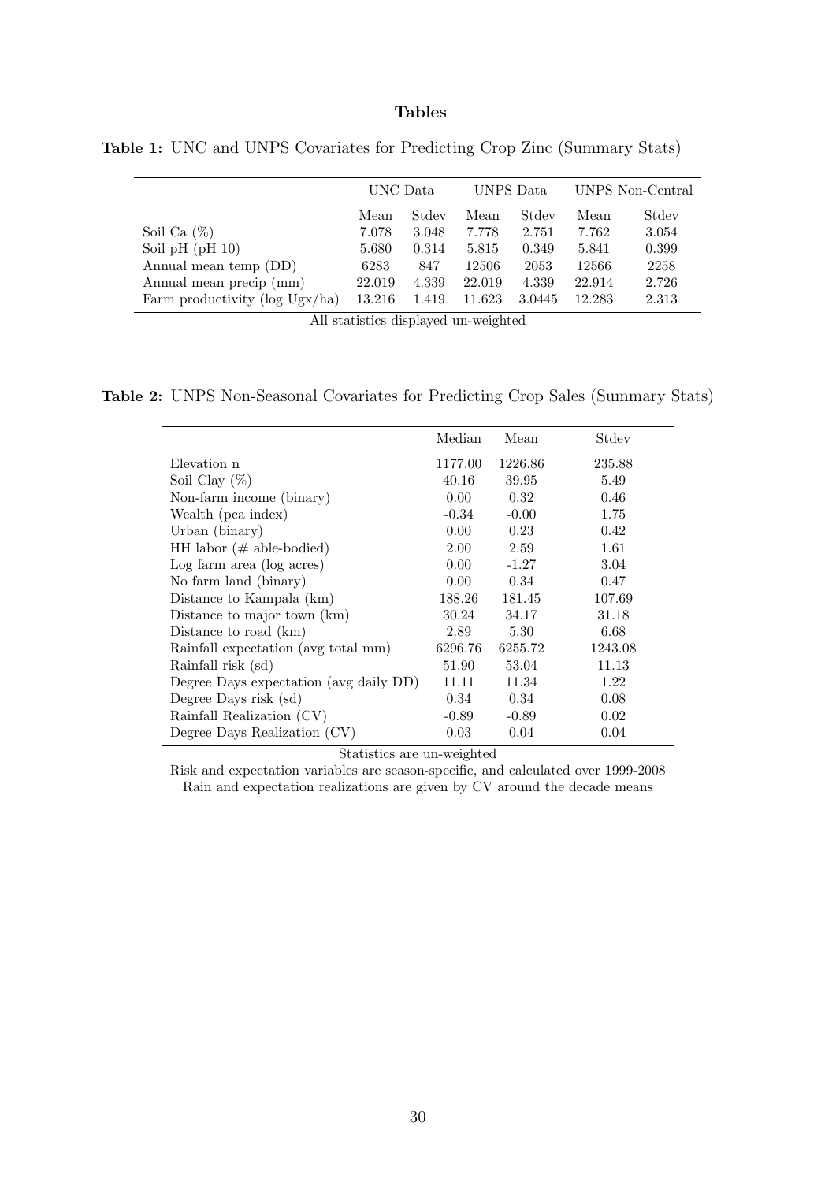# Tables

**Table 1:** UNC and UNPS Covariates for Predicting Crop Zinc (Summary Stats)

| | UNC Data | | UNPS Data | | UNPS Non-Central | |
|---|---|---|---|---|---|---|
| | Mean | Stdev | Mean | Stdev | Mean | Stdev |
| Soil Ca (%) | 7.078 | 3.048 | 7.778 | 2.751 | 7.762 | 3.054 |
| Soil pH (pH 10) | 5.680 | 0.314 | 5.815 | 0.349 | 5.841 | 0.399 |
| Annual mean temp (DD) | 6283 | 847 | 12506 | 2053 | 12566 | 2258 |
| Annual mean precip (mm) | 22.019 | 4.339 | 22.019 | 4.339 | 22.914 | 2.726 |
| Farm productivity (log Ugx/ha) | 13.216 | 1.419 | 11.623 | 3.0445 | 12.283 | 2.313 |

All statistics displayed un-weighted

**Table 2:** UNPS Non-Seasonal Covariates for Predicting Crop Sales (Summary Stats)

| | Median | Mean | Stdev |
|---|---|---|---|
| Elevation n | 1177.00 | 1226.86 | 235.88 |
| Soil Clay (%) | 40.16 | 39.95 | 5.49 |
| Non-farm income (binary) | 0.00 | 0.32 | 0.46 |
| Wealth (pca index) | -0.34 | -0.00 | 1.75 |
| Urban (binary) | 0.00 | 0.23 | 0.42 |
| HH labor (# able-bodied) | 2.00 | 2.59 | 1.61 |
| Log farm area (log acres) | 0.00 | -1.27 | 3.04 |
| No farm land (binary) | 0.00 | 0.34 | 0.47 |
| Distance to Kampala (km) | 188.26 | 181.45 | 107.69 |
| Distance to major town (km) | 30.24 | 34.17 | 31.18 |
| Distance to road (km) | 2.89 | 5.30 | 6.68 |
| Rainfall expectation (avg total mm) | 6296.76 | 6255.72 | 1243.08 |
| Rainfall risk (sd) | 51.90 | 53.04 | 11.13 |
| Degree Days expectation (avg daily DD) | 11.11 | 11.34 | 1.22 |
| Degree Days risk (sd) | 0.34 | 0.34 | 0.08 |
| Rainfall Realization (CV) | -0.89 | -0.89 | 0.02 |
| Degree Days Realization (CV) | 0.03 | 0.04 | 0.04 |

Statistics are un-weighted

Risk and expectation variables are season-specific, and calculated over 1999-2008

Rain and expectation realizations are given by CV around the decade means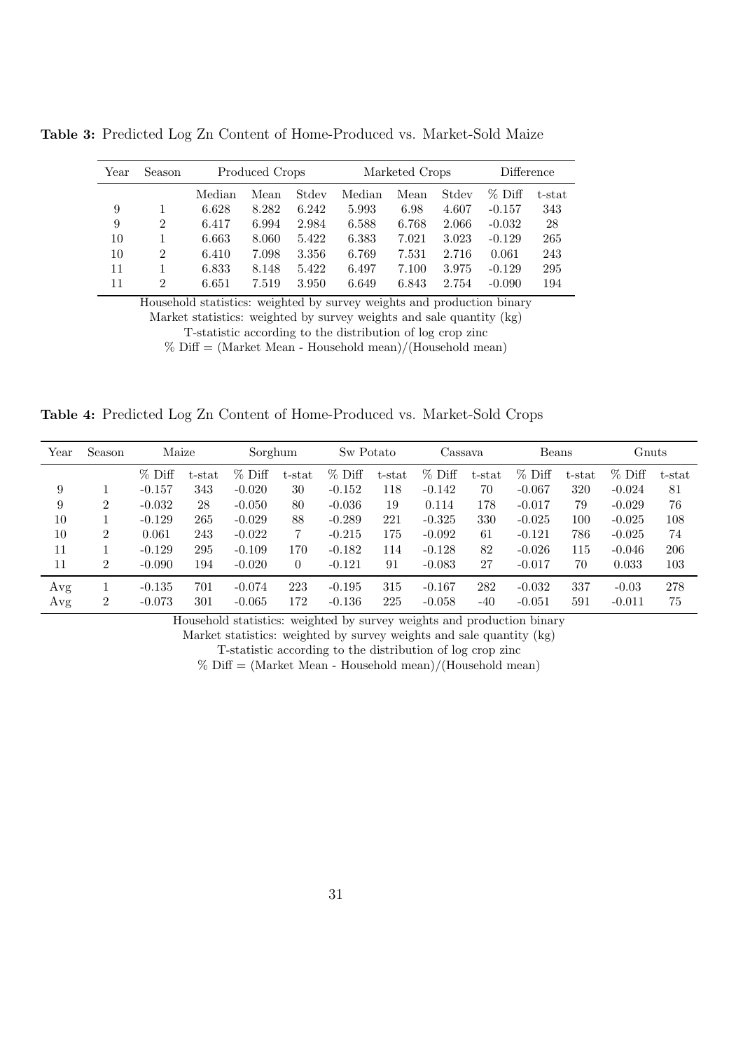**Table 3:** Predicted Log Zn Content of Home-Produced vs. Market-Sold Maize

| Year | Season | Produced Crops | | | Marketed Crops | | | Difference | |
|---|---|---|---|---|---|---|---|---|---|
| | | Median | Mean | Stdev | Median | Mean | Stdev | % Diff | t-stat |
| 9 | 1 | 6.628 | 8.282 | 6.242 | 5.993 | 6.98 | 4.607 | -0.157 | 343 |
| 9 | 2 | 6.417 | 6.994 | 2.984 | 6.588 | 6.768 | 2.066 | -0.032 | 28 |
| 10 | 1 | 6.663 | 8.060 | 5.422 | 6.383 | 7.021 | 3.023 | -0.129 | 265 |
| 10 | 2 | 6.410 | 7.098 | 3.356 | 6.769 | 7.531 | 2.716 | 0.061 | 243 |
| 11 | 1 | 6.833 | 8.148 | 5.422 | 6.497 | 7.100 | 3.975 | -0.129 | 295 |
| 11 | 2 | 6.651 | 7.519 | 3.950 | 6.649 | 6.843 | 2.754 | -0.090 | 194 |

Household statistics: weighted by survey weights and production binary
Market statistics: weighted by survey weights and sale quantity (kg)
T-statistic according to the distribution of log crop zinc
% Diff = (Market Mean - Household mean)/(Household mean)

**Table 4:** Predicted Log Zn Content of Home-Produced vs. Market-Sold Crops

| Year | Season | Maize | | Sorghum | | Sw Potato | | Cassava | | Beans | | Gnuts | |
|---|---|---|---|---|---|---|---|---|---|---|---|---|---|
| | | % Diff | t-stat | % Diff | t-stat | % Diff | t-stat | % Diff | t-stat | % Diff | t-stat | % Diff | t-stat |
| 9 | 1 | -0.157 | 343 | -0.020 | 30 | -0.152 | 118 | -0.142 | 70 | -0.067 | 320 | -0.024 | 81 |
| 9 | 2 | -0.032 | 28 | -0.050 | 80 | -0.036 | 19 | 0.114 | 178 | -0.017 | 79 | -0.029 | 76 |
| 10 | 1 | -0.129 | 265 | -0.029 | 88 | -0.289 | 221 | -0.325 | 330 | -0.025 | 100 | -0.025 | 108 |
| 10 | 2 | 0.061 | 243 | -0.022 | 7 | -0.215 | 175 | -0.092 | 61 | -0.121 | 786 | -0.025 | 74 |
| 11 | 1 | -0.129 | 295 | -0.109 | 170 | -0.182 | 114 | -0.128 | 82 | -0.026 | 115 | -0.046 | 206 |
| 11 | 2 | -0.090 | 194 | -0.020 | 0 | -0.121 | 91 | -0.083 | 27 | -0.017 | 70 | 0.033 | 103 |
| Avg | 1 | -0.135 | 701 | -0.074 | 223 | -0.195 | 315 | -0.167 | 282 | -0.032 | 337 | -0.03 | 278 |
| Avg | 2 | -0.073 | 301 | -0.065 | 172 | -0.136 | 225 | -0.058 | -40 | -0.051 | 591 | -0.011 | 75 |

Household statistics: weighted by survey weights and production binary
Market statistics: weighted by survey weights and sale quantity (kg)
T-statistic according to the distribution of log crop zinc
% Diff = (Market Mean - Household mean)/(Household mean)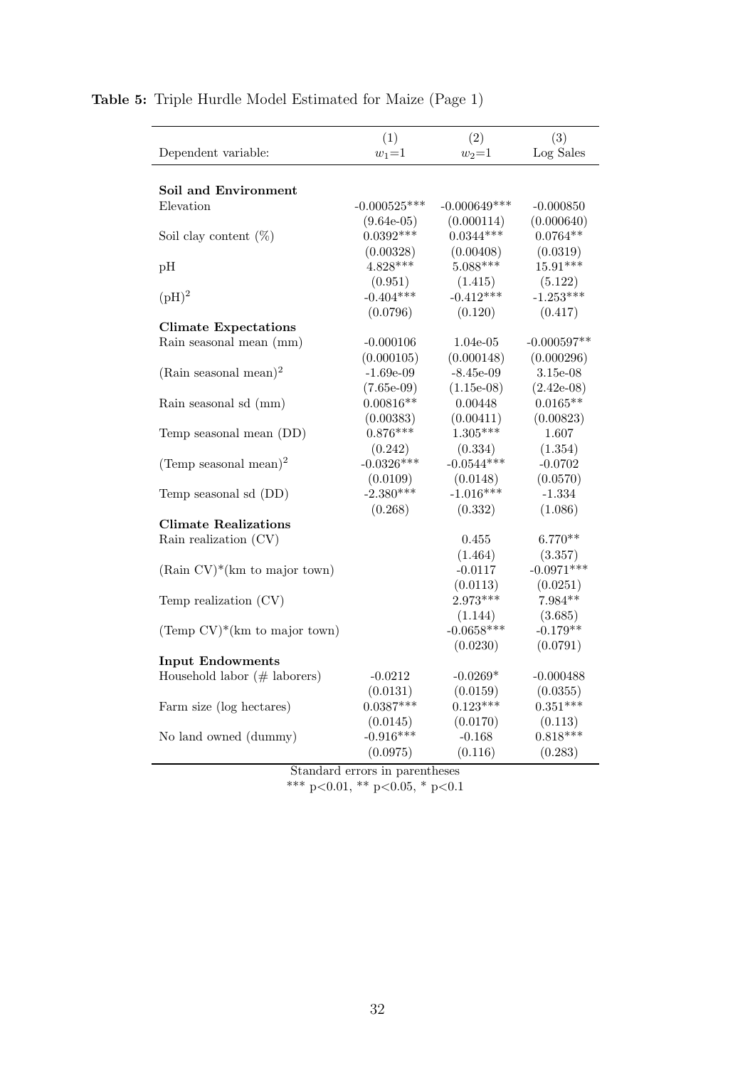**Table 5:** Triple Hurdle Model Estimated for Maize (Page 1)

| | (1) | (2) | (3) |
|---|---|---|---|
| Dependent variable: | $w_1$=1 | $w_2$=1 | Log Sales |
| **Soil and Environment** | | | |
| Elevation | -0.000525*** | -0.000649*** | -0.000850 |
| | (9.64e-05) | (0.000114) | (0.000640) |
| Soil clay content (%) | 0.0392*** | 0.0344*** | 0.0764** |
| | (0.00328) | (0.00408) | (0.0319) |
| pH | 4.828*** | 5.088*** | 15.91*** |
| | (0.951) | (1.415) | (5.122) |
| $(\text{pH})^2$ | -0.404*** | -0.412*** | -1.253*** |
| | (0.0796) | (0.120) | (0.417) |
| **Climate Expectations** | | | |
| Rain seasonal mean (mm) | -0.000106 | 1.04e-05 | -0.000597** |
| | (0.000105) | (0.000148) | (0.000296) |
| $(\text{Rain seasonal mean})^2$ | -1.69e-09 | -8.45e-09 | 3.15e-08 |
| | (7.65e-09) | (1.15e-08) | (2.42e-08) |
| Rain seasonal sd (mm) | 0.00816** | 0.00448 | 0.0165** |
| | (0.00383) | (0.00411) | (0.00823) |
| Temp seasonal mean (DD) | 0.876*** | 1.305*** | 1.607 |
| | (0.242) | (0.334) | (1.354) |
| $(\text{Temp seasonal mean})^2$ | -0.0326*** | -0.0544*** | -0.0702 |
| | (0.0109) | (0.0148) | (0.0570) |
| Temp seasonal sd (DD) | -2.380*** | -1.016*** | -1.334 |
| | (0.268) | (0.332) | (1.086) |
| **Climate Realizations** | | | |
| Rain realization (CV) | | 0.455 | 6.770** |
| | | (1.464) | (3.357) |
| (Rain CV)*(km to major town) | | -0.0117 | -0.0971*** |
| | | (0.0113) | (0.0251) |
| Temp realization (CV) | | 2.973*** | 7.984** |
| | | (1.144) | (3.685) |
| (Temp CV)*(km to major town) | | -0.0658*** | -0.179** |
| | | (0.0230) | (0.0791) |
| **Input Endowments** | | | |
| Household labor (# laborers) | -0.0212 | -0.0269* | -0.000488 |
| | (0.0131) | (0.0159) | (0.0355) |
| Farm size (log hectares) | 0.0387*** | 0.123*** | 0.351*** |
| | (0.0145) | (0.0170) | (0.113) |
| No land owned (dummy) | -0.916*** | -0.168 | 0.818*** |
| | (0.0975) | (0.116) | (0.283) |

Standard errors in parentheses

*** p<0.01, ** p<0.05, * p<0.1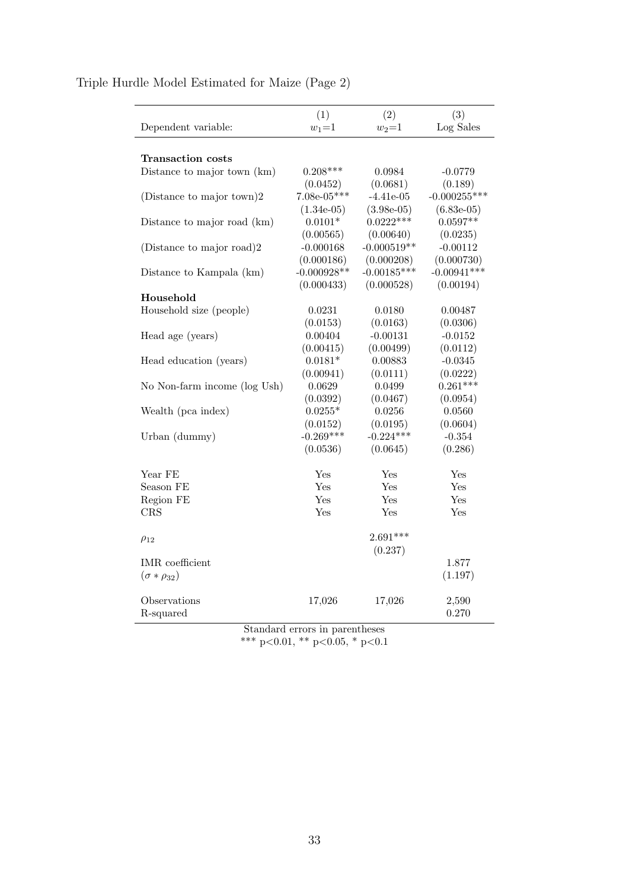Triple Hurdle Model Estimated for Maize (Page 2)

| Dependent variable: | (1)<br>$w_1$=1 | (2)<br>$w_2$=1 | (3)<br>Log Sales |
|---|---|---|---|
| **Transaction costs** | | | |
| Distance to major town (km) | 0.208*** | 0.0984 | -0.0779 |
| | (0.0452) | (0.0681) | (0.189) |
| (Distance to major town)2 | 7.08e-05*** | -4.41e-05 | -0.000255*** |
| | (1.34e-05) | (3.98e-05) | (6.83e-05) |
| Distance to major road (km) | 0.0101* | 0.0222*** | 0.0597** |
| | (0.00565) | (0.00640) | (0.0235) |
| (Distance to major road)2 | -0.000168 | -0.000519** | -0.00112 |
| | (0.000186) | (0.000208) | (0.000730) |
| Distance to Kampala (km) | -0.000928** | -0.00185*** | -0.00941*** |
| | (0.000433) | (0.000528) | (0.00194) |
| **Household** | | | |
| Household size (people) | 0.0231 | 0.0180 | 0.00487 |
| | (0.0153) | (0.0163) | (0.0306) |
| Head age (years) | 0.00404 | -0.00131 | -0.0152 |
| | (0.00415) | (0.00499) | (0.0112) |
| Head education (years) | 0.0181* | 0.00883 | -0.0345 |
| | (0.00941) | (0.0111) | (0.0222) |
| No Non-farm income (log Ush) | 0.0629 | 0.0499 | 0.261*** |
| | (0.0392) | (0.0467) | (0.0954) |
| Wealth (pca index) | 0.0255* | 0.0256 | 0.0560 |
| | (0.0152) | (0.0195) | (0.0604) |
| Urban (dummy) | -0.269*** | -0.224*** | -0.354 |
| | (0.0536) | (0.0645) | (0.286) |
| Year FE | Yes | Yes | Yes |
| Season FE | Yes | Yes | Yes |
| Region FE | Yes | Yes | Yes |
| CRS | Yes | Yes | Yes |
| $\rho_{12}$ | | 2.691*** | |
| | | (0.237) | |
| IMR coefficient | | | 1.877 |
| $(\sigma * \rho_{32})$ | | | (1.197) |
| Observations | 17,026 | 17,026 | 2,590 |
| R-squared | | | 0.270 |

Standard errors in parentheses
*** p<0.01, ** p<0.05, * p<0.1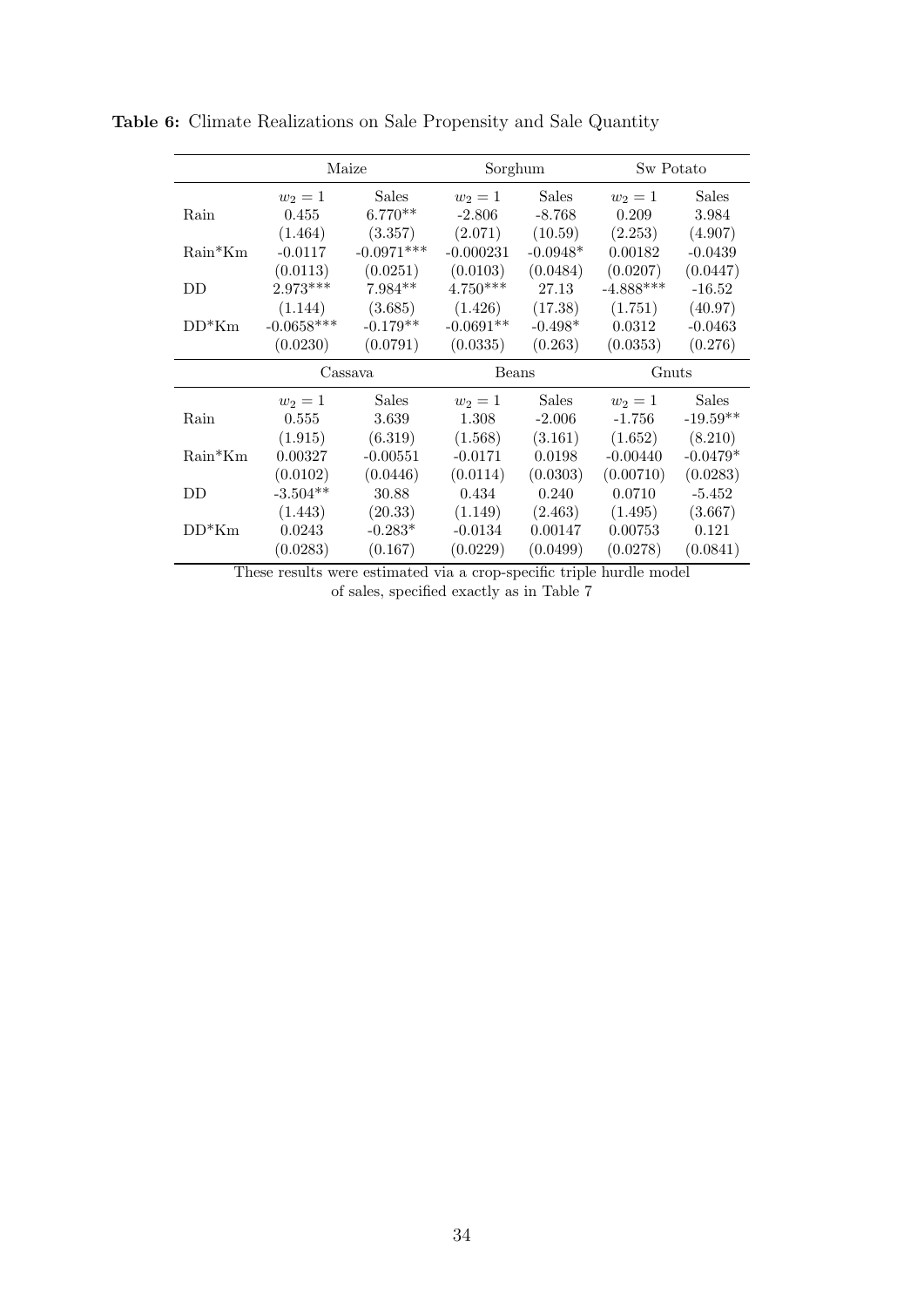**Table 6:** Climate Realizations on Sale Propensity and Sale Quantity

| | Maize | | Sorghum | | Sw Potato | |
|---|---|---|---|---|---|---|
| | $w_2 = 1$ | Sales | $w_2 = 1$ | Sales | $w_2 = 1$ | Sales |
| Rain | 0.455 | 6.770** | -2.806 | -8.768 | 0.209 | 3.984 |
| | (1.464) | (3.357) | (2.071) | (10.59) | (2.253) | (4.907) |
| Rain*Km | -0.0117 | -0.0971*** | -0.000231 | -0.0948* | 0.00182 | -0.0439 |
| | (0.0113) | (0.0251) | (0.0103) | (0.0484) | (0.0207) | (0.0447) |
| DD | 2.973*** | 7.984** | 4.750*** | 27.13 | -4.888*** | -16.52 |
| | (1.144) | (3.685) | (1.426) | (17.38) | (1.751) | (40.97) |
| DD*Km | -0.0658*** | -0.179** | -0.0691** | -0.498* | 0.0312 | -0.0463 |
| | (0.0230) | (0.0791) | (0.0335) | (0.263) | (0.0353) | (0.276) |
| | **Cassava** | | **Beans** | | **Gnuts** | |
| | $w_2 = 1$ | Sales | $w_2 = 1$ | Sales | $w_2 = 1$ | Sales |
| Rain | 0.555 | 3.639 | 1.308 | -2.006 | -1.756 | -19.59** |
| | (1.915) | (6.319) | (1.568) | (3.161) | (1.652) | (8.210) |
| Rain*Km | 0.00327 | -0.00551 | -0.0171 | 0.0198 | -0.00440 | -0.0479* |
| | (0.0102) | (0.0446) | (0.0114) | (0.0303) | (0.00710) | (0.0283) |
| DD | -3.504** | 30.88 | 0.434 | 0.240 | 0.0710 | -5.452 |
| | (1.443) | (20.33) | (1.149) | (2.463) | (1.495) | (3.667) |
| DD*Km | 0.0243 | -0.283* | -0.0134 | 0.00147 | 0.00753 | 0.121 |
| | (0.0283) | (0.167) | (0.0229) | (0.0499) | (0.0278) | (0.0841) |

These results were estimated via a crop-specific triple hurdle model of sales, specified exactly as in Table 7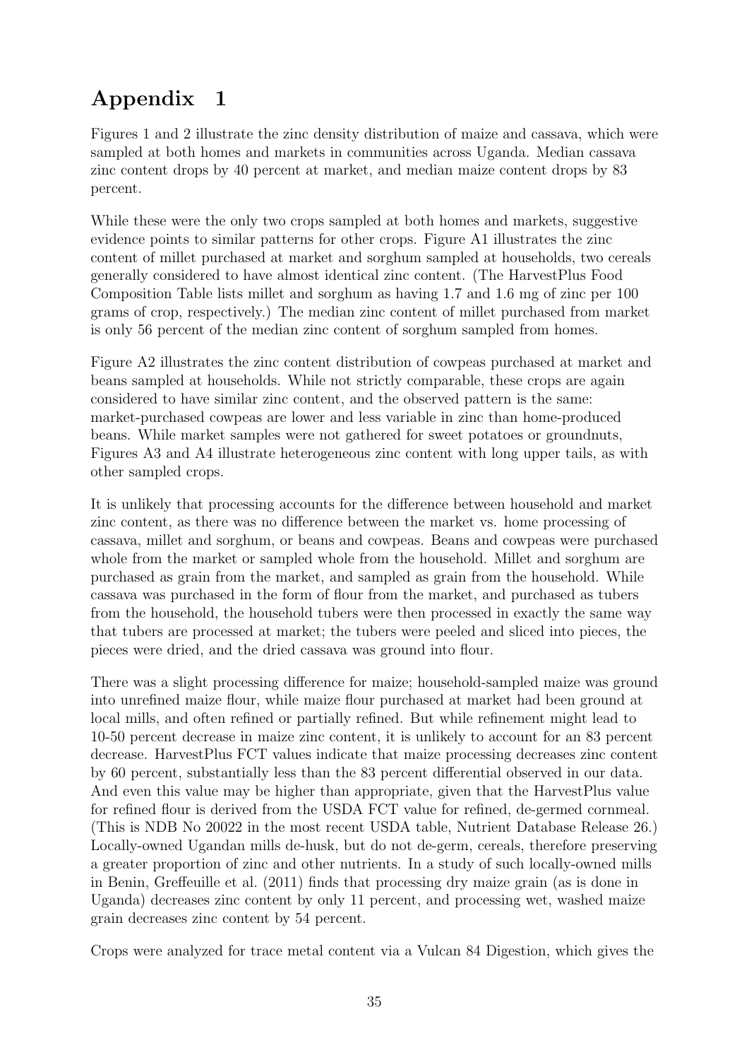# Appendix 1

Figures 1 and 2 illustrate the zinc density distribution of maize and cassava, which were sampled at both homes and markets in communities across Uganda. Median cassava zinc content drops by 40 percent at market, and median maize content drops by 83 percent.

While these were the only two crops sampled at both homes and markets, suggestive evidence points to similar patterns for other crops. Figure A1 illustrates the zinc content of millet purchased at market and sorghum sampled at households, two cereals generally considered to have almost identical zinc content. (The HarvestPlus Food Composition Table lists millet and sorghum as having 1.7 and 1.6 mg of zinc per 100 grams of crop, respectively.) The median zinc content of millet purchased from market is only 56 percent of the median zinc content of sorghum sampled from homes.

Figure A2 illustrates the zinc content distribution of cowpeas purchased at market and beans sampled at households. While not strictly comparable, these crops are again considered to have similar zinc content, and the observed pattern is the same: market-purchased cowpeas are lower and less variable in zinc than home-produced beans. While market samples were not gathered for sweet potatoes or groundnuts, Figures A3 and A4 illustrate heterogeneous zinc content with long upper tails, as with other sampled crops.

It is unlikely that processing accounts for the difference between household and market zinc content, as there was no difference between the market vs. home processing of cassava, millet and sorghum, or beans and cowpeas. Beans and cowpeas were purchased whole from the market or sampled whole from the household. Millet and sorghum are purchased as grain from the market, and sampled as grain from the household. While cassava was purchased in the form of flour from the market, and purchased as tubers from the household, the household tubers were then processed in exactly the same way that tubers are processed at market; the tubers were peeled and sliced into pieces, the pieces were dried, and the dried cassava was ground into flour.

There was a slight processing difference for maize; household-sampled maize was ground into unrefined maize flour, while maize flour purchased at market had been ground at local mills, and often refined or partially refined. But while refinement might lead to 10-50 percent decrease in maize zinc content, it is unlikely to account for an 83 percent decrease. HarvestPlus FCT values indicate that maize processing decreases zinc content by 60 percent, substantially less than the 83 percent differential observed in our data. And even this value may be higher than appropriate, given that the HarvestPlus value for refined flour is derived from the USDA FCT value for refined, de-germed cornmeal. (This is NDB No 20022 in the most recent USDA table, Nutrient Database Release 26.) Locally-owned Ugandan mills de-husk, but do not de-germ, cereals, therefore preserving a greater proportion of zinc and other nutrients. In a study of such locally-owned mills in Benin, Greffeuille et al. (2011) finds that processing dry maize grain (as is done in Uganda) decreases zinc content by only 11 percent, and processing wet, washed maize grain decreases zinc content by 54 percent.

Crops were analyzed for trace metal content via a Vulcan 84 Digestion, which gives the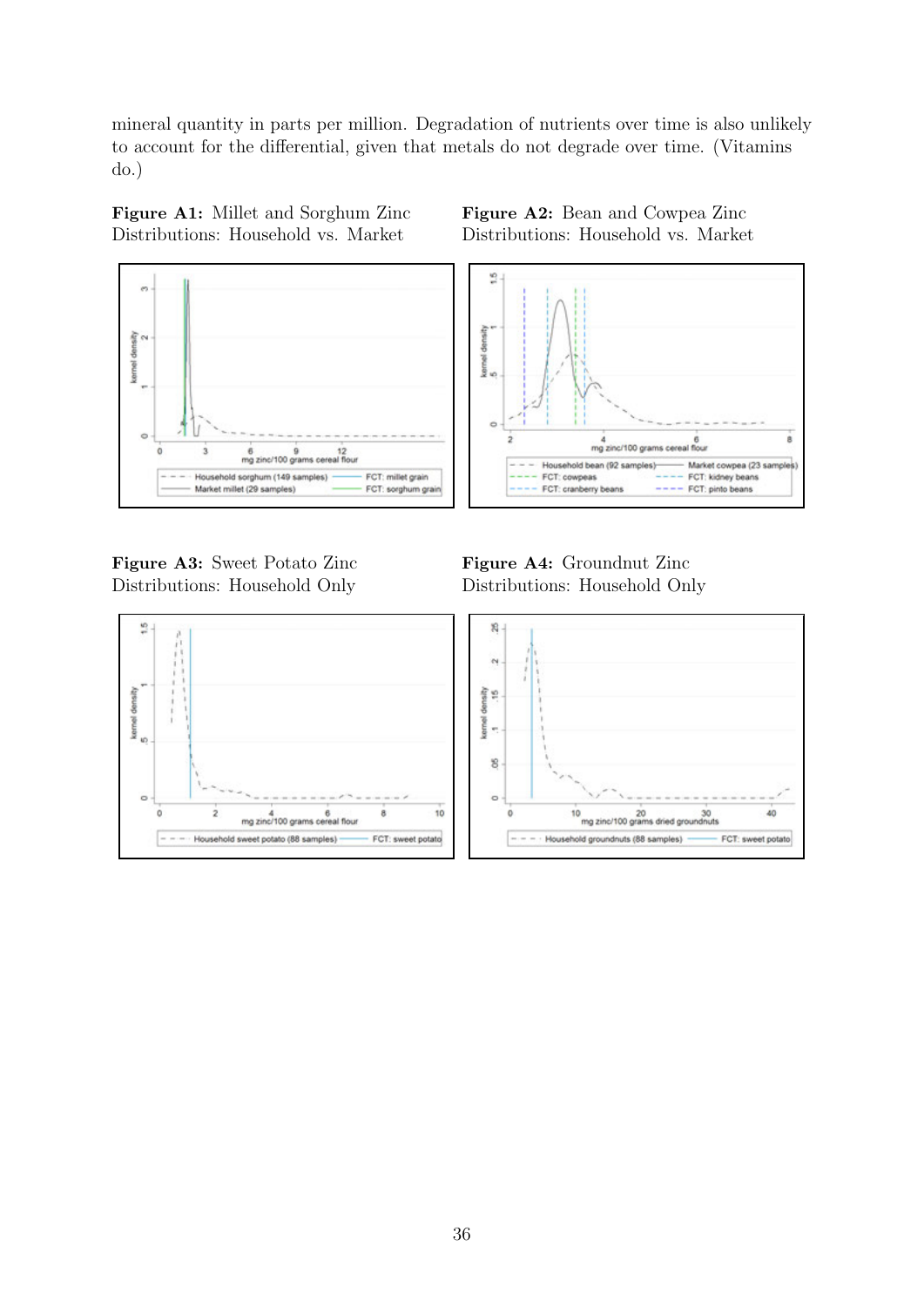mineral quantity in parts per million. Degradation of nutrients over time is also unlikely to account for the differential, given that metals do not degrade over time. (Vitamins do.)

**Figure A1:** Millet and Sorghum Zinc Distributions: Household vs. Market

**Figure A2:** Bean and Cowpea Zinc Distributions: Household vs. Market

**Figure A3:** Sweet Potato Zinc Distributions: Household Only

**Figure A4:** Groundnut Zinc Distributions: Household Only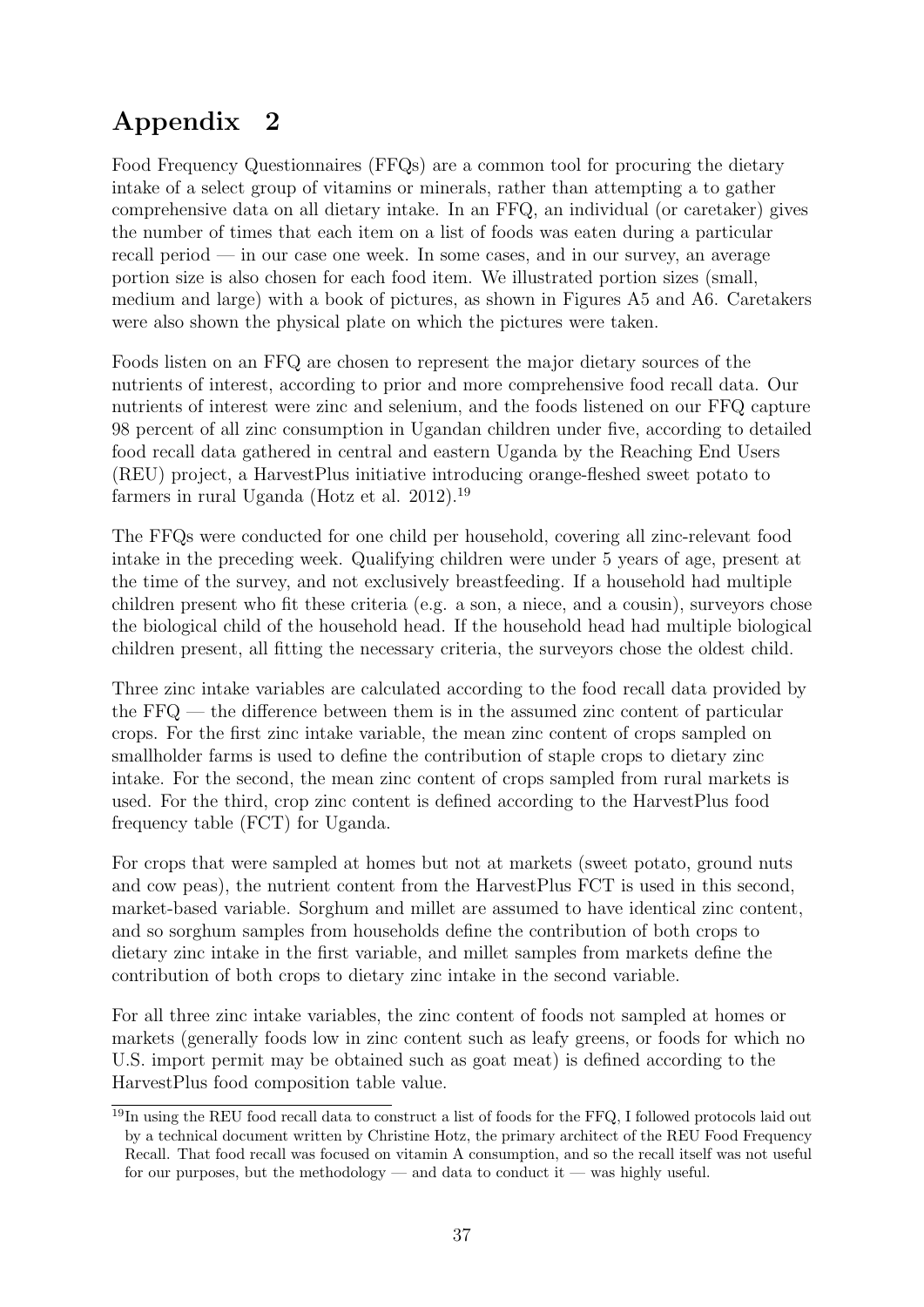# Appendix 2

Food Frequency Questionnaires (FFQs) are a common tool for procuring the dietary intake of a select group of vitamins or minerals, rather than attempting a to gather comprehensive data on all dietary intake. In an FFQ, an individual (or caretaker) gives the number of times that each item on a list of foods was eaten during a particular recall period — in our case one week. In some cases, and in our survey, an average portion size is also chosen for each food item. We illustrated portion sizes (small, medium and large) with a book of pictures, as shown in Figures A5 and A6. Caretakers were also shown the physical plate on which the pictures were taken.

Foods listen on an FFQ are chosen to represent the major dietary sources of the nutrients of interest, according to prior and more comprehensive food recall data. Our nutrients of interest were zinc and selenium, and the foods listened on our FFQ capture 98 percent of all zinc consumption in Ugandan children under five, according to detailed food recall data gathered in central and eastern Uganda by the Reaching End Users (REU) project, a HarvestPlus initiative introducing orange-fleshed sweet potato to farmers in rural Uganda (Hotz et al. 2012).[19]

The FFQs were conducted for one child per household, covering all zinc-relevant food intake in the preceding week. Qualifying children were under 5 years of age, present at the time of the survey, and not exclusively breastfeeding. If a household had multiple children present who fit these criteria (e.g. a son, a niece, and a cousin), surveyors chose the biological child of the household head. If the household head had multiple biological children present, all fitting the necessary criteria, the surveyors chose the oldest child.

Three zinc intake variables are calculated according to the food recall data provided by the FFQ — the difference between them is in the assumed zinc content of particular crops. For the first zinc intake variable, the mean zinc content of crops sampled on smallholder farms is used to define the contribution of staple crops to dietary zinc intake. For the second, the mean zinc content of crops sampled from rural markets is used. For the third, crop zinc content is defined according to the HarvestPlus food frequency table (FCT) for Uganda.

For crops that were sampled at homes but not at markets (sweet potato, ground nuts and cow peas), the nutrient content from the HarvestPlus FCT is used in this second, market-based variable. Sorghum and millet are assumed to have identical zinc content, and so sorghum samples from households define the contribution of both crops to dietary zinc intake in the first variable, and millet samples from markets define the contribution of both crops to dietary zinc intake in the second variable.

For all three zinc intake variables, the zinc content of foods not sampled at homes or markets (generally foods low in zinc content such as leafy greens, or foods for which no U.S. import permit may be obtained such as goat meat) is defined according to the HarvestPlus food composition table value.

[19] In using the REU food recall data to construct a list of foods for the FFQ, I followed protocols laid out by a technical document written by Christine Hotz, the primary architect of the REU Food Frequency Recall. That food recall was focused on vitamin A consumption, and so the recall itself was not useful for our purposes, but the methodology — and data to conduct it — was highly useful.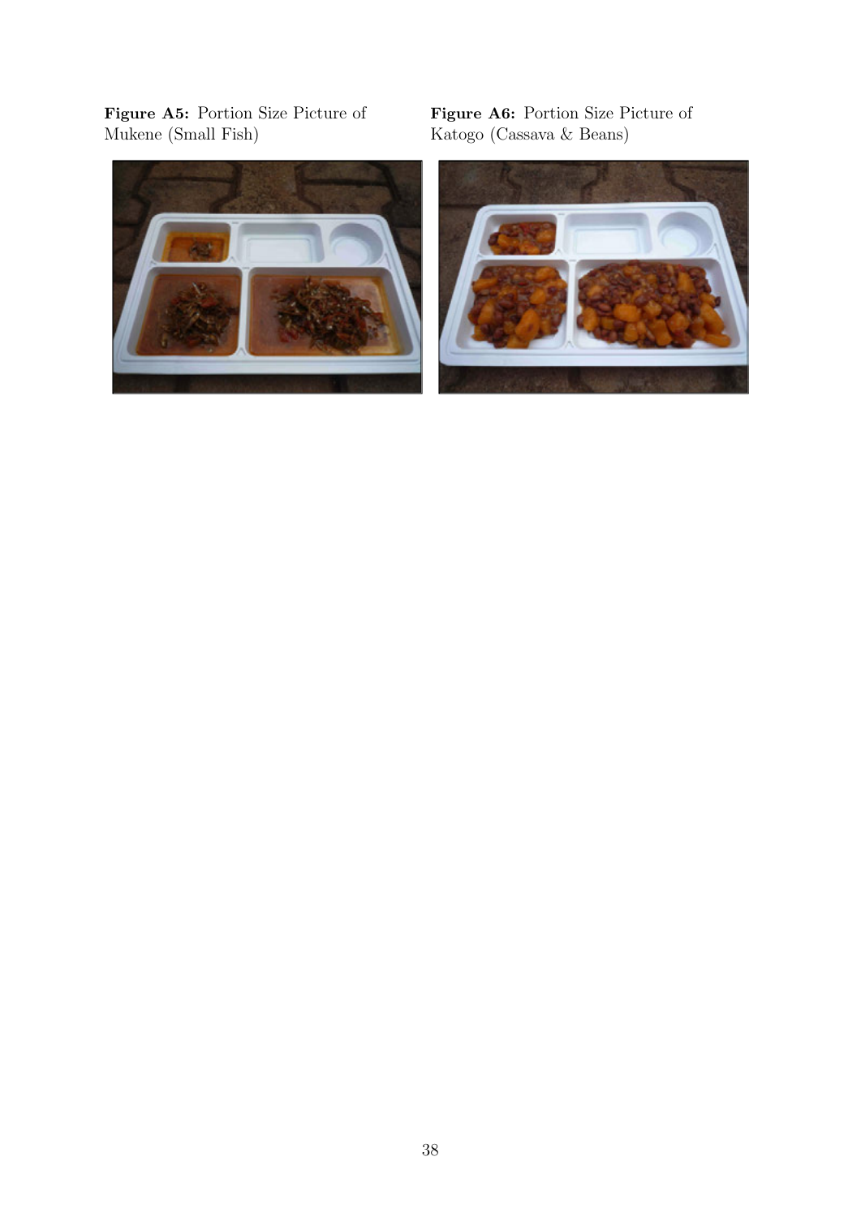**Figure A5:** Portion Size Picture of Mukene (Small Fish)

**Figure A6:** Portion Size Picture of Katogo (Cassava & Beans)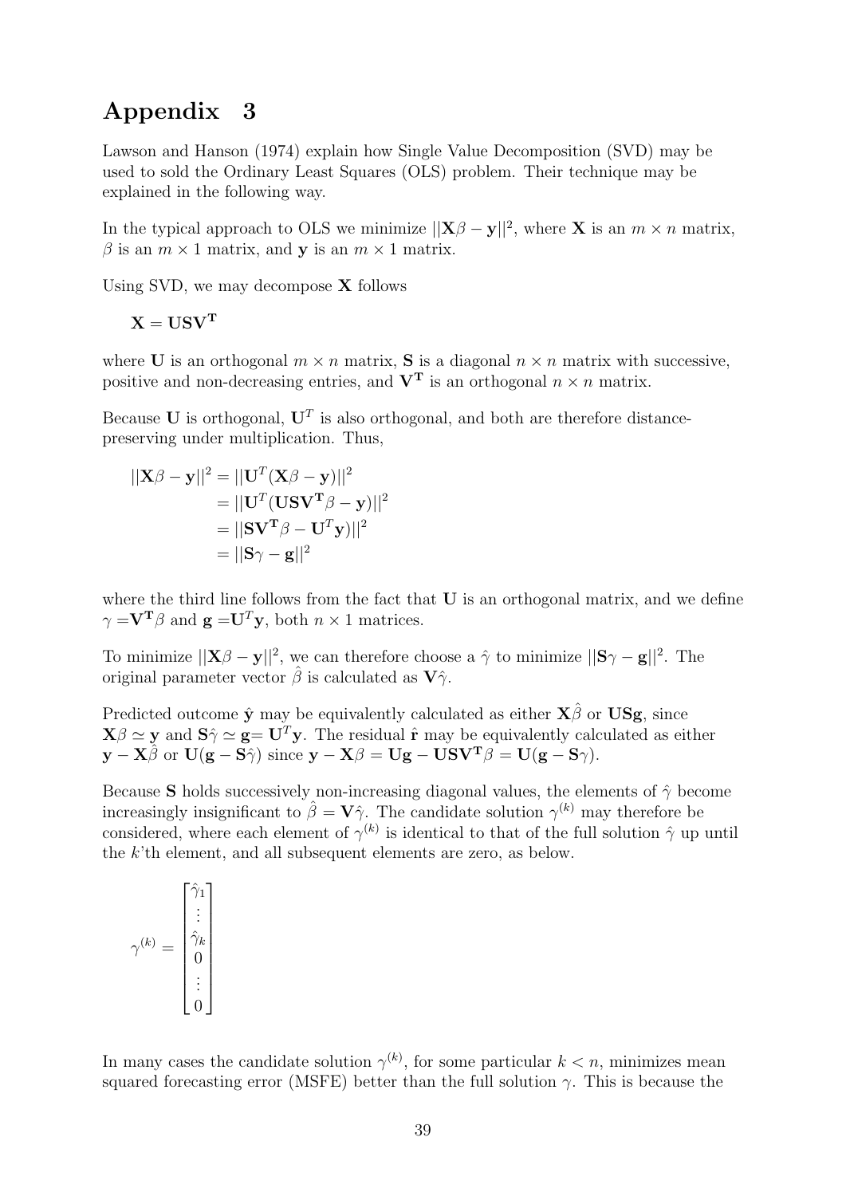# Appendix 3

Lawson and Hanson (1974) explain how Single Value Decomposition (SVD) may be used to sold the Ordinary Least Squares (OLS) problem. Their technique may be explained in the following way.

In the typical approach to OLS we minimize $||\mathbf{X}\beta - \mathbf{y}||^2$, where $\mathbf{X}$ is an $m \times n$ matrix, $\beta$ is an $m \times 1$ matrix, and $\mathbf{y}$ is an $m \times 1$ matrix.

Using SVD, we may decompose $\mathbf{X}$ follows

$$\mathbf{X} = \mathbf{USV^T}$$

where $\mathbf{U}$ is an orthogonal $m \times n$ matrix, $\mathbf{S}$ is a diagonal $n \times n$ matrix with successive, positive and non-decreasing entries, and $\mathbf{V^T}$ is an orthogonal $n \times n$ matrix.

Because $\mathbf{U}$ is orthogonal, $\mathbf{U}^T$ is also orthogonal, and both are therefore distance-preserving under multiplication. Thus,

$$\begin{aligned}
||\mathbf{X}\beta - \mathbf{y}||^2 &= ||\mathbf{U}^T(\mathbf{X}\beta - \mathbf{y})||^2 \\
&= ||\mathbf{U}^T(\mathbf{USV^T}\beta - \mathbf{y})||^2 \\
&= ||\mathbf{SV^T}\beta - \mathbf{U}^T\mathbf{y})||^2 \\
&= ||\mathbf{S}\gamma - \mathbf{g}||^2
\end{aligned}$$

where the third line follows from the fact that $\mathbf{U}$ is an orthogonal matrix, and we define $\gamma = \mathbf{V^T}\beta$ and $\mathbf{g} = \mathbf{U}^T\mathbf{y}$, both $n \times 1$ matrices.

To minimize $||\mathbf{X}\beta - \mathbf{y}||^2$, we can therefore choose a $\hat{\gamma}$ to minimize $||\mathbf{S}\gamma - \mathbf{g}||^2$. The original parameter vector $\hat{\beta}$ is calculated as $\mathbf{V}\hat{\gamma}$.

Predicted outcome $\hat{\mathbf{y}}$ may be equivalently calculated as either $\mathbf{X}\hat{\beta}$ or $\mathbf{USg}$, since $\mathbf{X}\beta \simeq \mathbf{y}$ and $\mathbf{S}\hat{\gamma} \simeq \mathbf{g} = \mathbf{U}^T\mathbf{y}$. The residual $\hat{\mathbf{r}}$ may be equivalently calculated as either $\mathbf{y} - \mathbf{X}\hat{\beta}$ or $\mathbf{U}(\mathbf{g} - \mathbf{S}\hat{\gamma})$ since $\mathbf{y} - \mathbf{X}\beta = \mathbf{Ug} - \mathbf{USV^T}\beta = \mathbf{U}(\mathbf{g} - \mathbf{S}\gamma)$.

Because $\mathbf{S}$ holds successively non-increasing diagonal values, the elements of $\hat{\gamma}$ become increasingly insignificant to $\hat{\beta} = \mathbf{V}\hat{\gamma}$. The candidate solution $\gamma^{(k)}$ may therefore be considered, where each element of $\gamma^{(k)}$ is identical to that of the full solution $\hat{\gamma}$ up until the $k$'th element, and all subsequent elements are zero, as below.

$$\gamma^{(k)} = \begin{bmatrix} \hat{\gamma}_1 \\ \vdots \\ \hat{\gamma}_k \\ 0 \\ \vdots \\ 0 \end{bmatrix}$$

In many cases the candidate solution $\gamma^{(k)}$, for some particular $k < n$, minimizes mean squared forecasting error (MSFE) better than the full solution $\gamma$. This is because the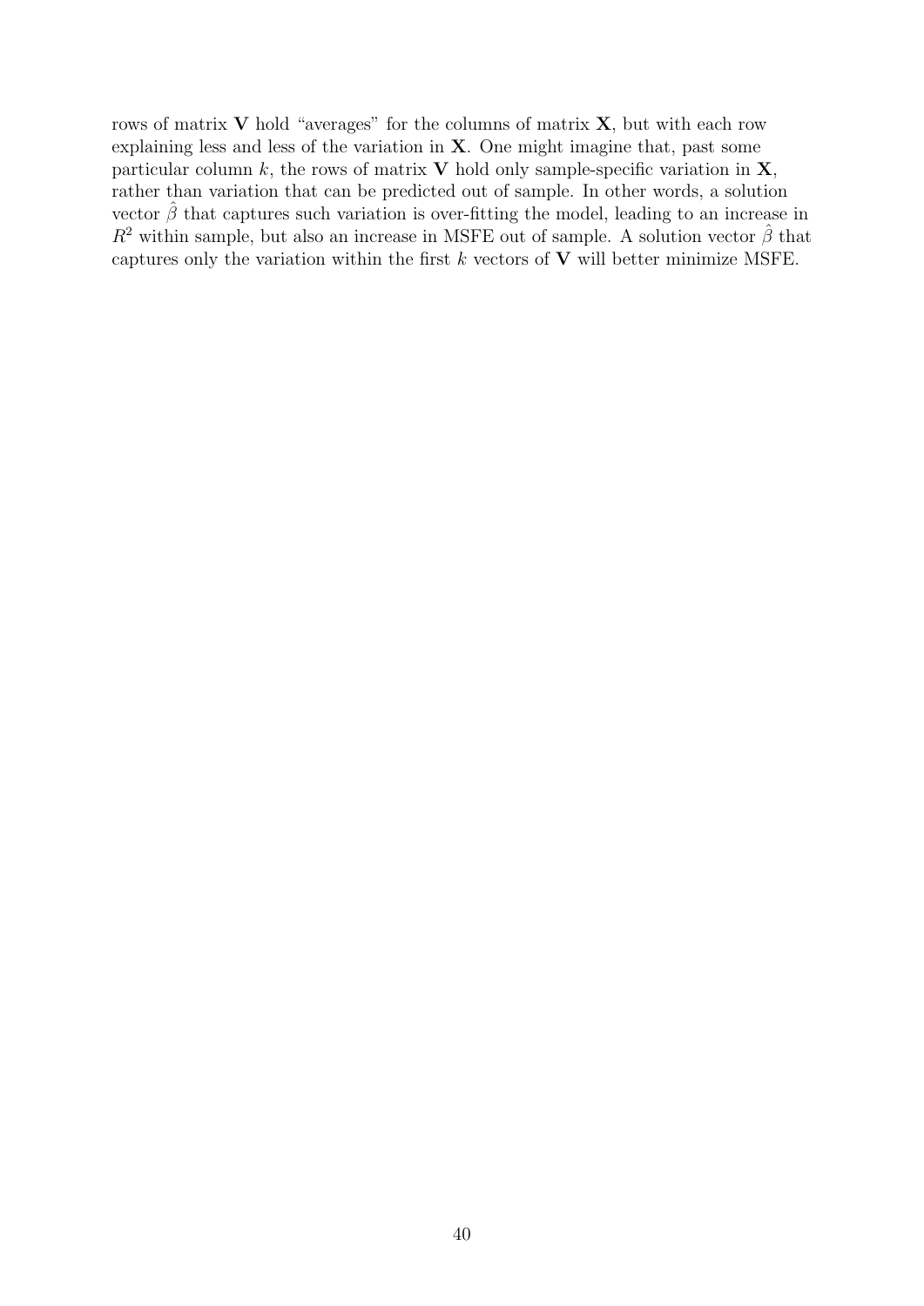rows of matrix $\mathbf{V}$ hold "averages" for the columns of matrix $\mathbf{X}$, but with each row explaining less and less of the variation in $\mathbf{X}$. One might imagine that, past some particular column $k$, the rows of matrix $\mathbf{V}$ hold only sample-specific variation in $\mathbf{X}$, rather than variation that can be predicted out of sample. In other words, a solution vector $\hat{\beta}$ that captures such variation is over-fitting the model, leading to an increase in $R^2$ within sample, but also an increase in MSFE out of sample. A solution vector $\hat{\beta}$ that captures only the variation within the first $k$ vectors of $\mathbf{V}$ will better minimize MSFE.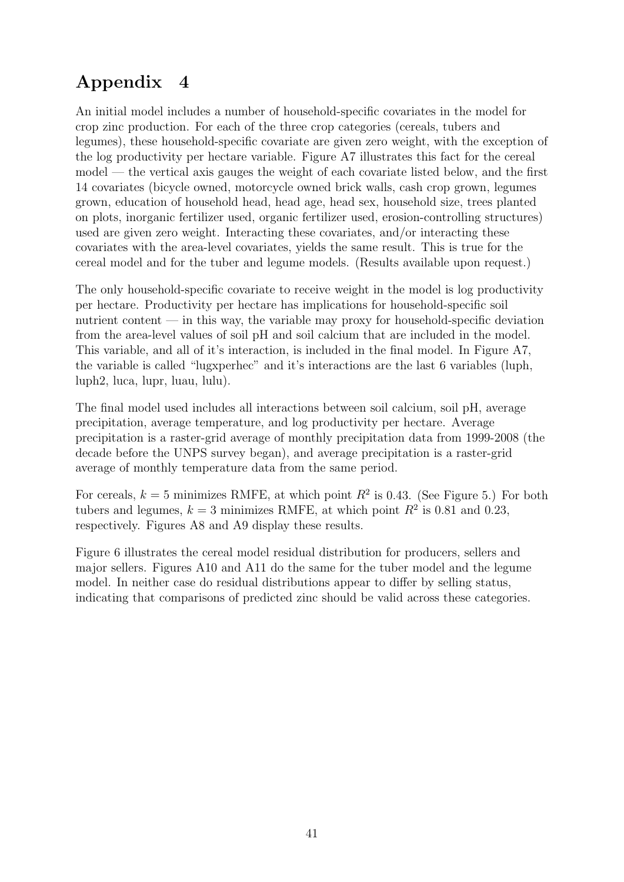# Appendix 4

An initial model includes a number of household-specific covariates in the model for crop zinc production. For each of the three crop categories (cereals, tubers and legumes), these household-specific covariate are given zero weight, with the exception of the log productivity per hectare variable. Figure A7 illustrates this fact for the cereal model — the vertical axis gauges the weight of each covariate listed below, and the first 14 covariates (bicycle owned, motorcycle owned brick walls, cash crop grown, legumes grown, education of household head, head age, head sex, household size, trees planted on plots, inorganic fertilizer used, organic fertilizer used, erosion-controlling structures) used are given zero weight. Interacting these covariates, and/or interacting these covariates with the area-level covariates, yields the same result. This is true for the cereal model and for the tuber and legume models. (Results available upon request.)

The only household-specific covariate to receive weight in the model is log productivity per hectare. Productivity per hectare has implications for household-specific soil nutrient content — in this way, the variable may proxy for household-specific deviation from the area-level values of soil pH and soil calcium that are included in the model. This variable, and all of it's interaction, is included in the final model. In Figure A7, the variable is called "lugxperhec" and it's interactions are the last 6 variables (luph, luph2, luca, lupr, luau, lulu).

The final model used includes all interactions between soil calcium, soil pH, average precipitation, average temperature, and log productivity per hectare. Average precipitation is a raster-grid average of monthly precipitation data from 1999-2008 (the decade before the UNPS survey began), and average precipitation is a raster-grid average of monthly temperature data from the same period.

For cereals, $k = 5$ minimizes RMFE, at which point $R^2$ is 0.43. (See Figure 5.) For both tubers and legumes, $k = 3$ minimizes RMFE, at which point $R^2$ is 0.81 and 0.23, respectively. Figures A8 and A9 display these results.

Figure 6 illustrates the cereal model residual distribution for producers, sellers and major sellers. Figures A10 and A11 do the same for the tuber model and the legume model. In neither case do residual distributions appear to differ by selling status, indicating that comparisons of predicted zinc should be valid across these categories.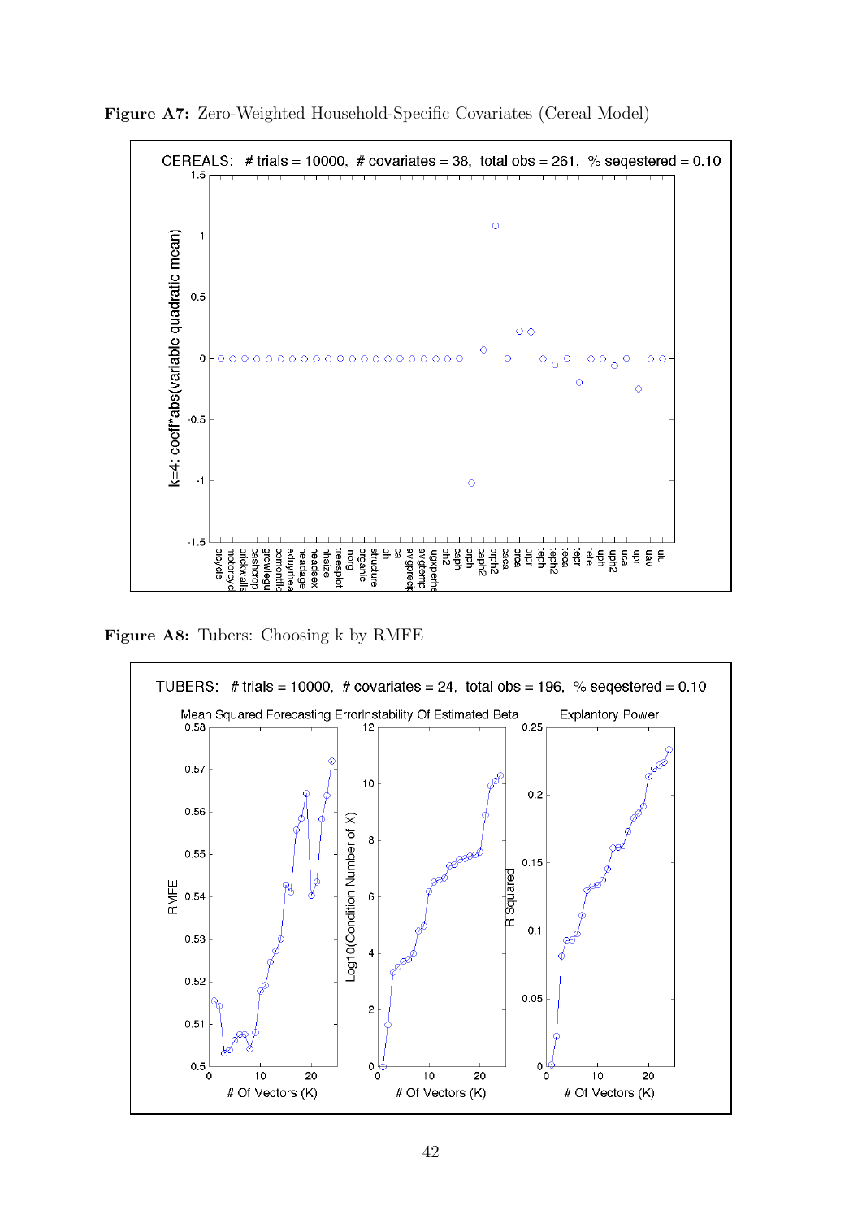**Figure A7:** Zero-Weighted Household-Specific Covariates (Cereal Model)

**Figure A8:** Tubers: Choosing k by RMFE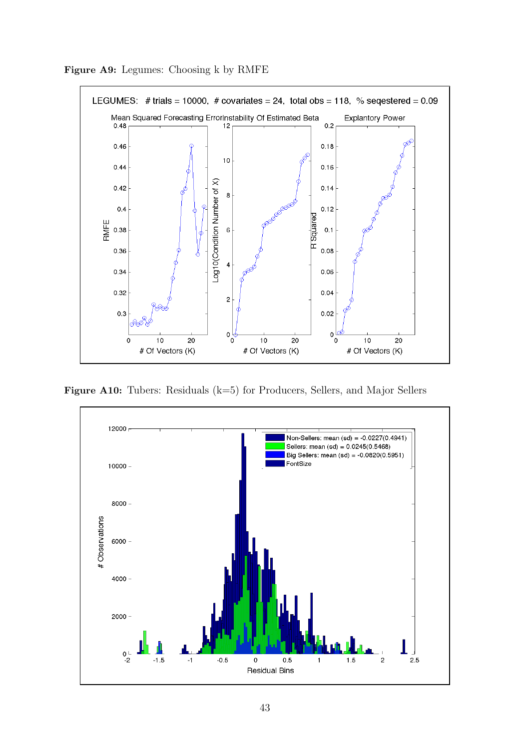**Figure A9:** Legumes: Choosing k by RMFE

**Figure A10:** Tubers: Residuals (k=5) for Producers, Sellers, and Major Sellers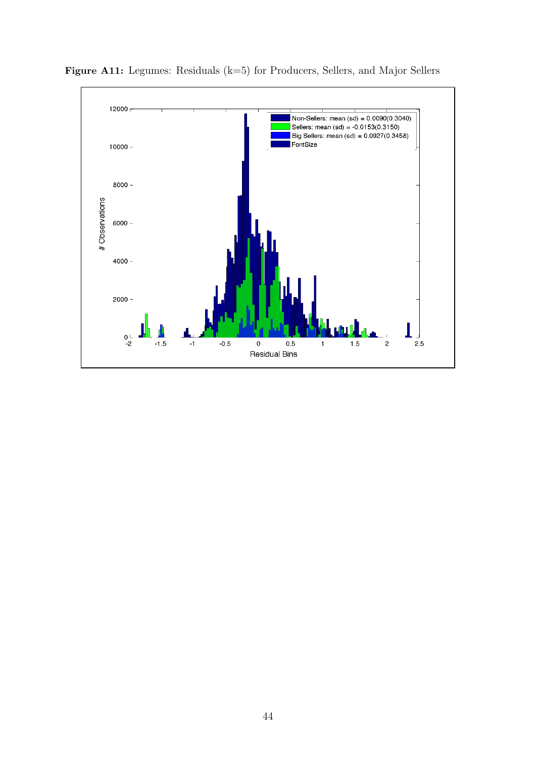**Figure A11:** Legumes: Residuals (k=5) for Producers, Sellers, and Major Sellers

Non-Sellers: mean (sd) = 0.0090(0.3040)
Sellers: mean (sd) = -0.0153(0.3150)
Big Sellers: mean (sd) = 0.0927(0.3458)
FontSize

# Observations

12000
10000
8000
6000
4000
2000
0

-2 -1.5 -1 -0.5 0 0.5 1 1.5 2 2.5

Residual Bins